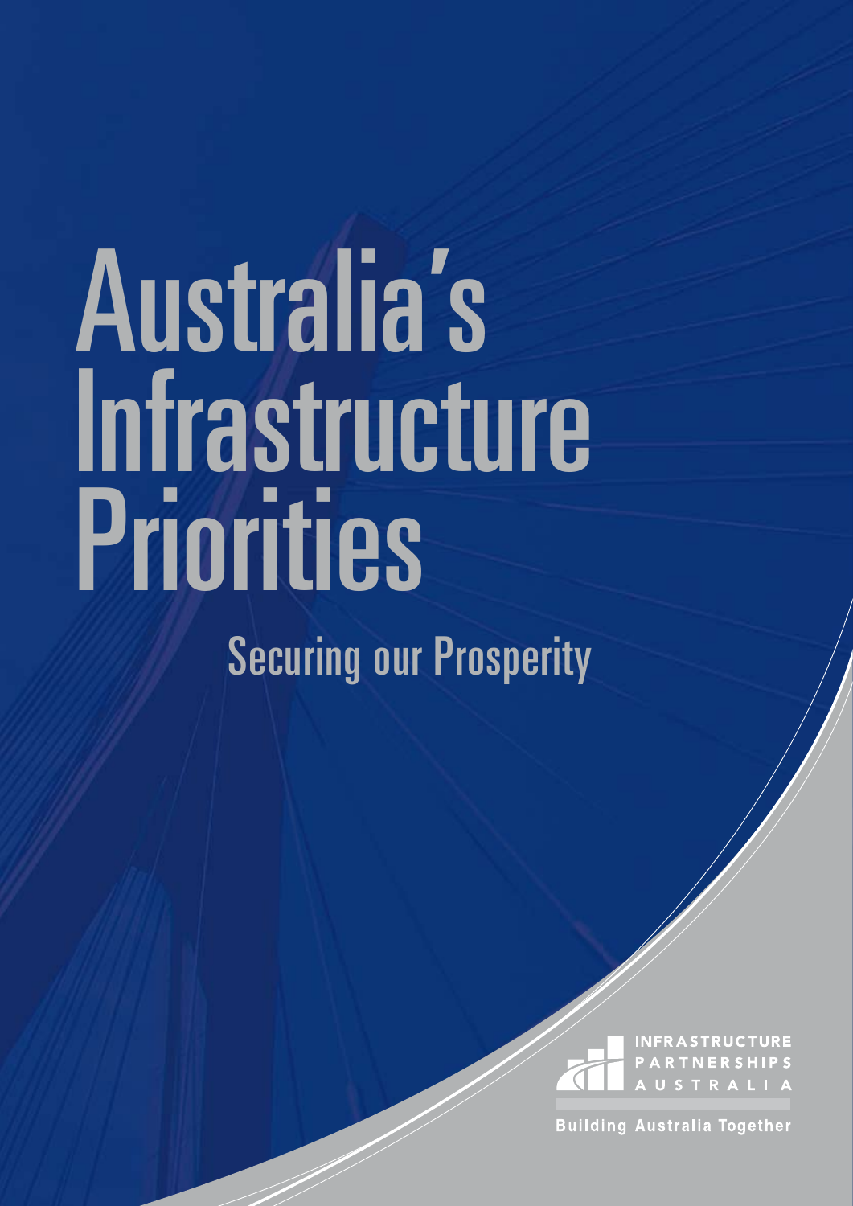# Australia's Infrastructure Priorities

## Securing our Prosperity

INFRASTRUCTURE PARTNERSHIPS AUSTRALIA

Building Australia Together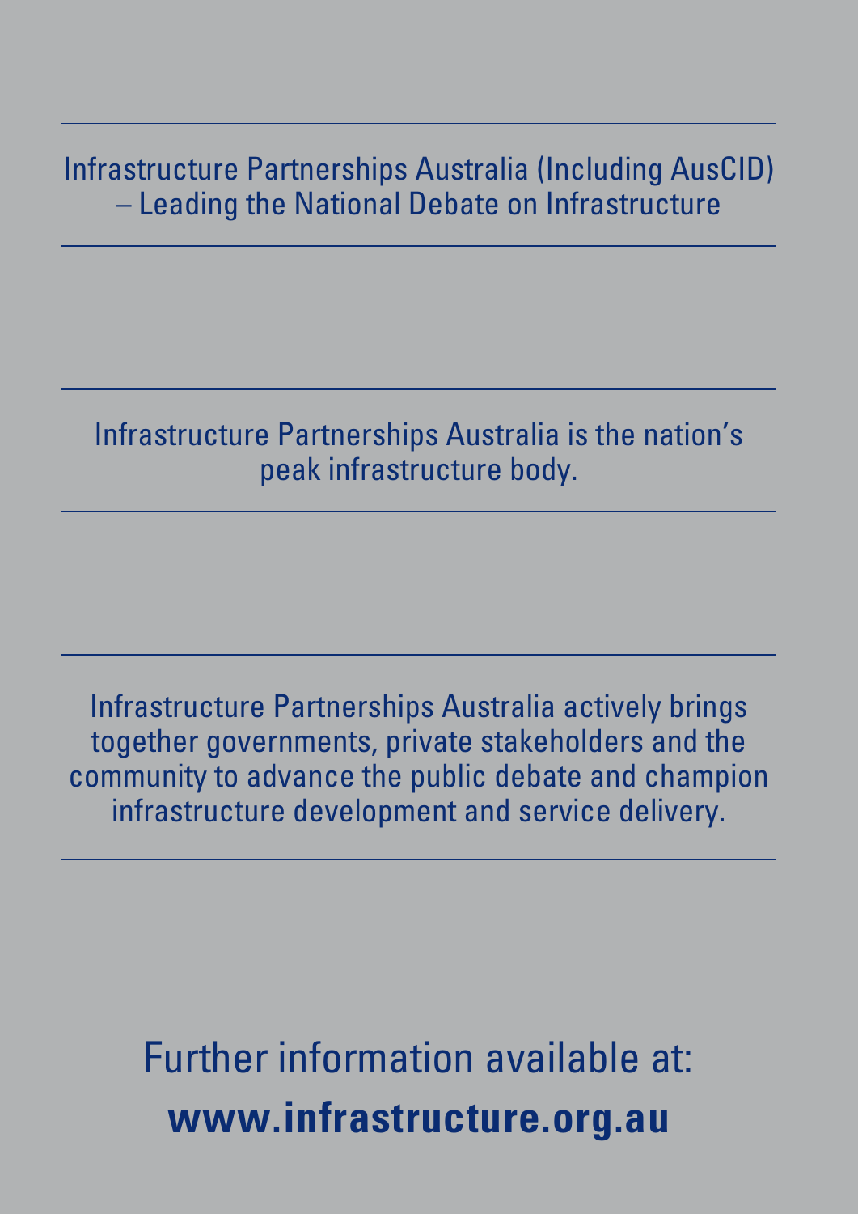Infrastructure Partnerships Australia (Including AusCID) – Leading the National Debate on Infrastructure

---

Infrastructure Partnerships Australia is the nation's peak infrastructure body.

---

Infrastructure Partnerships Australia actively brings together governments, private stakeholders and the community to advance the public debate and champion infrastructure development and service delivery.

---

Further information available at:

**www.infrastructure.org.au**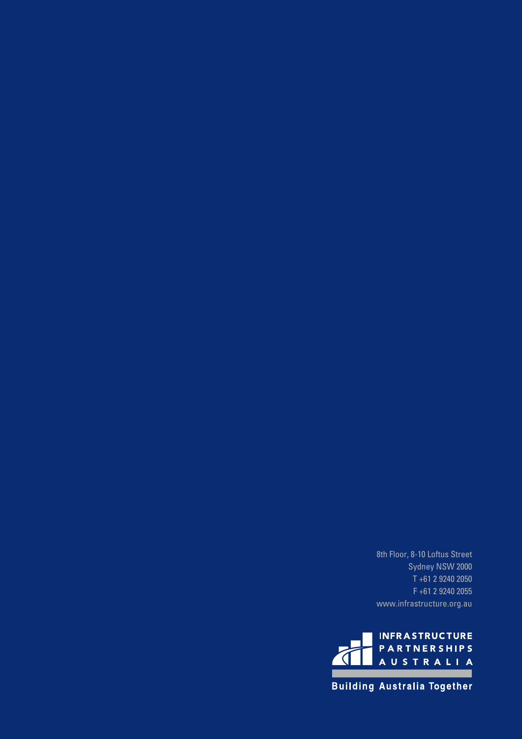8th Floor, 8-10 Loftus Street
Sydney NSW 2000
T +61 2 9240 2050
F +61 2 9240 2055
www.infrastructure.org.au

INFRASTRUCTURE
PARTNERSHIPS
AUSTRALIA

Building Australia Together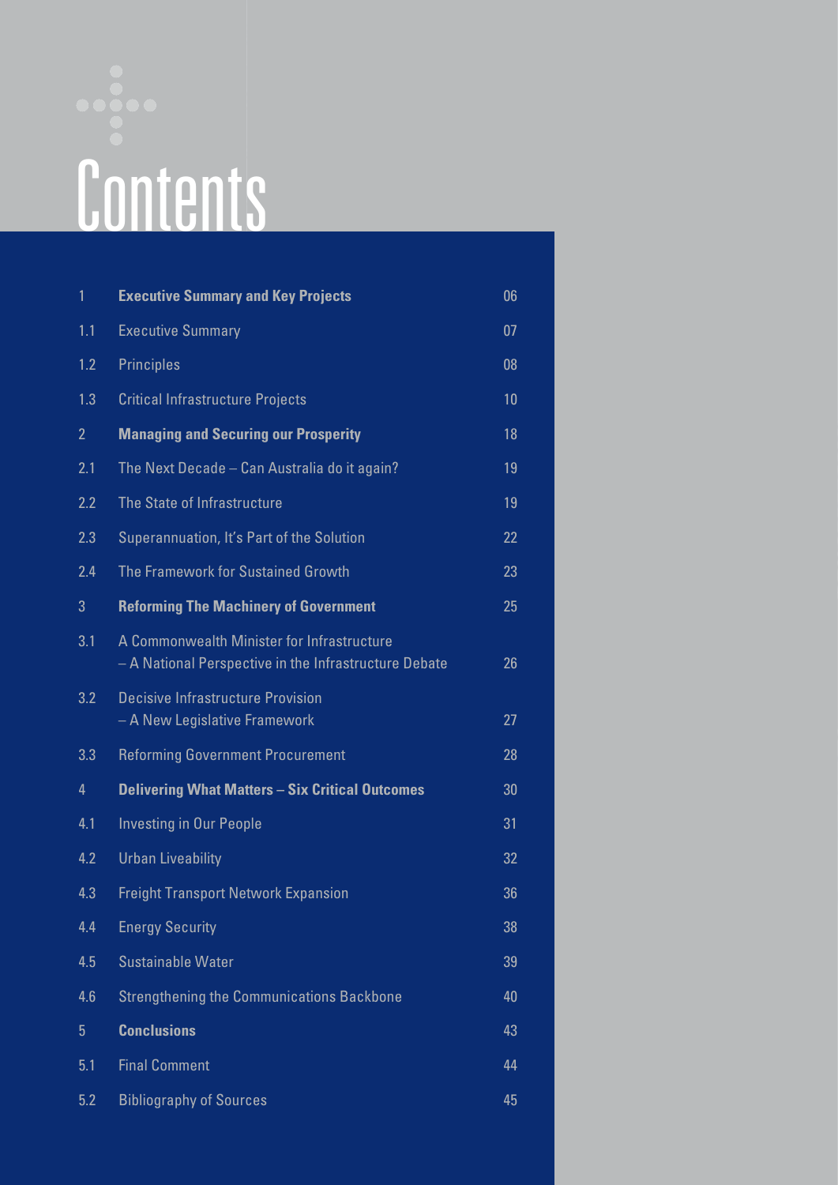# Contents

| | | |
|---|---|---|
| 1 | **Executive Summary and Key Projects** | 06 |
| 1.1 | Executive Summary | 07 |
| 1.2 | Principles | 08 |
| 1.3 | Critical Infrastructure Projects | 10 |
| 2 | **Managing and Securing our Prosperity** | 18 |
| 2.1 | The Next Decade – Can Australia do it again? | 19 |
| 2.2 | The State of Infrastructure | 19 |
| 2.3 | Superannuation, It's Part of the Solution | 22 |
| 2.4 | The Framework for Sustained Growth | 23 |
| 3 | **Reforming The Machinery of Government** | 25 |
| 3.1 | A Commonwealth Minister for Infrastructure – A National Perspective in the Infrastructure Debate | 26 |
| 3.2 | Decisive Infrastructure Provision – A New Legislative Framework | 27 |
| 3.3 | Reforming Government Procurement | 28 |
| 4 | **Delivering What Matters – Six Critical Outcomes** | 30 |
| 4.1 | Investing in Our People | 31 |
| 4.2 | Urban Liveability | 32 |
| 4.3 | Freight Transport Network Expansion | 36 |
| 4.4 | Energy Security | 38 |
| 4.5 | Sustainable Water | 39 |
| 4.6 | Strengthening the Communications Backbone | 40 |
| 5 | **Conclusions** | 43 |
| 5.1 | Final Comment | 44 |
| 5.2 | Bibliography of Sources | 45 |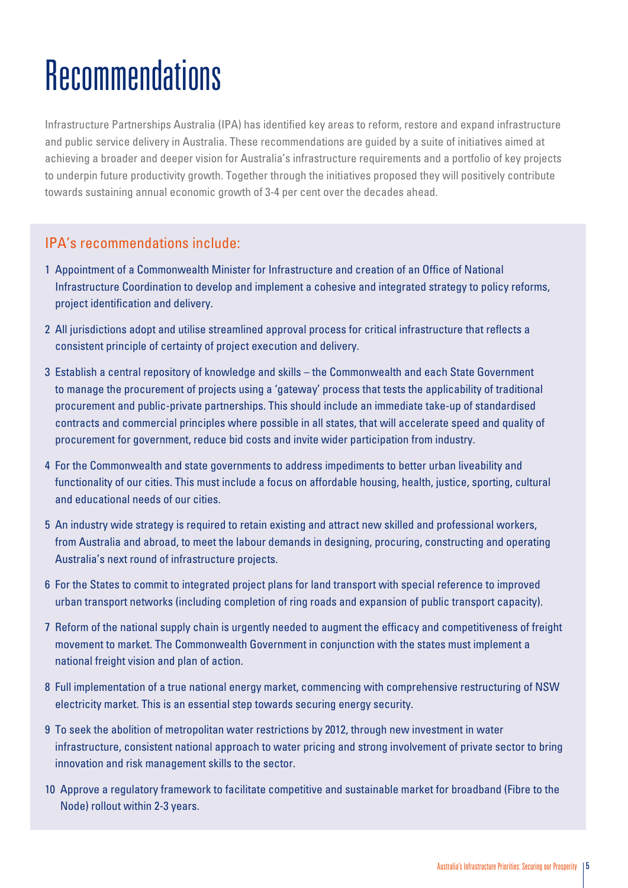# Recommendations

Infrastructure Partnerships Australia (IPA) has identified key areas to reform, restore and expand infrastructure and public service delivery in Australia. These recommendations are guided by a suite of initiatives aimed at achieving a broader and deeper vision for Australia's infrastructure requirements and a portfolio of key projects to underpin future productivity growth. Together through the initiatives proposed they will positively contribute towards sustaining annual economic growth of 3-4 per cent over the decades ahead.

## IPA's recommendations include:

1. Appointment of a Commonwealth Minister for Infrastructure and creation of an Office of National Infrastructure Coordination to develop and implement a cohesive and integrated strategy to policy reforms, project identification and delivery.
2. All jurisdictions adopt and utilise streamlined approval process for critical infrastructure that reflects a consistent principle of certainty of project execution and delivery.
3. Establish a central repository of knowledge and skills – the Commonwealth and each State Government to manage the procurement of projects using a 'gateway' process that tests the applicability of traditional procurement and public-private partnerships. This should include an immediate take-up of standardised contracts and commercial principles where possible in all states, that will accelerate speed and quality of procurement for government, reduce bid costs and invite wider participation from industry.
4. For the Commonwealth and state governments to address impediments to better urban liveability and functionality of our cities. This must include a focus on affordable housing, health, justice, sporting, cultural and educational needs of our cities.
5. An industry wide strategy is required to retain existing and attract new skilled and professional workers, from Australia and abroad, to meet the labour demands in designing, procuring, constructing and operating Australia's next round of infrastructure projects.
6. For the States to commit to integrated project plans for land transport with special reference to improved urban transport networks (including completion of ring roads and expansion of public transport capacity).
7. Reform of the national supply chain is urgently needed to augment the efficacy and competitiveness of freight movement to market. The Commonwealth Government in conjunction with the states must implement a national freight vision and plan of action.
8. Full implementation of a true national energy market, commencing with comprehensive restructuring of NSW electricity market. This is an essential step towards securing energy security.
9. To seek the abolition of metropolitan water restrictions by 2012, through new investment in water infrastructure, consistent national approach to water pricing and strong involvement of private sector to bring innovation and risk management skills to the sector.
10. Approve a regulatory framework to facilitate competitive and sustainable market for broadband (Fibre to the Node) rollout within 2-3 years.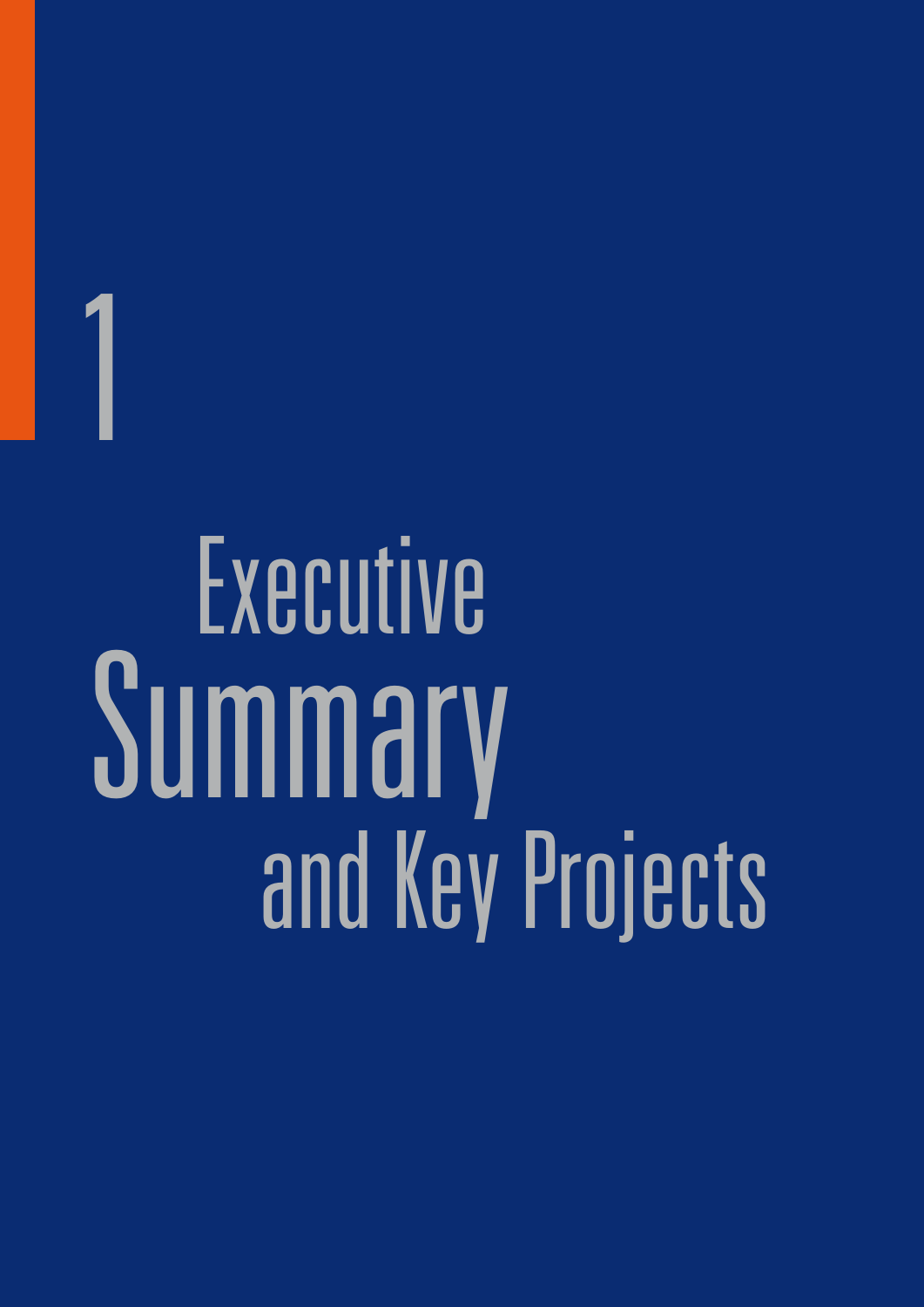# 1

# Executive Summary and Key Projects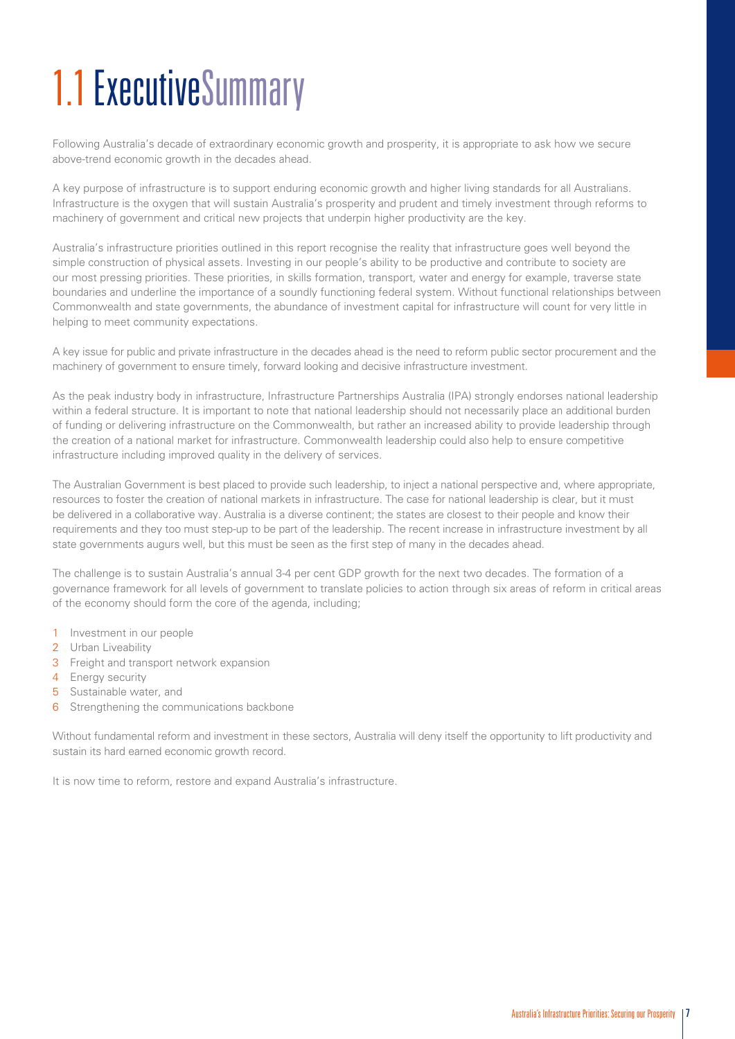# 1.1 Executive Summary

Following Australia's decade of extraordinary economic growth and prosperity, it is appropriate to ask how we secure above-trend economic growth in the decades ahead.

A key purpose of infrastructure is to support enduring economic growth and higher living standards for all Australians. Infrastructure is the oxygen that will sustain Australia's prosperity and prudent and timely investment through reforms to machinery of government and critical new projects that underpin higher productivity are the key.

Australia's infrastructure priorities outlined in this report recognise the reality that infrastructure goes well beyond the simple construction of physical assets. Investing in our people's ability to be productive and contribute to society are our most pressing priorities. These priorities, in skills formation, transport, water and energy for example, traverse state boundaries and underline the importance of a soundly functioning federal system. Without functional relationships between Commonwealth and state governments, the abundance of investment capital for infrastructure will count for very little in helping to meet community expectations.

A key issue for public and private infrastructure in the decades ahead is the need to reform public sector procurement and the machinery of government to ensure timely, forward looking and decisive infrastructure investment.

As the peak industry body in infrastructure, Infrastructure Partnerships Australia (IPA) strongly endorses national leadership within a federal structure. It is important to note that national leadership should not necessarily place an additional burden of funding or delivering infrastructure on the Commonwealth, but rather an increased ability to provide leadership through the creation of a national market for infrastructure. Commonwealth leadership could also help to ensure competitive infrastructure including improved quality in the delivery of services.

The Australian Government is best placed to provide such leadership, to inject a national perspective and, where appropriate, resources to foster the creation of national markets in infrastructure. The case for national leadership is clear, but it must be delivered in a collaborative way. Australia is a diverse continent; the states are closest to their people and know their requirements and they too must step-up to be part of the leadership. The recent increase in infrastructure investment by all state governments augurs well, but this must be seen as the first step of many in the decades ahead.

The challenge is to sustain Australia's annual 3-4 per cent GDP growth for the next two decades. The formation of a governance framework for all levels of government to translate policies to action through six areas of reform in critical areas of the economy should form the core of the agenda, including;

1. Investment in our people
2. Urban Liveability
3. Freight and transport network expansion
4. Energy security
5. Sustainable water, and
6. Strengthening the communications backbone

Without fundamental reform and investment in these sectors, Australia will deny itself the opportunity to lift productivity and sustain its hard earned economic growth record.

It is now time to reform, restore and expand Australia's infrastructure.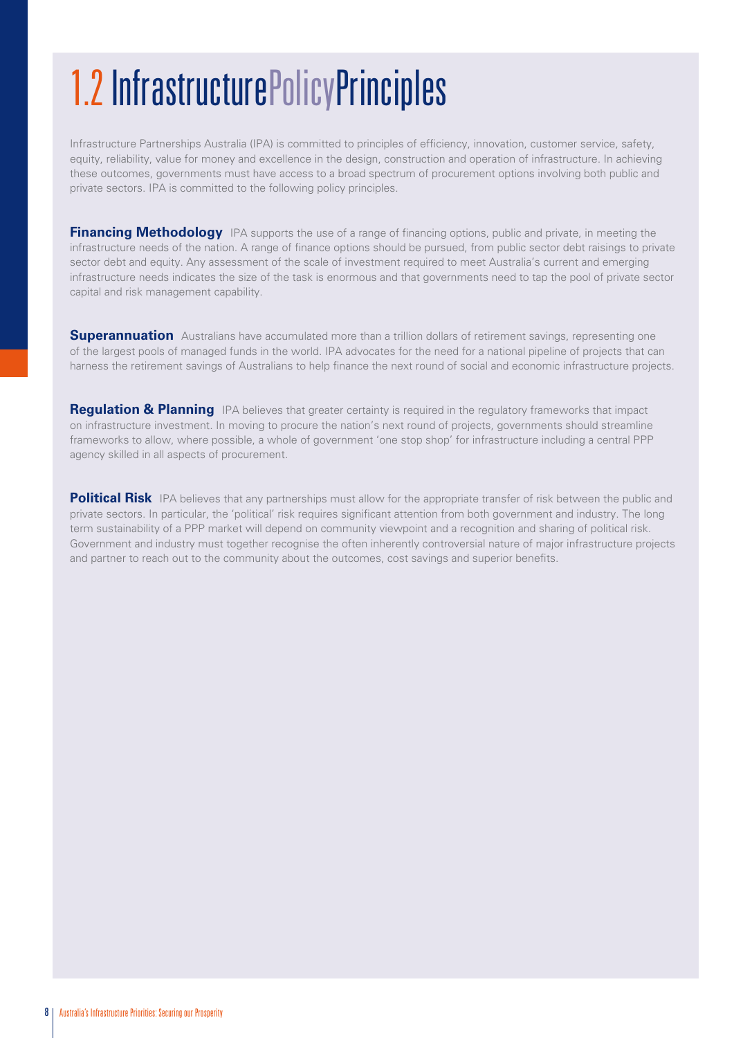# 1.2 Infrastructure Policy Principles

Infrastructure Partnerships Australia (IPA) is committed to principles of efficiency, innovation, customer service, safety, equity, reliability, value for money and excellence in the design, construction and operation of infrastructure. In achieving these outcomes, governments must have access to a broad spectrum of procurement options involving both public and private sectors. IPA is committed to the following policy principles.

**Financing Methodology** IPA supports the use of a range of financing options, public and private, in meeting the infrastructure needs of the nation. A range of finance options should be pursued, from public sector debt raisings to private sector debt and equity. Any assessment of the scale of investment required to meet Australia's current and emerging infrastructure needs indicates the size of the task is enormous and that governments need to tap the pool of private sector capital and risk management capability.

**Superannuation** Australians have accumulated more than a trillion dollars of retirement savings, representing one of the largest pools of managed funds in the world. IPA advocates for the need for a national pipeline of projects that can harness the retirement savings of Australians to help finance the next round of social and economic infrastructure projects.

**Regulation & Planning** IPA believes that greater certainty is required in the regulatory frameworks that impact on infrastructure investment. In moving to procure the nation's next round of projects, governments should streamline frameworks to allow, where possible, a whole of government 'one stop shop' for infrastructure including a central PPP agency skilled in all aspects of procurement.

**Political Risk** IPA believes that any partnerships must allow for the appropriate transfer of risk between the public and private sectors. In particular, the 'political' risk requires significant attention from both government and industry. The long term sustainability of a PPP market will depend on community viewpoint and a recognition and sharing of political risk. Government and industry must together recognise the often inherently controversial nature of major infrastructure projects and partner to reach out to the community about the outcomes, cost savings and superior benefits.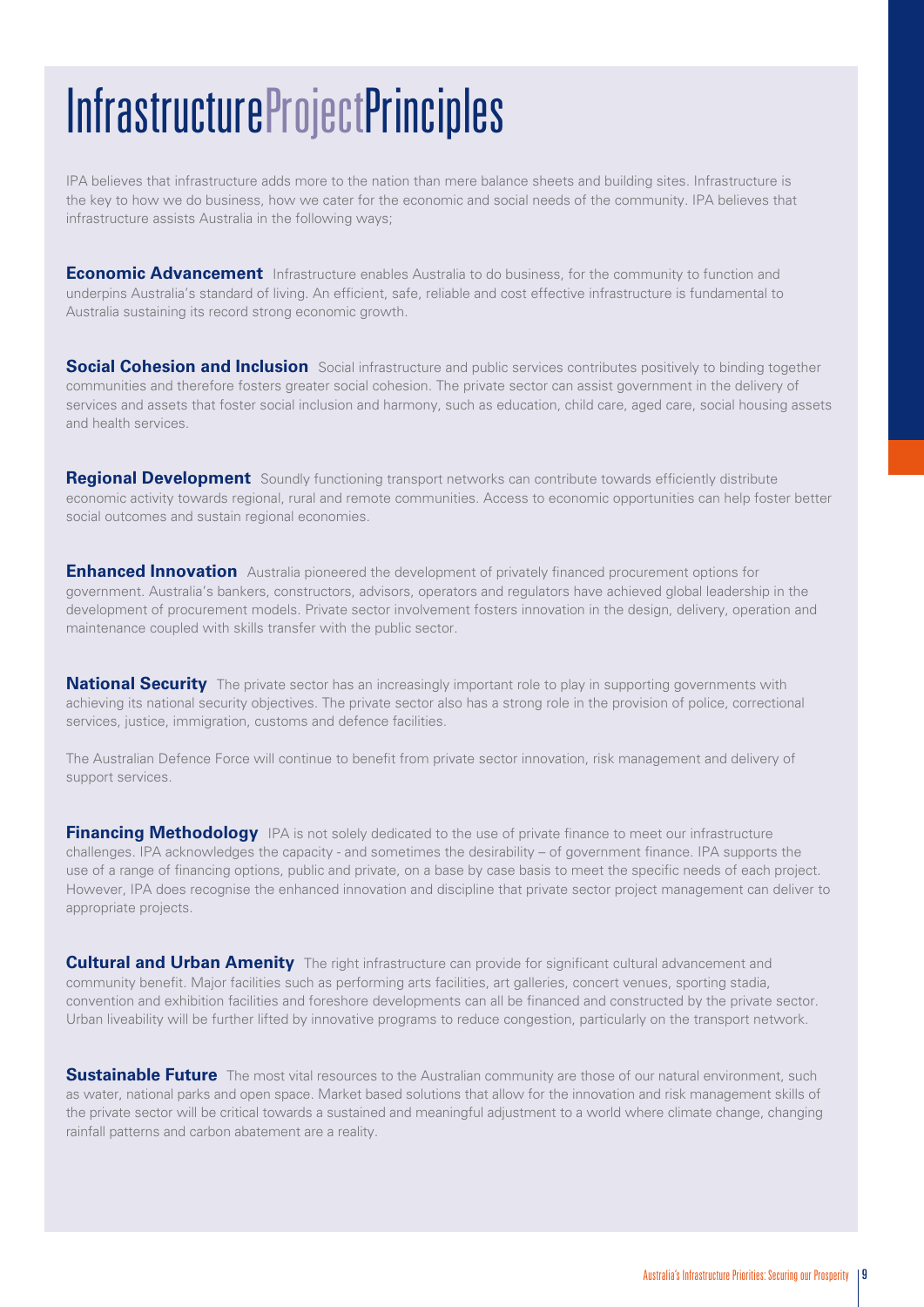# InfrastructureProjectPrinciples

IPA believes that infrastructure adds more to the nation than mere balance sheets and building sites. Infrastructure is the key to how we do business, how we cater for the economic and social needs of the community. IPA believes that infrastructure assists Australia in the following ways;

**Economic Advancement** Infrastructure enables Australia to do business, for the community to function and underpins Australia's standard of living. An efficient, safe, reliable and cost effective infrastructure is fundamental to Australia sustaining its record strong economic growth.

**Social Cohesion and Inclusion** Social infrastructure and public services contributes positively to binding together communities and therefore fosters greater social cohesion. The private sector can assist government in the delivery of services and assets that foster social inclusion and harmony, such as education, child care, aged care, social housing assets and health services.

**Regional Development** Soundly functioning transport networks can contribute towards efficiently distribute economic activity towards regional, rural and remote communities. Access to economic opportunities can help foster better social outcomes and sustain regional economies.

**Enhanced Innovation** Australia pioneered the development of privately financed procurement options for government. Australia's bankers, constructors, advisors, operators and regulators have achieved global leadership in the development of procurement models. Private sector involvement fosters innovation in the design, delivery, operation and maintenance coupled with skills transfer with the public sector.

**National Security** The private sector has an increasingly important role to play in supporting governments with achieving its national security objectives. The private sector also has a strong role in the provision of police, correctional services, justice, immigration, customs and defence facilities.

The Australian Defence Force will continue to benefit from private sector innovation, risk management and delivery of support services.

**Financing Methodology** IPA is not solely dedicated to the use of private finance to meet our infrastructure challenges. IPA acknowledges the capacity - and sometimes the desirability – of government finance. IPA supports the use of a range of financing options, public and private, on a base by case basis to meet the specific needs of each project. However, IPA does recognise the enhanced innovation and discipline that private sector project management can deliver to appropriate projects.

**Cultural and Urban Amenity** The right infrastructure can provide for significant cultural advancement and community benefit. Major facilities such as performing arts facilities, art galleries, concert venues, sporting stadia, convention and exhibition facilities and foreshore developments can all be financed and constructed by the private sector. Urban liveability will be further lifted by innovative programs to reduce congestion, particularly on the transport network.

**Sustainable Future** The most vital resources to the Australian community are those of our natural environment, such as water, national parks and open space. Market based solutions that allow for the innovation and risk management skills of the private sector will be critical towards a sustained and meaningful adjustment to a world where climate change, changing rainfall patterns and carbon abatement are a reality.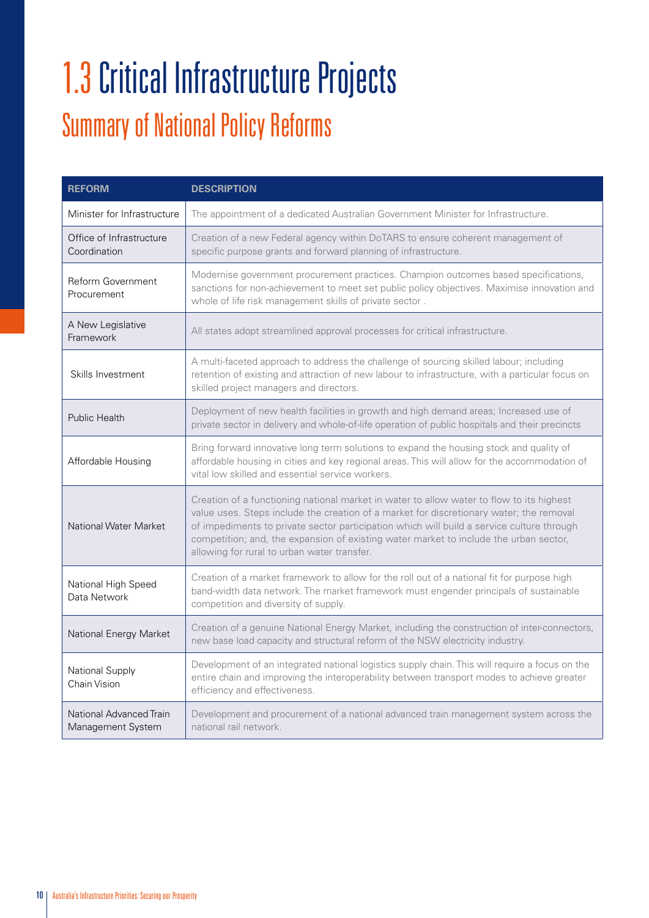# 1.3 Critical Infrastructure Projects

## Summary of National Policy Reforms

| REFORM | DESCRIPTION |
|---|---|
| Minister for Infrastructure | The appointment of a dedicated Australian Government Minister for Infrastructure. |
| Office of Infrastructure Coordination | Creation of a new Federal agency within DoTARS to ensure coherent management of specific purpose grants and forward planning of infrastructure. |
| Reform Government Procurement | Modernise government procurement practices. Champion outcomes based specifications, sanctions for non-achievement to meet set public policy objectives. Maximise innovation and whole of life risk management skills of private sector . |
| A New Legislative Framework | All states adopt streamlined approval processes for critical infrastructure. |
| Skills Investment | A multi-faceted approach to address the challenge of sourcing skilled labour; including retention of existing and attraction of new labour to infrastructure, with a particular focus on skilled project managers and directors. |
| Public Health | Deployment of new health facilities in growth and high demand areas; Increased use of private sector in delivery and whole-of-life operation of public hospitals and their precincts |
| Affordable Housing | Bring forward innovative long term solutions to expand the housing stock and quality of affordable housing in cities and key regional areas. This will allow for the accommodation of vital low skilled and essential service workers. |
| National Water Market | Creation of a functioning national market in water to allow water to flow to its highest value uses. Steps include the creation of a market for discretionary water; the removal of impediments to private sector participation which will build a service culture through competition; and, the expansion of existing water market to include the urban sector, allowing for rural to urban water transfer. |
| National High Speed Data Network | Creation of a market framework to allow for the roll out of a national fit for purpose high band-width data network. The market framework must engender principals of sustainable competition and diversity of supply. |
| National Energy Market | Creation of a genuine National Energy Market, including the construction of inter-connectors, new base load capacity and structural reform of the NSW electricity industry. |
| National Supply Chain Vision | Development of an integrated national logistics supply chain. This will require a focus on the entire chain and improving the interoperability between transport modes to achieve greater efficiency and effectiveness. |
| National Advanced Train Management System | Development and procurement of a national advanced train management system across the national rail network. |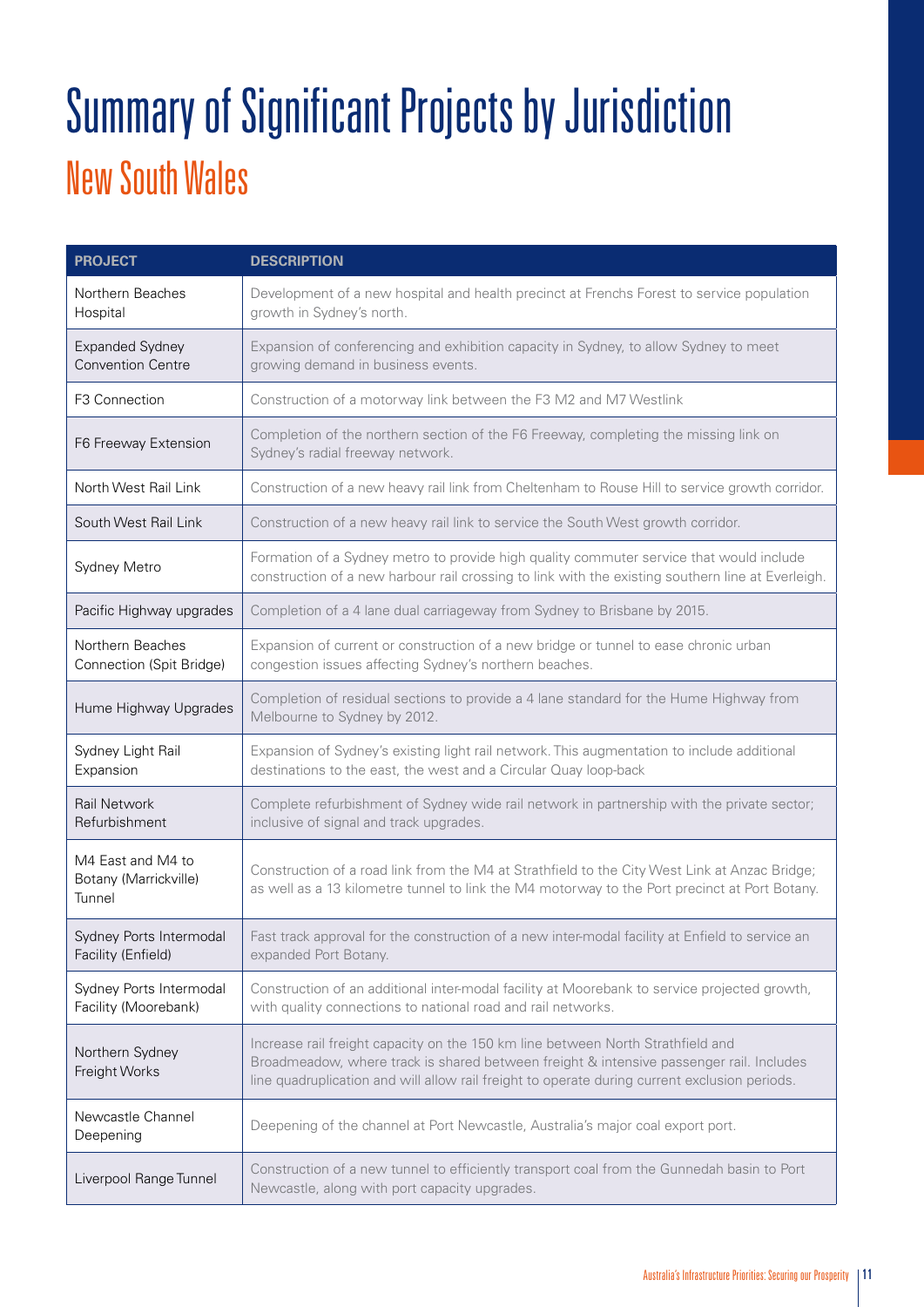# Summary of Significant Projects by Jurisdiction

## New South Wales

| PROJECT | DESCRIPTION |
|---|---|
| Northern Beaches Hospital | Development of a new hospital and health precinct at Frenchs Forest to service population growth in Sydney's north. |
| Expanded Sydney Convention Centre | Expansion of conferencing and exhibition capacity in Sydney, to allow Sydney to meet growing demand in business events. |
| F3 Connection | Construction of a motorway link between the F3 M2 and M7 Westlink |
| F6 Freeway Extension | Completion of the northern section of the F6 Freeway, completing the missing link on Sydney's radial freeway network. |
| North West Rail Link | Construction of a new heavy rail link from Cheltenham to Rouse Hill to service growth corridor. |
| South West Rail Link | Construction of a new heavy rail link to service the South West growth corridor. |
| Sydney Metro | Formation of a Sydney metro to provide high quality commuter service that would include construction of a new harbour rail crossing to link with the existing southern line at Everleigh. |
| Pacific Highway upgrades | Completion of a 4 lane dual carriageway from Sydney to Brisbane by 2015. |
| Northern Beaches Connection (Spit Bridge) | Expansion of current or construction of a new bridge or tunnel to ease chronic urban congestion issues affecting Sydney's northern beaches. |
| Hume Highway Upgrades | Completion of residual sections to provide a 4 lane standard for the Hume Highway from Melbourne to Sydney by 2012. |
| Sydney Light Rail Expansion | Expansion of Sydney's existing light rail network. This augmentation to include additional destinations to the east, the west and a Circular Quay loop-back |
| Rail Network Refurbishment | Complete refurbishment of Sydney wide rail network in partnership with the private sector; inclusive of signal and track upgrades. |
| M4 East and M4 to Botany (Marrickville) Tunnel | Construction of a road link from the M4 at Strathfield to the City West Link at Anzac Bridge; as well as a 13 kilometre tunnel to link the M4 motorway to the Port precinct at Port Botany. |
| Sydney Ports Intermodal Facility (Enfield) | Fast track approval for the construction of a new inter-modal facility at Enfield to service an expanded Port Botany. |
| Sydney Ports Intermodal Facility (Moorebank) | Construction of an additional inter-modal facility at Moorebank to service projected growth, with quality connections to national road and rail networks. |
| Northern Sydney Freight Works | Increase rail freight capacity on the 150 km line between North Strathfield and Broadmeadow, where track is shared between freight & intensive passenger rail. Includes line quadruplication and will allow rail freight to operate during current exclusion periods. |
| Newcastle Channel Deepening | Deepening of the channel at Port Newcastle, Australia's major coal export port. |
| Liverpool Range Tunnel | Construction of a new tunnel to efficiently transport coal from the Gunnedah basin to Port Newcastle, along with port capacity upgrades. |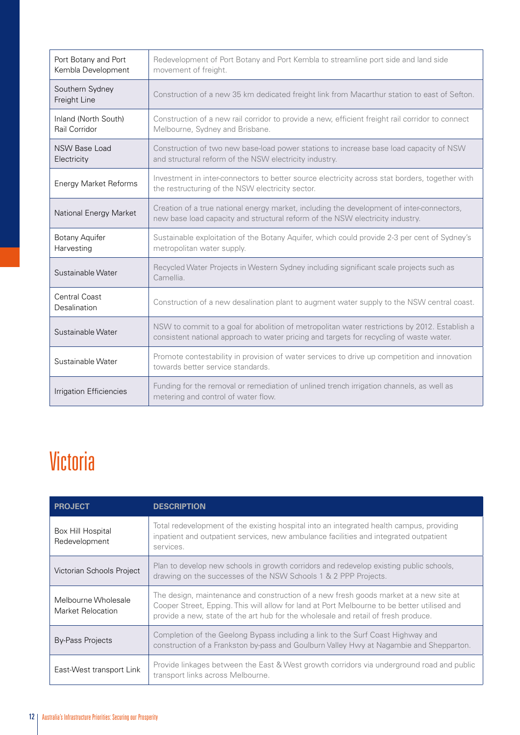| | |
|---|---|
| Port Botany and Port Kembla Development | Redevelopment of Port Botany and Port Kembla to streamline port side and land side movement of freight. |
| Southern Sydney Freight Line | Construction of a new 35 km dedicated freight link from Macarthur station to east of Sefton. |
| Inland (North South) Rail Corridor | Construction of a new rail corridor to provide a new, efficient freight rail corridor to connect Melbourne, Sydney and Brisbane. |
| NSW Base Load Electricity | Construction of two new base-load power stations to increase base load capacity of NSW and structural reform of the NSW electricity industry. |
| Energy Market Reforms | Investment in inter-connectors to better source electricity across stat borders, together with the restructuring of the NSW electricity sector. |
| National Energy Market | Creation of a true national energy market, including the development of inter-connectors, new base load capacity and structural reform of the NSW electricity industry. |
| Botany Aquifer Harvesting | Sustainable exploitation of the Botany Aquifer, which could provide 2-3 per cent of Sydney's metropolitan water supply. |
| Sustainable Water | Recycled Water Projects in Western Sydney including significant scale projects such as Camellia. |
| Central Coast Desalination | Construction of a new desalination plant to augment water supply to the NSW central coast. |
| Sustainable Water | NSW to commit to a goal for abolition of metropolitan water restrictions by 2012. Establish a consistent national approach to water pricing and targets for recycling of waste water. |
| Sustainable Water | Promote contestability in provision of water services to drive up competition and innovation towards better service standards. |
| Irrigation Efficiencies | Funding for the removal or remediation of unlined trench irrigation channels, as well as metering and control of water flow. |

# Victoria

| PROJECT | DESCRIPTION |
|---|---|
| Box Hill Hospital Redevelopment | Total redevelopment of the existing hospital into an integrated health campus, providing inpatient and outpatient services, new ambulance facilities and integrated outpatient services. |
| Victorian Schools Project | Plan to develop new schools in growth corridors and redevelop existing public schools, drawing on the successes of the NSW Schools 1 & 2 PPP Projects. |
| Melbourne Wholesale Market Relocation | The design, maintenance and construction of a new fresh goods market at a new site at Cooper Street, Epping. This will allow for land at Port Melbourne to be better utilised and provide a new, state of the art hub for the wholesale and retail of fresh produce. |
| By-Pass Projects | Completion of the Geelong Bypass including a link to the Surf Coast Highway and construction of a Frankston by-pass and Goulburn Valley Hwy at Nagambie and Shepparton. |
| East-West transport Link | Provide linkages between the East & West growth corridors via underground road and public transport links across Melbourne. |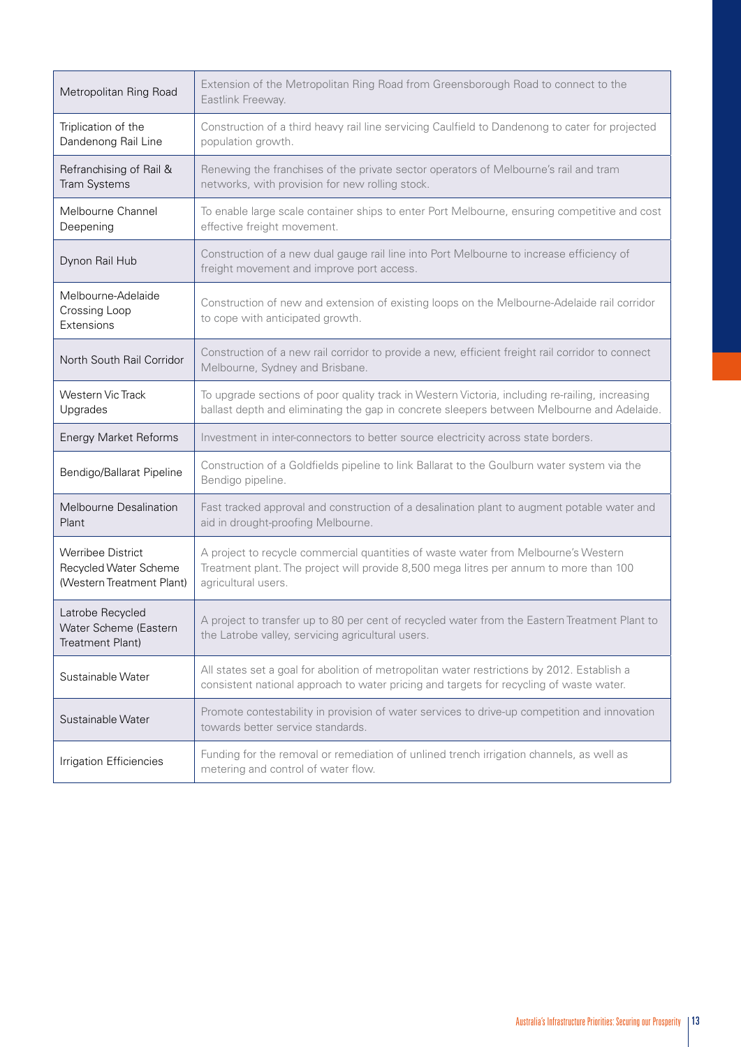| | |
|---|---|
| Metropolitan Ring Road | Extension of the Metropolitan Ring Road from Greensborough Road to connect to the Eastlink Freeway. |
| Triplication of the Dandenong Rail Line | Construction of a third heavy rail line servicing Caulfield to Dandenong to cater for projected population growth. |
| Refranchising of Rail & Tram Systems | Renewing the franchises of the private sector operators of Melbourne's rail and tram networks, with provision for new rolling stock. |
| Melbourne Channel Deepening | To enable large scale container ships to enter Port Melbourne, ensuring competitive and cost effective freight movement. |
| Dynon Rail Hub | Construction of a new dual gauge rail line into Port Melbourne to increase efficiency of freight movement and improve port access. |
| Melbourne-Adelaide Crossing Loop Extensions | Construction of new and extension of existing loops on the Melbourne-Adelaide rail corridor to cope with anticipated growth. |
| North South Rail Corridor | Construction of a new rail corridor to provide a new, efficient freight rail corridor to connect Melbourne, Sydney and Brisbane. |
| Western Vic Track Upgrades | To upgrade sections of poor quality track in Western Victoria, including re-railing, increasing ballast depth and eliminating the gap in concrete sleepers between Melbourne and Adelaide. |
| Energy Market Reforms | Investment in inter-connectors to better source electricity across state borders. |
| Bendigo/Ballarat Pipeline | Construction of a Goldfields pipeline to link Ballarat to the Goulburn water system via the Bendigo pipeline. |
| Melbourne Desalination Plant | Fast tracked approval and construction of a desalination plant to augment potable water and aid in drought-proofing Melbourne. |
| Werribee District Recycled Water Scheme (Western Treatment Plant) | A project to recycle commercial quantities of waste water from Melbourne's Western Treatment plant. The project will provide 8,500 mega litres per annum to more than 100 agricultural users. |
| Latrobe Recycled Water Scheme (Eastern Treatment Plant) | A project to transfer up to 80 per cent of recycled water from the Eastern Treatment Plant to the Latrobe valley, servicing agricultural users. |
| Sustainable Water | All states set a goal for abolition of metropolitan water restrictions by 2012. Establish a consistent national approach to water pricing and targets for recycling of waste water. |
| Sustainable Water | Promote contestability in provision of water services to drive-up competition and innovation towards better service standards. |
| Irrigation Efficiencies | Funding for the removal or remediation of unlined trench irrigation channels, as well as metering and control of water flow. |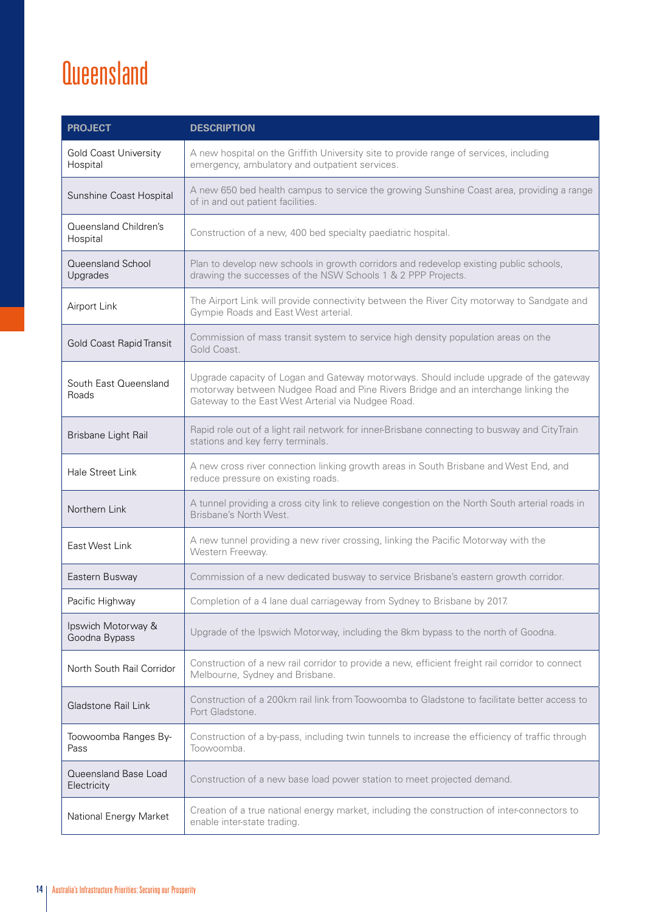# Queensland

| PROJECT | DESCRIPTION |
|---|---|
| Gold Coast University Hospital | A new hospital on the Griffith University site to provide range of services, including emergency, ambulatory and outpatient services. |
| Sunshine Coast Hospital | A new 650 bed health campus to service the growing Sunshine Coast area, providing a range of in and out patient facilities. |
| Queensland Children's Hospital | Construction of a new, 400 bed specialty paediatric hospital. |
| Queensland School Upgrades | Plan to develop new schools in growth corridors and redevelop existing public schools, drawing the successes of the NSW Schools 1 & 2 PPP Projects. |
| Airport Link | The Airport Link will provide connectivity between the River City motorway to Sandgate and Gympie Roads and East West arterial. |
| Gold Coast Rapid Transit | Commission of mass transit system to service high density population areas on the Gold Coast. |
| South East Queensland Roads | Upgrade capacity of Logan and Gateway motorways. Should include upgrade of the gateway motorway between Nudgee Road and Pine Rivers Bridge and an interchange linking the Gateway to the East West Arterial via Nudgee Road. |
| Brisbane Light Rail | Rapid role out of a light rail network for inner-Brisbane connecting to busway and CityTrain stations and key ferry terminals. |
| Hale Street Link | A new cross river connection linking growth areas in South Brisbane and West End, and reduce pressure on existing roads. |
| Northern Link | A tunnel providing a cross city link to relieve congestion on the North South arterial roads in Brisbane's North West. |
| East West Link | A new tunnel providing a new river crossing, linking the Pacific Motorway with the Western Freeway. |
| Eastern Busway | Commission of a new dedicated busway to service Brisbane's eastern growth corridor. |
| Pacific Highway | Completion of a 4 lane dual carriageway from Sydney to Brisbane by 2017. |
| Ipswich Motorway & Goodna Bypass | Upgrade of the Ipswich Motorway, including the 8km bypass to the north of Goodna. |
| North South Rail Corridor | Construction of a new rail corridor to provide a new, efficient freight rail corridor to connect Melbourne, Sydney and Brisbane. |
| Gladstone Rail Link | Construction of a 200km rail link from Toowoomba to Gladstone to facilitate better access to Port Gladstone. |
| Toowoomba Ranges By-Pass | Construction of a by-pass, including twin tunnels to increase the efficiency of traffic through Toowoomba. |
| Queensland Base Load Electricity | Construction of a new base load power station to meet projected demand. |
| National Energy Market | Creation of a true national energy market, including the construction of inter-connectors to enable inter-state trading. |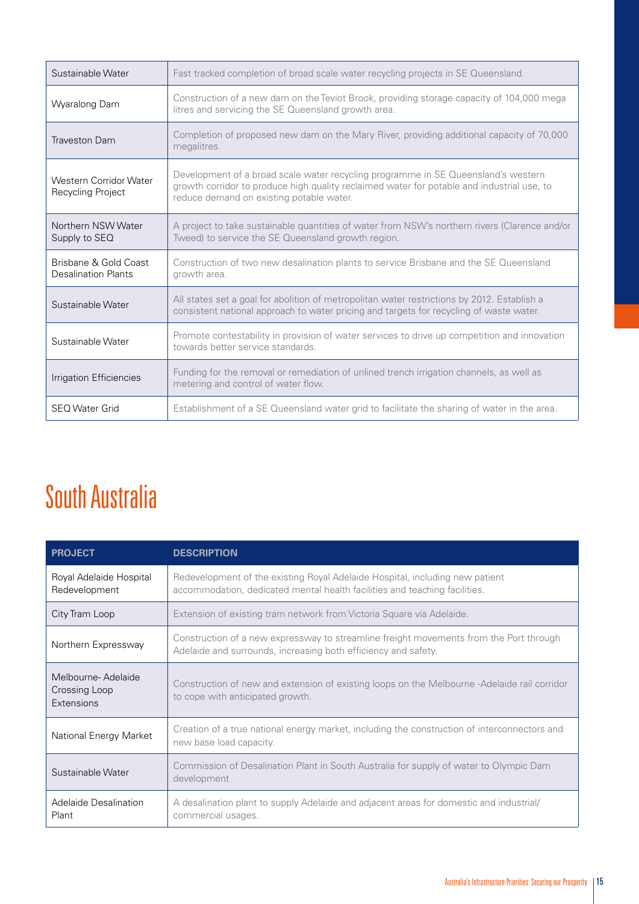| | |
|---|---|
| Sustainable Water | Fast tracked completion of broad scale water recycling projects in SE Queensland. |
| Wyaralong Dam | Construction of a new dam on the Teviot Brook, providing storage capacity of 104,000 mega litres and servicing the SE Queensland growth area. |
| Traveston Dam | Completion of proposed new dam on the Mary River, providing additional capacity of 70,000 megalitres. |
| Western Corridor Water Recycling Project | Development of a broad scale water recycling programme in SE Queensland's western growth corridor to produce high quality reclaimed water for potable and industrial use, to reduce demand on existing potable water. |
| Northern NSW Water Supply to SEQ | A project to take sustainable quantities of water from NSW's northern rivers (Clarence and/or Tweed) to service the SE Queensland growth region. |
| Brisbane & Gold Coast Desalination Plants | Construction of two new desalination plants to service Brisbane and the SE Queensland growth area. |
| Sustainable Water | All states set a goal for abolition of metropolitan water restrictions by 2012. Establish a consistent national approach to water pricing and targets for recycling of waste water. |
| Sustainable Water | Promote contestability in provision of water services to drive up competition and innovation towards better service standards. |
| Irrigation Efficiencies | Funding for the removal or remediation of unlined trench irrigation channels, as well as metering and control of water flow. |
| SEQ Water Grid | Establishment of a SE Queensland water grid to facilitate the sharing of water in the area. |

# South Australia

| PROJECT | DESCRIPTION |
|---|---|
| Royal Adelaide Hospital Redevelopment | Redevelopment of the existing Royal Adelaide Hospital, including new patient accommodation, dedicated mental health facilities and teaching facilities. |
| City Tram Loop | Extension of existing tram network from Victoria Square via Adelaide. |
| Northern Expressway | Construction of a new expressway to streamline freight movements from the Port through Adelaide and surrounds, increasing both efficiency and safety. |
| Melbourne- Adelaide Crossing Loop Extensions | Construction of new and extension of existing loops on the Melbourne -Adelaide rail corridor to cope with anticipated growth. |
| National Energy Market | Creation of a true national energy market, including the construction of interconnectors and new base load capacity. |
| Sustainable Water | Commission of Desalination Plant in South Australia for supply of water to Olympic Dam development |
| Adelaide Desalination Plant | A desalination plant to supply Adelaide and adjacent areas for domestic and industrial/ commercial usages. |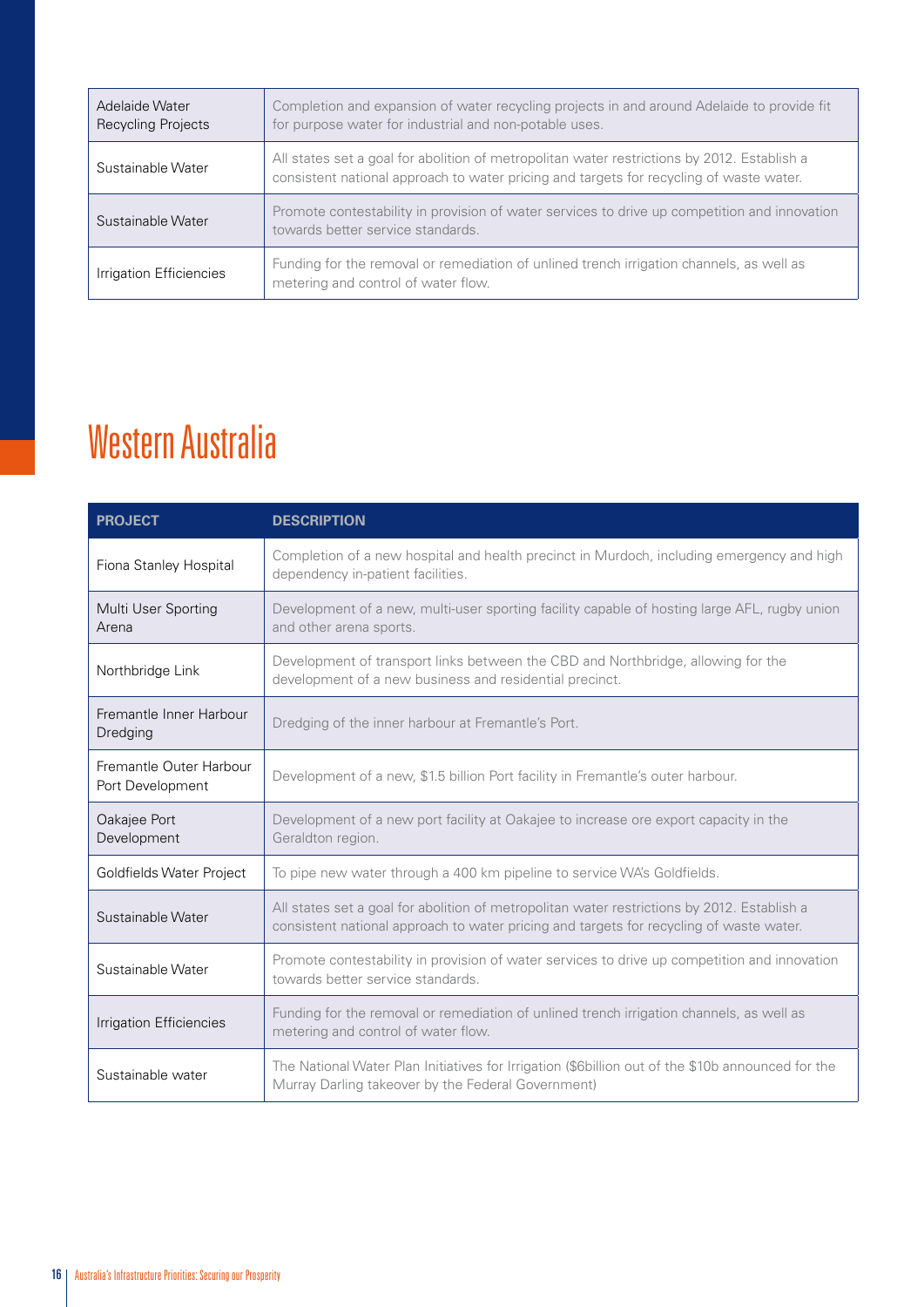| | |
|---|---|
| Adelaide Water Recycling Projects | Completion and expansion of water recycling projects in and around Adelaide to provide fit for purpose water for industrial and non-potable uses. |
| Sustainable Water | All states set a goal for abolition of metropolitan water restrictions by 2012. Establish a consistent national approach to water pricing and targets for recycling of waste water. |
| Sustainable Water | Promote contestability in provision of water services to drive up competition and innovation towards better service standards. |
| Irrigation Efficiencies | Funding for the removal or remediation of unlined trench irrigation channels, as well as metering and control of water flow. |

# Western Australia

| PROJECT | DESCRIPTION |
|---|---|
| Fiona Stanley Hospital | Completion of a new hospital and health precinct in Murdoch, including emergency and high dependency in-patient facilities. |
| Multi User Sporting Arena | Development of a new, multi-user sporting facility capable of hosting large AFL, rugby union and other arena sports. |
| Northbridge Link | Development of transport links between the CBD and Northbridge, allowing for the development of a new business and residential precinct. |
| Fremantle Inner Harbour Dredging | Dredging of the inner harbour at Fremantle's Port. |
| Fremantle Outer Harbour Port Development | Development of a new, $1.5 billion Port facility in Fremantle's outer harbour. |
| Oakajee Port Development | Development of a new port facility at Oakajee to increase ore export capacity in the Geraldton region. |
| Goldfields Water Project | To pipe new water through a 400 km pipeline to service WA's Goldfields. |
| Sustainable Water | All states set a goal for abolition of metropolitan water restrictions by 2012. Establish a consistent national approach to water pricing and targets for recycling of waste water. |
| Sustainable Water | Promote contestability in provision of water services to drive up competition and innovation towards better service standards. |
| Irrigation Efficiencies | Funding for the removal or remediation of unlined trench irrigation channels, as well as metering and control of water flow. |
| Sustainable water | The National Water Plan Initiatives for Irrigation ($6billion out of the $10b announced for the Murray Darling takeover by the Federal Government) |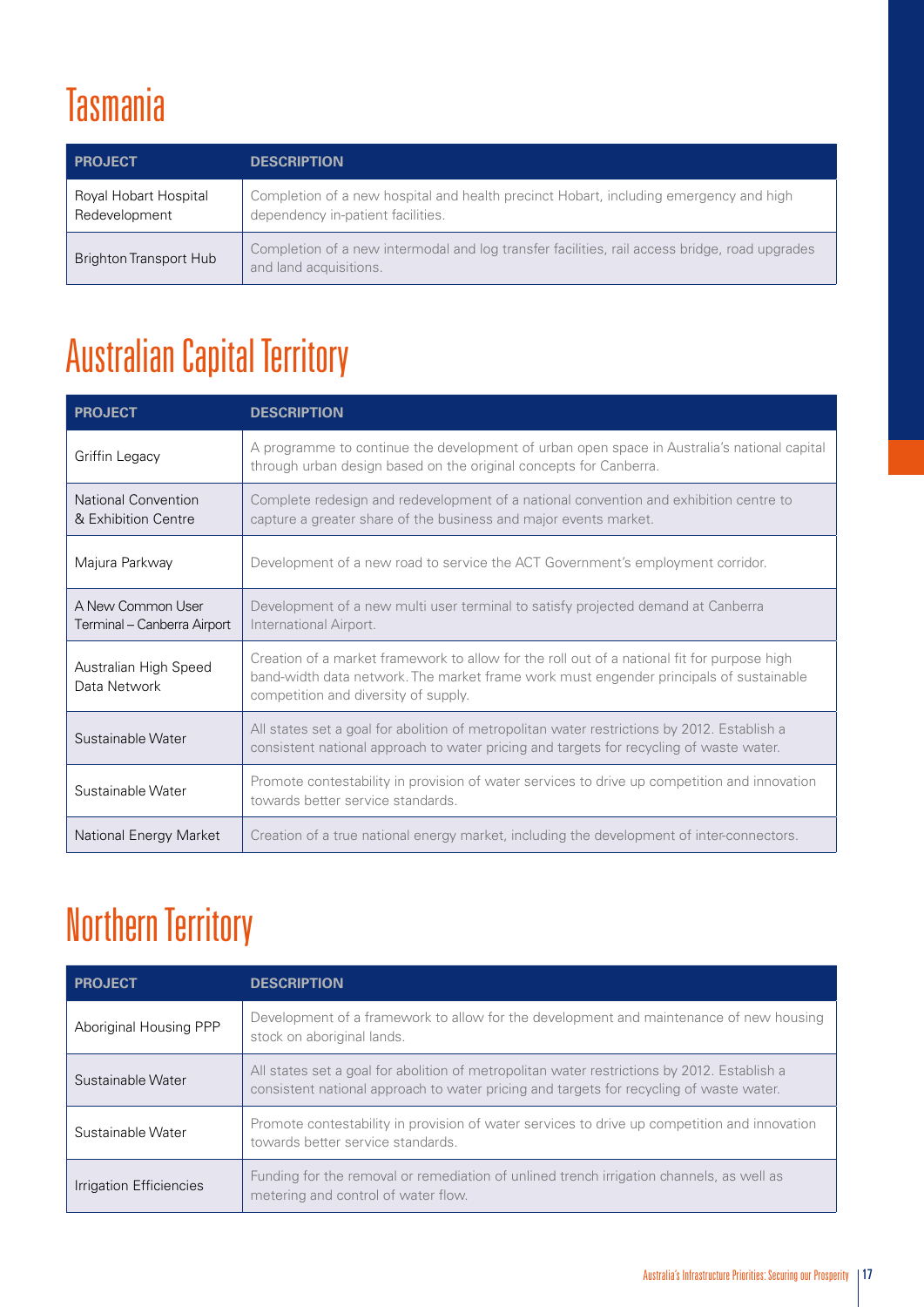# Tasmania

| PROJECT | DESCRIPTION |
| --- | --- |
| Royal Hobart Hospital Redevelopment | Completion of a new hospital and health precinct Hobart, including emergency and high dependency in-patient facilities. |
| Brighton Transport Hub | Completion of a new intermodal and log transfer facilities, rail access bridge, road upgrades and land acquisitions. |

# Australian Capital Territory

| PROJECT | DESCRIPTION |
| --- | --- |
| Griffin Legacy | A programme to continue the development of urban open space in Australia's national capital through urban design based on the original concepts for Canberra. |
| National Convention & Exhibition Centre | Complete redesign and redevelopment of a national convention and exhibition centre to capture a greater share of the business and major events market. |
| Majura Parkway | Development of a new road to service the ACT Government's employment corridor. |
| A New Common User Terminal – Canberra Airport | Development of a new multi user terminal to satisfy projected demand at Canberra International Airport. |
| Australian High Speed Data Network | Creation of a market framework to allow for the roll out of a national fit for purpose high band-width data network. The market frame work must engender principals of sustainable competition and diversity of supply. |
| Sustainable Water | All states set a goal for abolition of metropolitan water restrictions by 2012. Establish a consistent national approach to water pricing and targets for recycling of waste water. |
| Sustainable Water | Promote contestability in provision of water services to drive up competition and innovation towards better service standards. |
| National Energy Market | Creation of a true national energy market, including the development of inter-connectors. |

# Northern Territory

| PROJECT | DESCRIPTION |
| --- | --- |
| Aboriginal Housing PPP | Development of a framework to allow for the development and maintenance of new housing stock on aboriginal lands. |
| Sustainable Water | All states set a goal for abolition of metropolitan water restrictions by 2012. Establish a consistent national approach to water pricing and targets for recycling of waste water. |
| Sustainable Water | Promote contestability in provision of water services to drive up competition and innovation towards better service standards. |
| Irrigation Efficiencies | Funding for the removal or remediation of unlined trench irrigation channels, as well as metering and control of water flow. |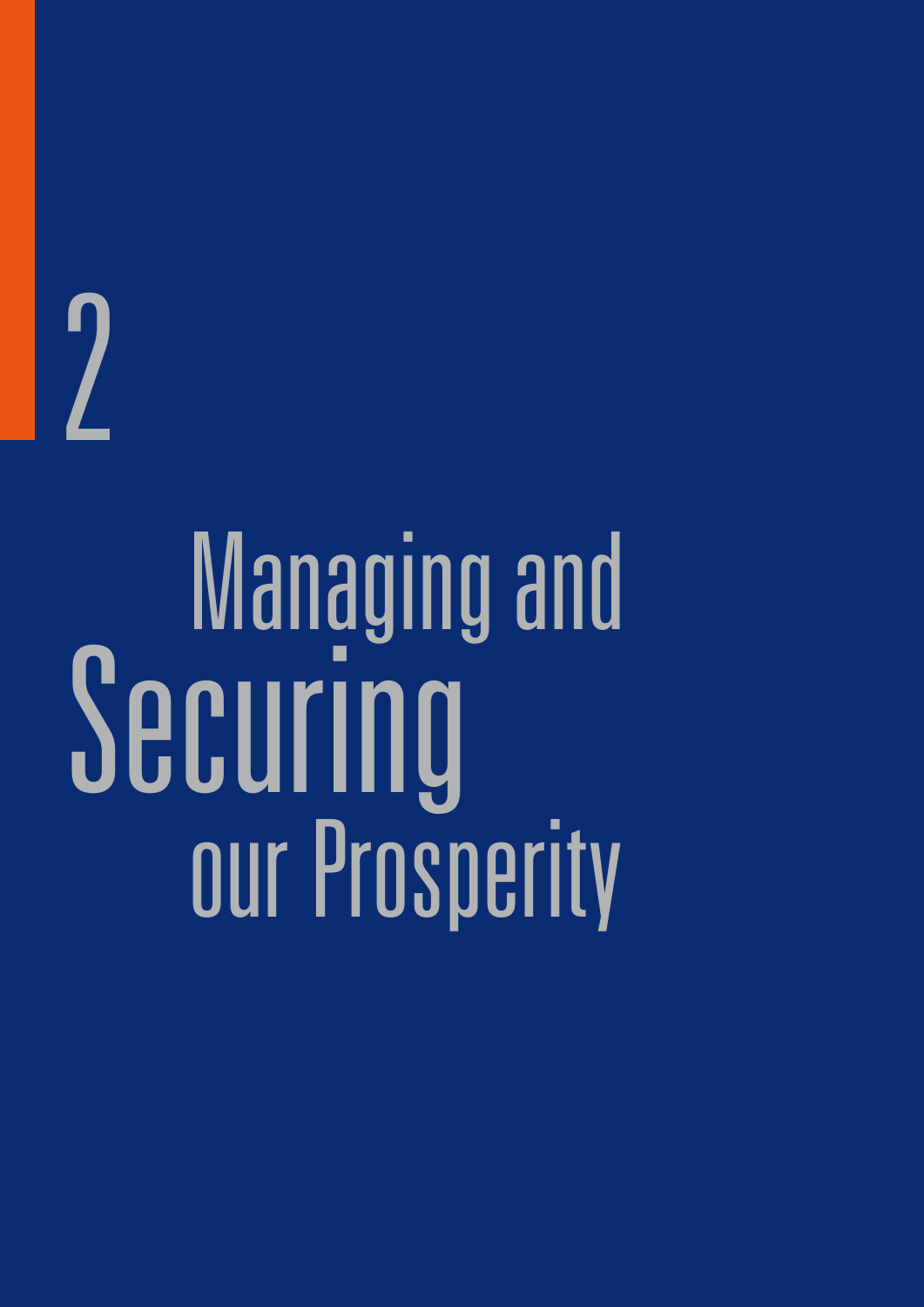# 2

# Managing and Securing our Prosperity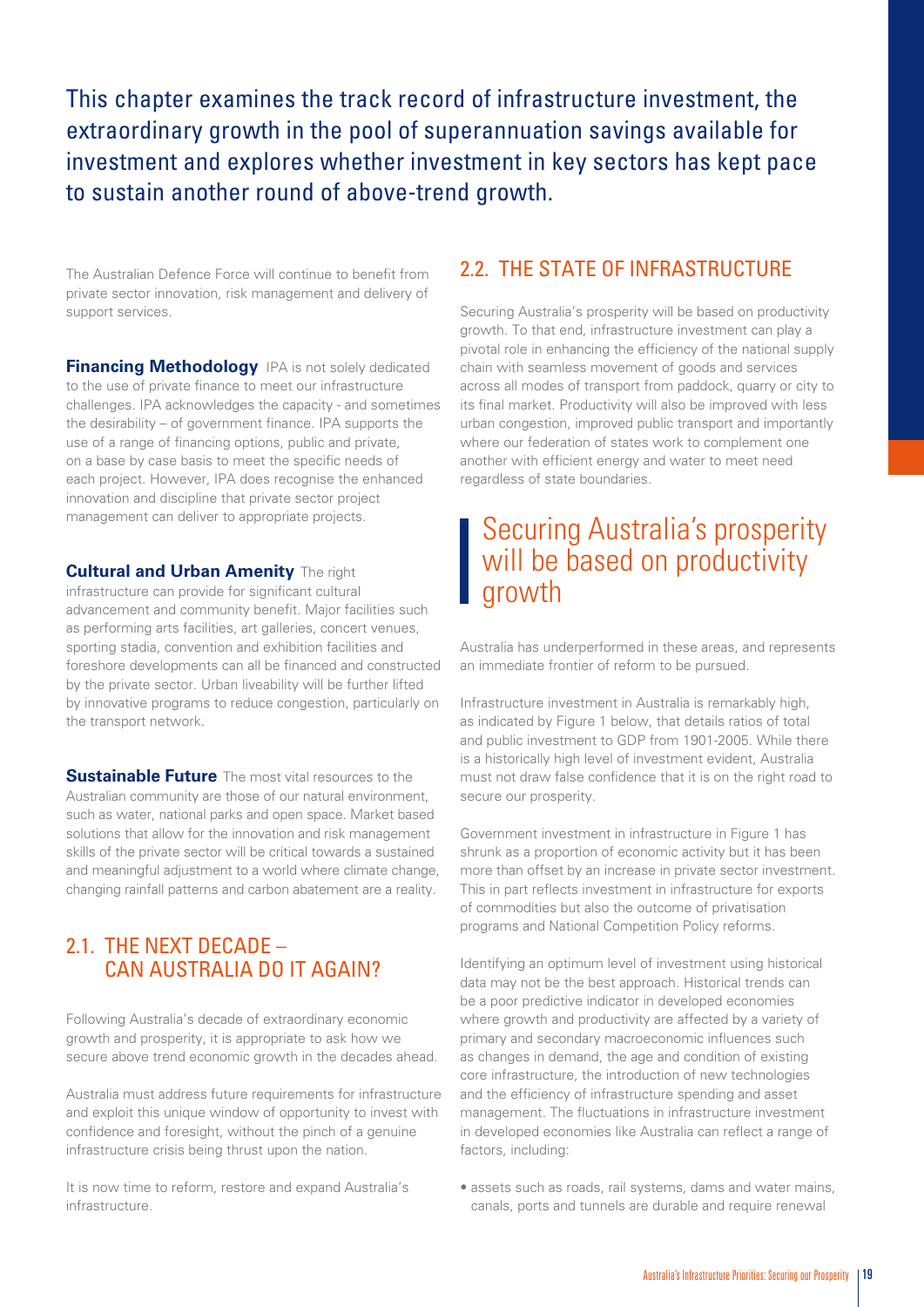This chapter examines the track record of infrastructure investment, the extraordinary growth in the pool of superannuation savings available for investment and explores whether investment in key sectors has kept pace to sustain another round of above-trend growth.

The Australian Defence Force will continue to benefit from private sector innovation, risk management and delivery of support services.

**Financing Methodology** IPA is not solely dedicated to the use of private finance to meet our infrastructure challenges. IPA acknowledges the capacity - and sometimes the desirability – of government finance. IPA supports the use of a range of financing options, public and private, on a base by case basis to meet the specific needs of each project. However, IPA does recognise the enhanced innovation and discipline that private sector project management can deliver to appropriate projects.

**Cultural and Urban Amenity** The right infrastructure can provide for significant cultural advancement and community benefit. Major facilities such as performing arts facilities, art galleries, concert venues, sporting stadia, convention and exhibition facilities and foreshore developments can all be financed and constructed by the private sector. Urban liveability will be further lifted by innovative programs to reduce congestion, particularly on the transport network.

**Sustainable Future** The most vital resources to the Australian community are those of our natural environment, such as water, national parks and open space. Market based solutions that allow for the innovation and risk management skills of the private sector will be critical towards a sustained and meaningful adjustment to a world where climate change, changing rainfall patterns and carbon abatement are a reality.

## 2.1. THE NEXT DECADE – CAN AUSTRALIA DO IT AGAIN?

Following Australia's decade of extraordinary economic growth and prosperity, it is appropriate to ask how we secure above trend economic growth in the decades ahead.

Australia must address future requirements for infrastructure and exploit this unique window of opportunity to invest with confidence and foresight, without the pinch of a genuine infrastructure crisis being thrust upon the nation.

It is now time to reform, restore and expand Australia's infrastructure.

## 2.2. THE STATE OF INFRASTRUCTURE

Securing Australia's prosperity will be based on productivity growth. To that end, infrastructure investment can play a pivotal role in enhancing the efficiency of the national supply chain with seamless movement of goods and services across all modes of transport from paddock, quarry or city to its final market. Productivity will also be improved with less urban congestion, improved public transport and importantly where our federation of states work to complement one another with efficient energy and water to meet need regardless of state boundaries.

> Securing Australia's prosperity will be based on productivity growth

Australia has underperformed in these areas, and represents an immediate frontier of reform to be pursued.

Infrastructure investment in Australia is remarkably high, as indicated by Figure 1 below, that details ratios of total and public investment to GDP from 1901-2005. While there is a historically high level of investment evident, Australia must not draw false confidence that it is on the right road to secure our prosperity.

Government investment in infrastructure in Figure 1 has shrunk as a proportion of economic activity but it has been more than offset by an increase in private sector investment. This in part reflects investment in infrastructure for exports of commodities but also the outcome of privatisation programs and National Competition Policy reforms.

Identifying an optimum level of investment using historical data may not be the best approach. Historical trends can be a poor predictive indicator in developed economies where growth and productivity are affected by a variety of primary and secondary macroeconomic influences such as changes in demand, the age and condition of existing core infrastructure, the introduction of new technologies and the efficiency of infrastructure spending and asset management. The fluctuations in infrastructure investment in developed economies like Australia can reflect a range of factors, including:

- assets such as roads, rail systems, dams and water mains, canals, ports and tunnels are durable and require renewal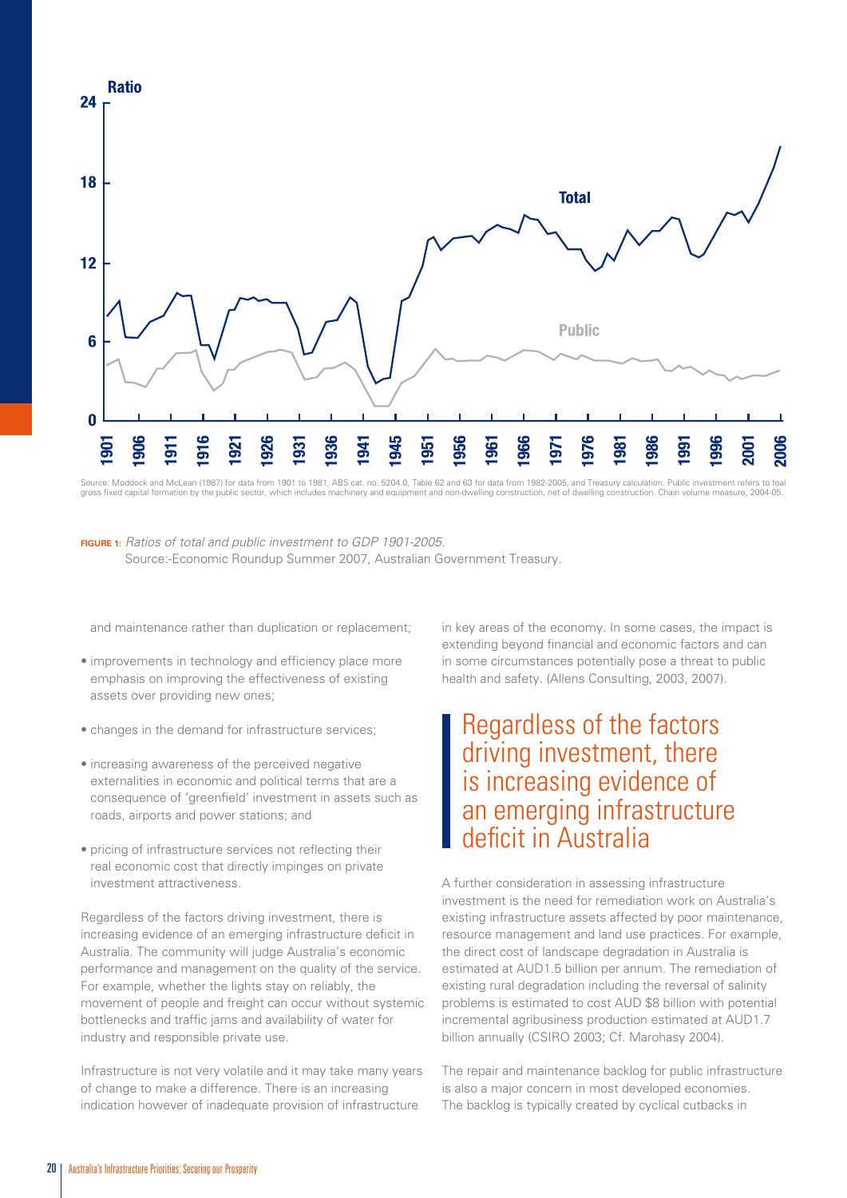Source: Moddock and McLean (1987) for data from 1901 to 1981, ABS cat. no. 5204.0, Table 62 and 63 for data from 1982-2005, and Treasury calculation. Public investment refers to toal gross fixed capital formation by the public sector, which includes machinery and equipment and non-dwelling construction, net of dwelling construction. Chain volume measure, 2004-05.

**FIGURE 1:** *Ratios of total and public investment to GDP 1901-2005.*
Source:-Economic Roundup Summer 2007, Australian Government Treasury.

and maintenance rather than duplication or replacement;

- improvements in technology and efficiency place more emphasis on improving the effectiveness of existing assets over providing new ones;
- changes in the demand for infrastructure services;
- increasing awareness of the perceived negative externalities in economic and political terms that are a consequence of 'greenfield' investment in assets such as roads, airports and power stations; and
- pricing of infrastructure services not reflecting their real economic cost that directly impinges on private investment attractiveness.

Regardless of the factors driving investment, there is increasing evidence of an emerging infrastructure deficit in Australia. The community will judge Australia's economic performance and management on the quality of the service. For example, whether the lights stay on reliably, the movement of people and freight can occur without systemic bottlenecks and traffic jams and availability of water for industry and responsible private use.

Infrastructure is not very volatile and it may take many years of change to make a difference. There is an increasing indication however of inadequate provision of infrastructure in key areas of the economy. In some cases, the impact is extending beyond financial and economic factors and can in some circumstances potentially pose a threat to public health and safety. (Allens Consulting, 2003, 2007).

> Regardless of the factors driving investment, there is increasing evidence of an emerging infrastructure deficit in Australia

A further consideration in assessing infrastructure investment is the need for remediation work on Australia's existing infrastructure assets affected by poor maintenance, resource management and land use practices. For example, the direct cost of landscape degradation in Australia is estimated at AUD1.5 billion per annum. The remediation of existing rural degradation including the reversal of salinity problems is estimated to cost AUD $8 billion with potential incremental agribusiness production estimated at AUD1.7 billion annually (CSIRO 2003; Cf. Marohasy 2004).

The repair and maintenance backlog for public infrastructure is also a major concern in most developed economies. The backlog is typically created by cyclical cutbacks in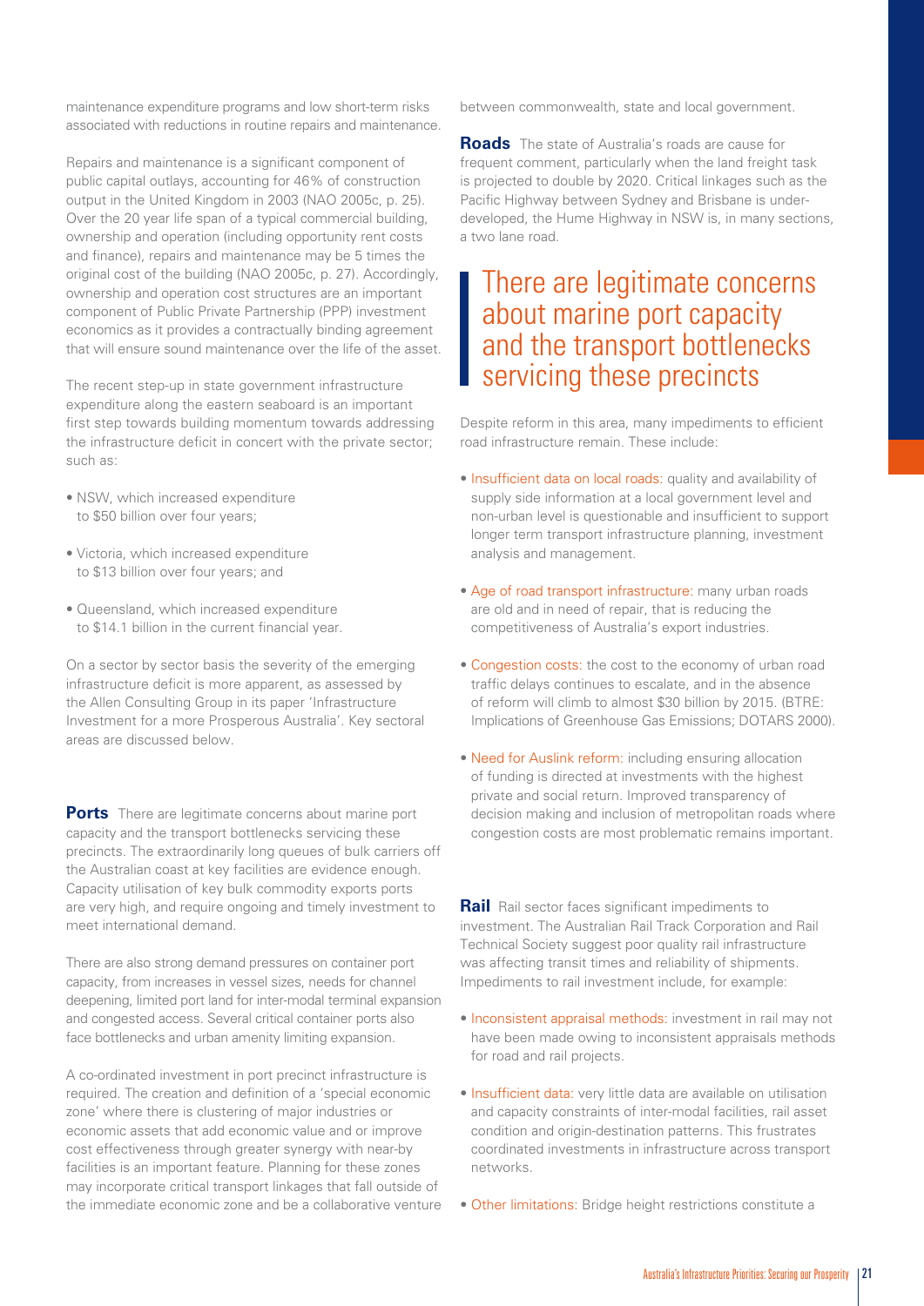maintenance expenditure programs and low short-term risks associated with reductions in routine repairs and maintenance.

Repairs and maintenance is a significant component of public capital outlays, accounting for 46% of construction output in the United Kingdom in 2003 (NAO 2005c, p. 25). Over the 20 year life span of a typical commercial building, ownership and operation (including opportunity rent costs and finance), repairs and maintenance may be 5 times the original cost of the building (NAO 2005c, p. 27). Accordingly, ownership and operation cost structures are an important component of Public Private Partnership (PPP) investment economics as it provides a contractually binding agreement that will ensure sound maintenance over the life of the asset.

The recent step-up in state government infrastructure expenditure along the eastern seaboard is an important first step towards building momentum towards addressing the infrastructure deficit in concert with the private sector; such as:

- NSW, which increased expenditure to $50 billion over four years;
- Victoria, which increased expenditure to $13 billion over four years; and
- Queensland, which increased expenditure to $14.1 billion in the current financial year.

On a sector by sector basis the severity of the emerging infrastructure deficit is more apparent, as assessed by the Allen Consulting Group in its paper 'Infrastructure Investment for a more Prosperous Australia'. Key sectoral areas are discussed below.

**Ports** There are legitimate concerns about marine port capacity and the transport bottlenecks servicing these precincts. The extraordinarily long queues of bulk carriers off the Australian coast at key facilities are evidence enough. Capacity utilisation of key bulk commodity exports ports are very high, and require ongoing and timely investment to meet international demand.

There are also strong demand pressures on container port capacity, from increases in vessel sizes, needs for channel deepening, limited port land for inter-modal terminal expansion and congested access. Several critical container ports also face bottlenecks and urban amenity limiting expansion.

A co-ordinated investment in port precinct infrastructure is required. The creation and definition of a 'special economic zone' where there is clustering of major industries or economic assets that add economic value and or improve cost effectiveness through greater synergy with near-by facilities is an important feature. Planning for these zones may incorporate critical transport linkages that fall outside of the immediate economic zone and be a collaborative venture between commonwealth, state and local government.

**Roads** The state of Australia's roads are cause for frequent comment, particularly when the land freight task is projected to double by 2020. Critical linkages such as the Pacific Highway between Sydney and Brisbane is under-developed, the Hume Highway in NSW is, in many sections, a two lane road.

> There are legitimate concerns about marine port capacity and the transport bottlenecks servicing these precincts

Despite reform in this area, many impediments to efficient road infrastructure remain. These include:

- Insufficient data on local roads: quality and availability of supply side information at a local government level and non-urban level is questionable and insufficient to support longer term transport infrastructure planning, investment analysis and management.
- Age of road transport infrastructure: many urban roads are old and in need of repair, that is reducing the competitiveness of Australia's export industries.
- Congestion costs: the cost to the economy of urban road traffic delays continues to escalate, and in the absence of reform will climb to almost $30 billion by 2015. (BTRE: Implications of Greenhouse Gas Emissions; DOTARS 2000).
- Need for Auslink reform: including ensuring allocation of funding is directed at investments with the highest private and social return. Improved transparency of decision making and inclusion of metropolitan roads where congestion costs are most problematic remains important.

**Rail** Rail sector faces significant impediments to investment. The Australian Rail Track Corporation and Rail Technical Society suggest poor quality rail infrastructure was affecting transit times and reliability of shipments. Impediments to rail investment include, for example:

- Inconsistent appraisal methods: investment in rail may not have been made owing to inconsistent appraisals methods for road and rail projects.
- Insufficient data: very little data are available on utilisation and capacity constraints of inter-modal facilities, rail asset condition and origin-destination patterns. This frustrates coordinated investments in infrastructure across transport networks.
- Other limitations: Bridge height restrictions constitute a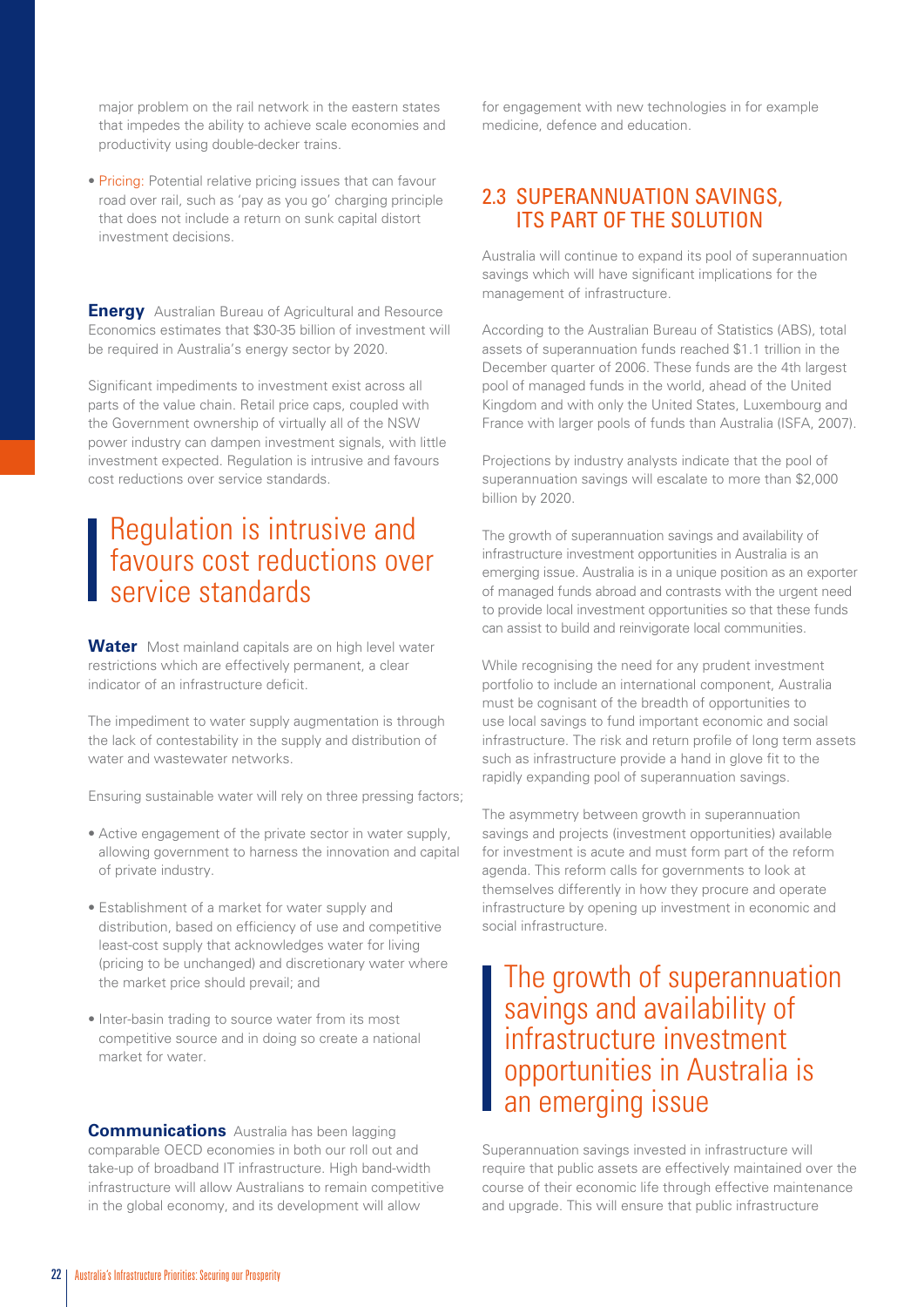major problem on the rail network in the eastern states that impedes the ability to achieve scale economies and productivity using double-decker trains.

- Pricing: Potential relative pricing issues that can favour road over rail, such as 'pay as you go' charging principle that does not include a return on sunk capital distort investment decisions.

**Energy** Australian Bureau of Agricultural and Resource Economics estimates that $30-35 billion of investment will be required in Australia's energy sector by 2020.

Significant impediments to investment exist across all parts of the value chain. Retail price caps, coupled with the Government ownership of virtually all of the NSW power industry can dampen investment signals, with little investment expected. Regulation is intrusive and favours cost reductions over service standards.

> Regulation is intrusive and favours cost reductions over service standards

**Water** Most mainland capitals are on high level water restrictions which are effectively permanent, a clear indicator of an infrastructure deficit.

The impediment to water supply augmentation is through the lack of contestability in the supply and distribution of water and wastewater networks.

Ensuring sustainable water will rely on three pressing factors;

- Active engagement of the private sector in water supply, allowing government to harness the innovation and capital of private industry.
- Establishment of a market for water supply and distribution, based on efficiency of use and competitive least-cost supply that acknowledges water for living (pricing to be unchanged) and discretionary water where the market price should prevail; and
- Inter-basin trading to source water from its most competitive source and in doing so create a national market for water.

**Communications** Australia has been lagging comparable OECD economies in both our roll out and take-up of broadband IT infrastructure. High band-width infrastructure will allow Australians to remain competitive in the global economy, and its development will allow for engagement with new technologies in for example medicine, defence and education.

## 2.3 SUPERANNUATION SAVINGS, ITS PART OF THE SOLUTION

Australia will continue to expand its pool of superannuation savings which will have significant implications for the management of infrastructure.

According to the Australian Bureau of Statistics (ABS), total assets of superannuation funds reached $1.1 trillion in the December quarter of 2006. These funds are the 4th largest pool of managed funds in the world, ahead of the United Kingdom and with only the United States, Luxembourg and France with larger pools of funds than Australia (ISFA, 2007).

Projections by industry analysts indicate that the pool of superannuation savings will escalate to more than $2,000 billion by 2020.

The growth of superannuation savings and availability of infrastructure investment opportunities in Australia is an emerging issue. Australia is in a unique position as an exporter of managed funds abroad and contrasts with the urgent need to provide local investment opportunities so that these funds can assist to build and reinvigorate local communities.

While recognising the need for any prudent investment portfolio to include an international component, Australia must be cognisant of the breadth of opportunities to use local savings to fund important economic and social infrastructure. The risk and return profile of long term assets such as infrastructure provide a hand in glove fit to the rapidly expanding pool of superannuation savings.

The asymmetry between growth in superannuation savings and projects (investment opportunities) available for investment is acute and must form part of the reform agenda. This reform calls for governments to look at themselves differently in how they procure and operate infrastructure by opening up investment in economic and social infrastructure.

> The growth of superannuation savings and availability of infrastructure investment opportunities in Australia is an emerging issue

Superannuation savings invested in infrastructure will require that public assets are effectively maintained over the course of their economic life through effective maintenance and upgrade. This will ensure that public infrastructure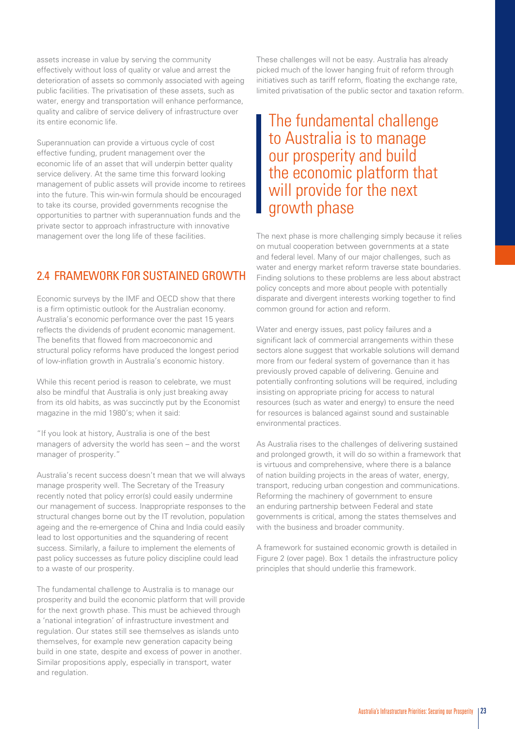assets increase in value by serving the community effectively without loss of quality or value and arrest the deterioration of assets so commonly associated with ageing public facilities. The privatisation of these assets, such as water, energy and transportation will enhance performance, quality and calibre of service delivery of infrastructure over its entire economic life.

Superannuation can provide a virtuous cycle of cost effective funding, prudent management over the economic life of an asset that will underpin better quality service delivery. At the same time this forward looking management of public assets will provide income to retirees into the future. This win-win formula should be encouraged to take its course, provided governments recognise the opportunities to partner with superannuation funds and the private sector to approach infrastructure with innovative management over the long life of these facilities.

## 2.4 FRAMEWORK FOR SUSTAINED GROWTH

Economic surveys by the IMF and OECD show that there is a firm optimistic outlook for the Australian economy. Australia's economic performance over the past 15 years reflects the dividends of prudent economic management. The benefits that flowed from macroeconomic and structural policy reforms have produced the longest period of low-inflation growth in Australia's economic history.

While this recent period is reason to celebrate, we must also be mindful that Australia is only just breaking away from its old habits, as was succinctly put by the Economist magazine in the mid 1980's; when it said:

"If you look at history, Australia is one of the best managers of adversity the world has seen – and the worst manager of prosperity."

Australia's recent success doesn't mean that we will always manage prosperity well. The Secretary of the Treasury recently noted that policy error(s) could easily undermine our management of success. Inappropriate responses to the structural changes borne out by the IT revolution, population ageing and the re-emergence of China and India could easily lead to lost opportunities and the squandering of recent success. Similarly, a failure to implement the elements of past policy successes as future policy discipline could lead to a waste of our prosperity.

The fundamental challenge to Australia is to manage our prosperity and build the economic platform that will provide for the next growth phase. This must be achieved through a 'national integration' of infrastructure investment and regulation. Our states still see themselves as islands unto themselves, for example new generation capacity being build in one state, despite and excess of power in another. Similar propositions apply, especially in transport, water and regulation.

These challenges will not be easy. Australia has already picked much of the lower hanging fruit of reform through initiatives such as tariff reform, floating the exchange rate, limited privatisation of the public sector and taxation reform.

> The fundamental challenge to Australia is to manage our prosperity and build the economic platform that will provide for the next growth phase

The next phase is more challenging simply because it relies on mutual cooperation between governments at a state and federal level. Many of our major challenges, such as water and energy market reform traverse state boundaries. Finding solutions to these problems are less about abstract policy concepts and more about people with potentially disparate and divergent interests working together to find common ground for action and reform.

Water and energy issues, past policy failures and a significant lack of commercial arrangements within these sectors alone suggest that workable solutions will demand more from our federal system of governance than it has previously proved capable of delivering. Genuine and potentially confronting solutions will be required, including insisting on appropriate pricing for access to natural resources (such as water and energy) to ensure the need for resources is balanced against sound and sustainable environmental practices.

As Australia rises to the challenges of delivering sustained and prolonged growth, it will do so within a framework that is virtuous and comprehensive, where there is a balance of nation building projects in the areas of water, energy, transport, reducing urban congestion and communications. Reforming the machinery of government to ensure an enduring partnership between Federal and state governments is critical, among the states themselves and with the business and broader community.

A framework for sustained economic growth is detailed in Figure 2 (over page). Box 1 details the infrastructure policy principles that should underlie this framework.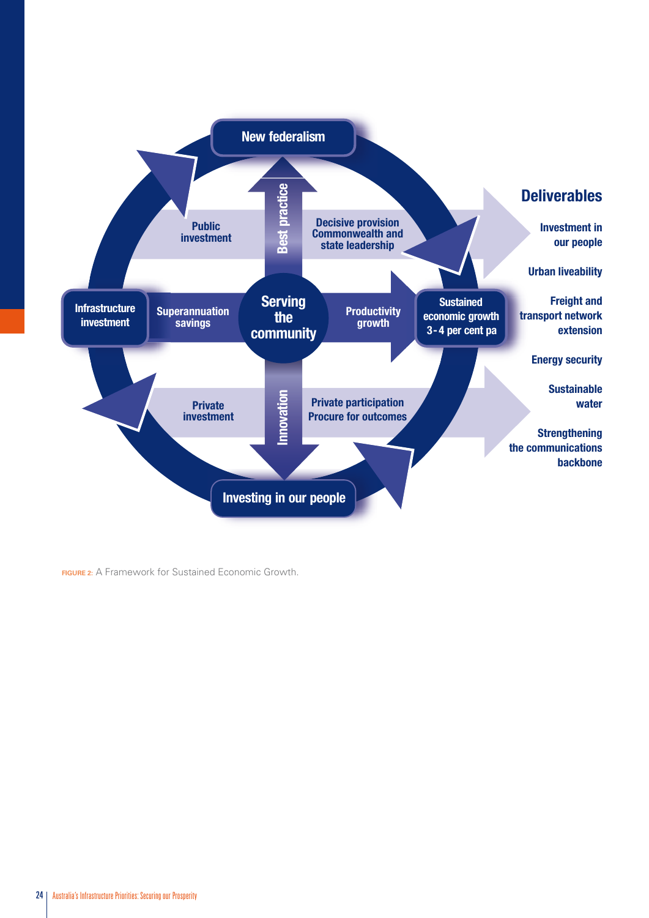New federalism

Best practice

Public investment

Decisive provision Commonwealth and state leadership

Infrastructure investment

Superannuation savings

Serving the community

Productivity growth

Sustained economic growth 3-4 per cent pa

Private investment

Innovation

Private participation Procure for outcomes

Investing in our people

**Deliverables**

- Investment in our people
- Urban liveability
- Freight and transport network extension
- Energy security
- Sustainable water
- Strengthening the communications backbone

FIGURE 2: A Framework for Sustained Economic Growth.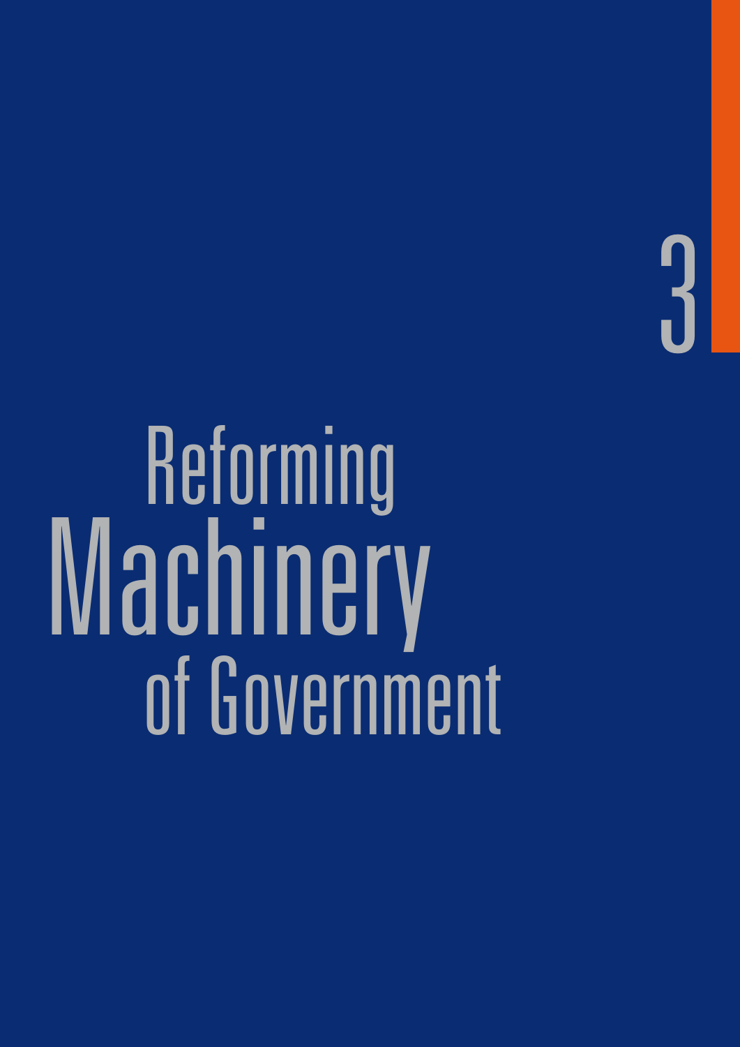# 3

# Reforming Machinery of Government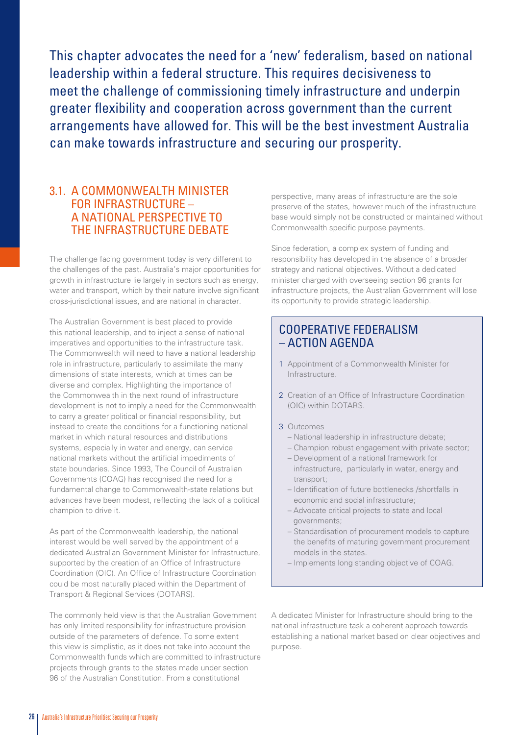This chapter advocates the need for a 'new' federalism, based on national leadership within a federal structure. This requires decisiveness to meet the challenge of commissioning timely infrastructure and underpin greater flexibility and cooperation across government than the current arrangements have allowed for. This will be the best investment Australia can make towards infrastructure and securing our prosperity.

## 3.1. A COMMONWEALTH MINISTER FOR INFRASTRUCTURE – A NATIONAL PERSPECTIVE TO THE INFRASTRUCTURE DEBATE

The challenge facing government today is very different to the challenges of the past. Australia's major opportunities for growth in infrastructure lie largely in sectors such as energy, water and transport, which by their nature involve significant cross-jurisdictional issues, and are national in character.

The Australian Government is best placed to provide this national leadership, and to inject a sense of national imperatives and opportunities to the infrastructure task. The Commonwealth will need to have a national leadership role in infrastructure, particularly to assimilate the many dimensions of state interests, which at times can be diverse and complex. Highlighting the importance of the Commonwealth in the next round of infrastructure development is not to imply a need for the Commonwealth to carry a greater political or financial responsibility, but instead to create the conditions for a functioning national market in which natural resources and distributions systems, especially in water and energy, can service national markets without the artificial impediments of state boundaries. Since 1993, The Council of Australian Governments (COAG) has recognised the need for a fundamental change to Commonwealth-state relations but advances have been modest, reflecting the lack of a political champion to drive it.

As part of the Commonwealth leadership, the national interest would be well served by the appointment of a dedicated Australian Government Minister for Infrastructure, supported by the creation of an Office of Infrastructure Coordination (OIC). An Office of Infrastructure Coordination could be most naturally placed within the Department of Transport & Regional Services (DOTARS).

The commonly held view is that the Australian Government has only limited responsibility for infrastructure provision outside of the parameters of defence. To some extent this view is simplistic, as it does not take into account the Commonwealth funds which are committed to infrastructure projects through grants to the states made under section 96 of the Australian Constitution. From a constitutional perspective, many areas of infrastructure are the sole preserve of the states, however much of the infrastructure base would simply not be constructed or maintained without Commonwealth specific purpose payments.

Since federation, a complex system of funding and responsibility has developed in the absence of a broader strategy and national objectives. Without a dedicated minister charged with overseeing section 96 grants for infrastructure projects, the Australian Government will lose its opportunity to provide strategic leadership.

### COOPERATIVE FEDERALISM – ACTION AGENDA

1 Appointment of a Commonwealth Minister for Infrastructure.

2 Creation of an Office of Infrastructure Coordination (OIC) within DOTARS.

3 Outcomes
- National leadership in infrastructure debate;
- Champion robust engagement with private sector;
- Development of a national framework for infrastructure, particularly in water, energy and transport;
- Identification of future bottlenecks /shortfalls in economic and social infrastructure;
- Advocate critical projects to state and local governments;
- Standardisation of procurement models to capture the benefits of maturing government procurement models in the states.
- Implements long standing objective of COAG.

A dedicated Minister for Infrastructure should bring to the national infrastructure task a coherent approach towards establishing a national market based on clear objectives and purpose.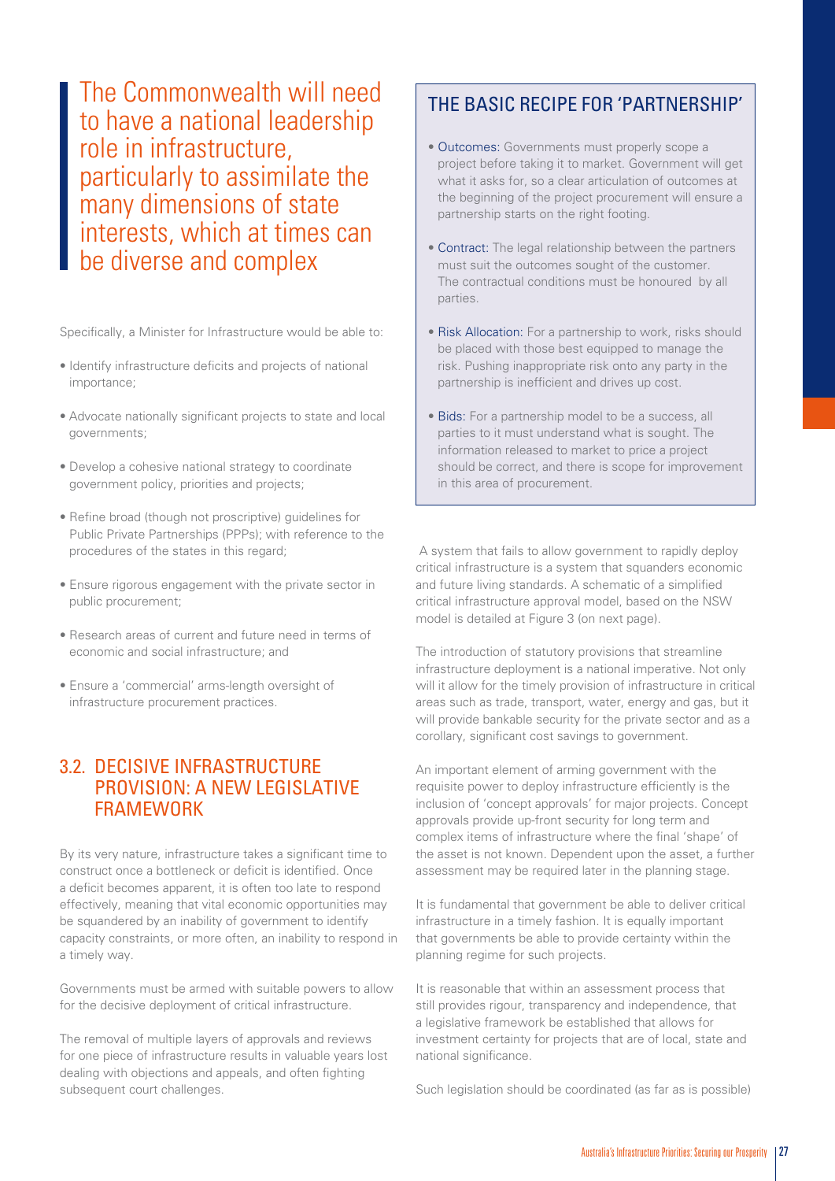> The Commonwealth will need to have a national leadership role in infrastructure, particularly to assimilate the many dimensions of state interests, which at times can be diverse and complex

Specifically, a Minister for Infrastructure would be able to:

- Identify infrastructure deficits and projects of national importance;
- Advocate nationally significant projects to state and local governments;
- Develop a cohesive national strategy to coordinate government policy, priorities and projects;
- Refine broad (though not proscriptive) guidelines for Public Private Partnerships (PPPs); with reference to the procedures of the states in this regard;
- Ensure rigorous engagement with the private sector in public procurement;
- Research areas of current and future need in terms of economic and social infrastructure; and
- Ensure a 'commercial' arms-length oversight of infrastructure procurement practices.

## 3.2. DECISIVE INFRASTRUCTURE PROVISION: A NEW LEGISLATIVE FRAMEWORK

By its very nature, infrastructure takes a significant time to construct once a bottleneck or deficit is identified. Once a deficit becomes apparent, it is often too late to respond effectively, meaning that vital economic opportunities may be squandered by an inability of government to identify capacity constraints, or more often, an inability to respond in a timely way.

Governments must be armed with suitable powers to allow for the decisive deployment of critical infrastructure.

The removal of multiple layers of approvals and reviews for one piece of infrastructure results in valuable years lost dealing with objections and appeals, and often fighting subsequent court challenges.

### THE BASIC RECIPE FOR 'PARTNERSHIP'

- Outcomes: Governments must properly scope a project before taking it to market. Government will get what it asks for, so a clear articulation of outcomes at the beginning of the project procurement will ensure a partnership starts on the right footing.
- Contract: The legal relationship between the partners must suit the outcomes sought of the customer. The contractual conditions must be honoured by all parties.
- Risk Allocation: For a partnership to work, risks should be placed with those best equipped to manage the risk. Pushing inappropriate risk onto any party in the partnership is inefficient and drives up cost.
- Bids: For a partnership model to be a success, all parties to it must understand what is sought. The information released to market to price a project should be correct, and there is scope for improvement in this area of procurement.

A system that fails to allow government to rapidly deploy critical infrastructure is a system that squanders economic and future living standards. A schematic of a simplified critical infrastructure approval model, based on the NSW model is detailed at Figure 3 (on next page).

The introduction of statutory provisions that streamline infrastructure deployment is a national imperative. Not only will it allow for the timely provision of infrastructure in critical areas such as trade, transport, water, energy and gas, but it will provide bankable security for the private sector and as a corollary, significant cost savings to government.

An important element of arming government with the requisite power to deploy infrastructure efficiently is the inclusion of 'concept approvals' for major projects. Concept approvals provide up-front security for long term and complex items of infrastructure where the final 'shape' of the asset is not known. Dependent upon the asset, a further assessment may be required later in the planning stage.

It is fundamental that government be able to deliver critical infrastructure in a timely fashion. It is equally important that governments be able to provide certainty within the planning regime for such projects.

It is reasonable that within an assessment process that still provides rigour, transparency and independence, that a legislative framework be established that allows for investment certainty for projects that are of local, state and national significance.

Such legislation should be coordinated (as far as is possible)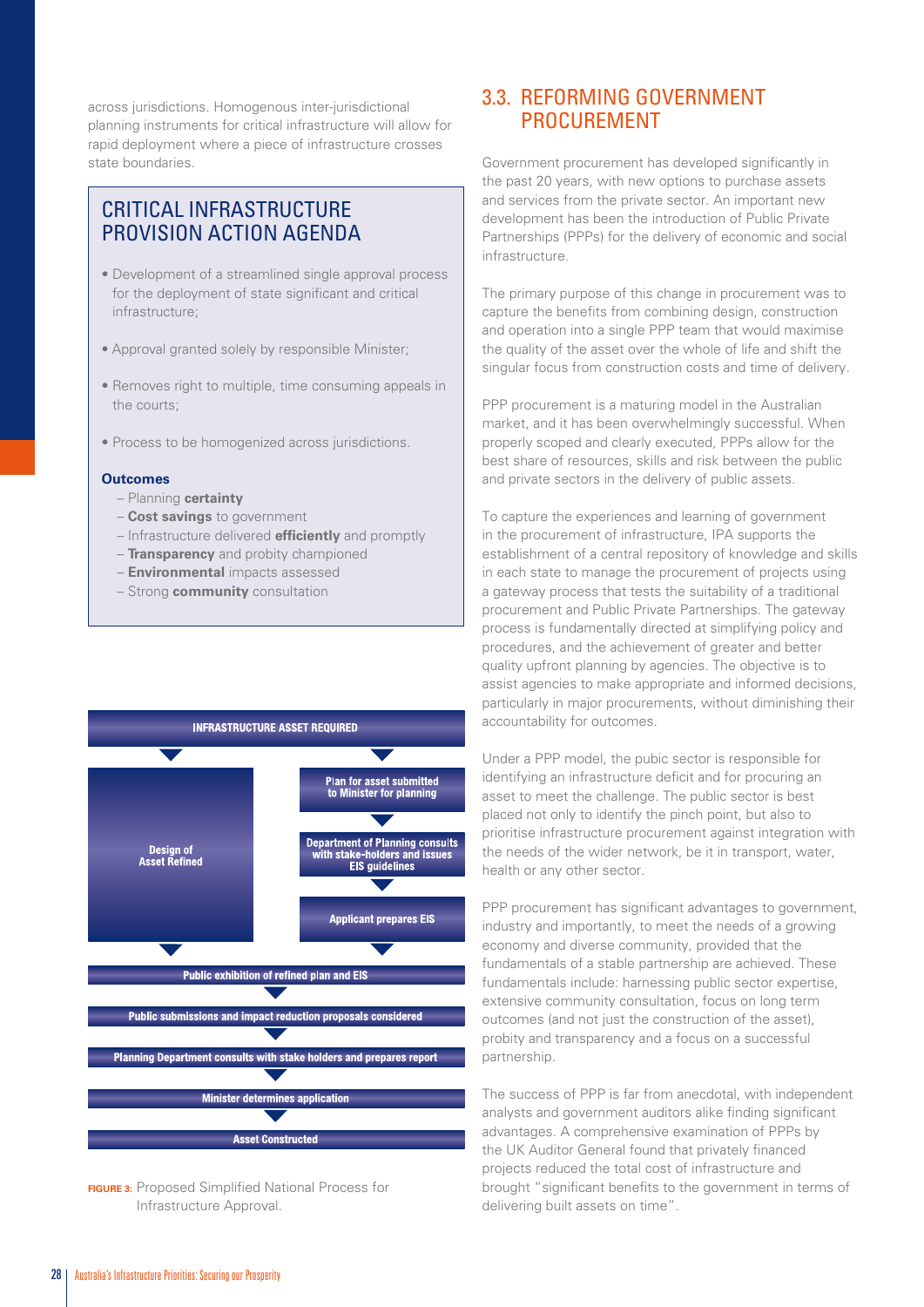across jurisdictions. Homogenous inter-jurisdictional planning instruments for critical infrastructure will allow for rapid deployment where a piece of infrastructure crosses state boundaries.

## CRITICAL INFRASTRUCTURE PROVISION ACTION AGENDA

- Development of a streamlined single approval process for the deployment of state significant and critical infrastructure;
- Approval granted solely by responsible Minister;
- Removes right to multiple, time consuming appeals in the courts;
- Process to be homogenized across jurisdictions.

**Outcomes**

- Planning **certainty**
- **Cost savings** to government
- Infrastructure delivered **efficiently** and promptly
- **Transparency** and probity championed
- **Environmental** impacts assessed
- Strong **community** consultation

INFRASTRUCTURE ASSET REQUIRED

Design of Asset Refined

Plan for asset submitted to Minister for planning

Department of Planning consults with stake-holders and issues EIS guidelines

Applicant prepares EIS

Public exhibition of refined plan and EIS

Public submissions and impact reduction proposals considered

Planning Department consults with stake holders and prepares report

Minister determines application

Asset Constructed

**FIGURE 3:** Proposed Simplified National Process for Infrastructure Approval.

## 3.3. REFORMING GOVERNMENT PROCUREMENT

Government procurement has developed significantly in the past 20 years, with new options to purchase assets and services from the private sector. An important new development has been the introduction of Public Private Partnerships (PPPs) for the delivery of economic and social infrastructure.

The primary purpose of this change in procurement was to capture the benefits from combining design, construction and operation into a single PPP team that would maximise the quality of the asset over the whole of life and shift the singular focus from construction costs and time of delivery.

PPP procurement is a maturing model in the Australian market, and it has been overwhelmingly successful. When properly scoped and clearly executed, PPPs allow for the best share of resources, skills and risk between the public and private sectors in the delivery of public assets.

To capture the experiences and learning of government in the procurement of infrastructure, IPA supports the establishment of a central repository of knowledge and skills in each state to manage the procurement of projects using a gateway process that tests the suitability of a traditional procurement and Public Private Partnerships. The gateway process is fundamentally directed at simplifying policy and procedures, and the achievement of greater and better quality upfront planning by agencies. The objective is to assist agencies to make appropriate and informed decisions, particularly in major procurements, without diminishing their accountability for outcomes.

Under a PPP model, the pubic sector is responsible for identifying an infrastructure deficit and for procuring an asset to meet the challenge. The public sector is best placed not only to identify the pinch point, but also to prioritise infrastructure procurement against integration with the needs of the wider network, be it in transport, water, health or any other sector.

PPP procurement has significant advantages to government, industry and importantly, to meet the needs of a growing economy and diverse community, provided that the fundamentals of a stable partnership are achieved. These fundamentals include: harnessing public sector expertise, extensive community consultation, focus on long term outcomes (and not just the construction of the asset), probity and transparency and a focus on a successful partnership.

The success of PPP is far from anecdotal, with independent analysts and government auditors alike finding significant advantages. A comprehensive examination of PPPs by the UK Auditor General found that privately financed projects reduced the total cost of infrastructure and brought "significant benefits to the government in terms of delivering built assets on time".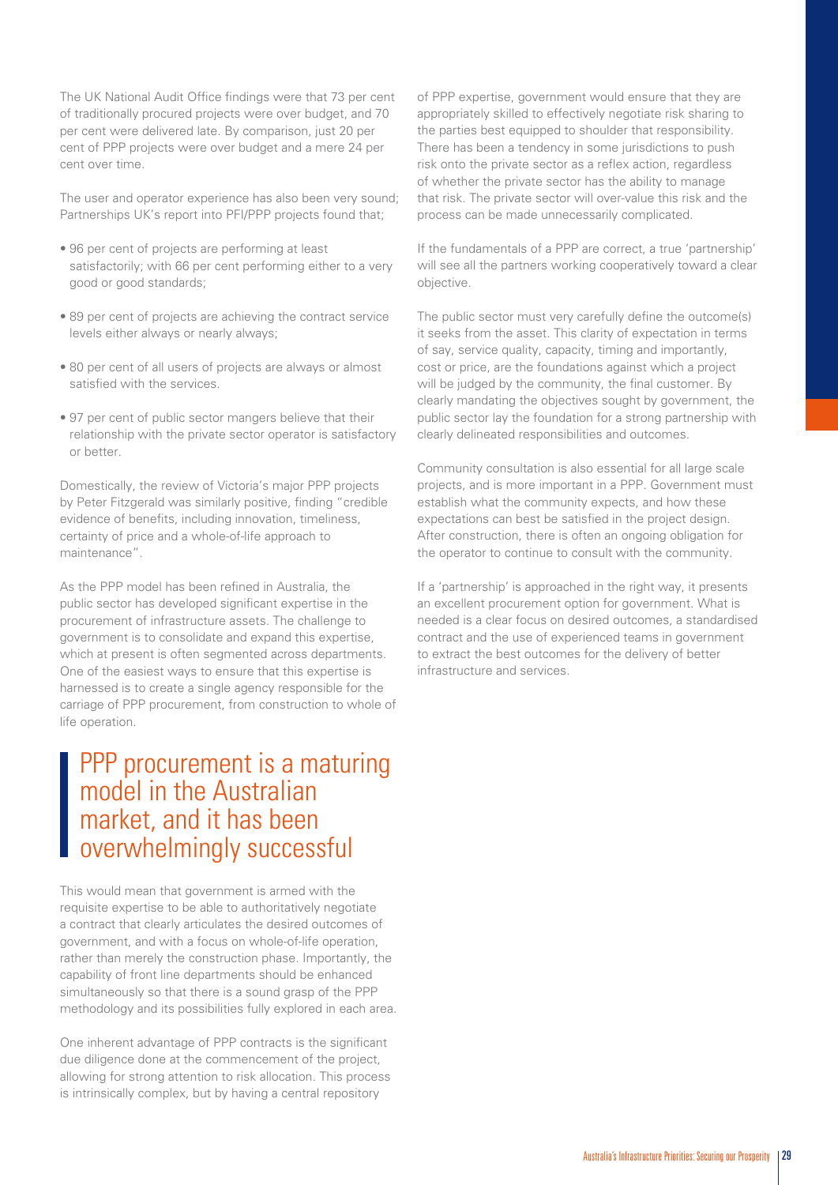The UK National Audit Office findings were that 73 per cent of traditionally procured projects were over budget, and 70 per cent were delivered late. By comparison, just 20 per cent of PPP projects were over budget and a mere 24 per cent over time.

The user and operator experience has also been very sound; Partnerships UK's report into PFI/PPP projects found that;

- 96 per cent of projects are performing at least satisfactorily; with 66 per cent performing either to a very good or good standards;
- 89 per cent of projects are achieving the contract service levels either always or nearly always;
- 80 per cent of all users of projects are always or almost satisfied with the services.
- 97 per cent of public sector mangers believe that their relationship with the private sector operator is satisfactory or better.

Domestically, the review of Victoria's major PPP projects by Peter Fitzgerald was similarly positive, finding "credible evidence of benefits, including innovation, timeliness, certainty of price and a whole-of-life approach to maintenance".

As the PPP model has been refined in Australia, the public sector has developed significant expertise in the procurement of infrastructure assets. The challenge to government is to consolidate and expand this expertise, which at present is often segmented across departments. One of the easiest ways to ensure that this expertise is harnessed is to create a single agency responsible for the carriage of PPP procurement, from construction to whole of life operation.

> PPP procurement is a maturing model in the Australian market, and it has been overwhelmingly successful

This would mean that government is armed with the requisite expertise to be able to authoritatively negotiate a contract that clearly articulates the desired outcomes of government, and with a focus on whole-of-life operation, rather than merely the construction phase. Importantly, the capability of front line departments should be enhanced simultaneously so that there is a sound grasp of the PPP methodology and its possibilities fully explored in each area.

One inherent advantage of PPP contracts is the significant due diligence done at the commencement of the project, allowing for strong attention to risk allocation. This process is intrinsically complex, but by having a central repository of PPP expertise, government would ensure that they are appropriately skilled to effectively negotiate risk sharing to the parties best equipped to shoulder that responsibility. There has been a tendency in some jurisdictions to push risk onto the private sector as a reflex action, regardless of whether the private sector has the ability to manage that risk. The private sector will over-value this risk and the process can be made unnecessarily complicated.

If the fundamentals of a PPP are correct, a true 'partnership' will see all the partners working cooperatively toward a clear objective.

The public sector must very carefully define the outcome(s) it seeks from the asset. This clarity of expectation in terms of say, service quality, capacity, timing and importantly, cost or price, are the foundations against which a project will be judged by the community, the final customer. By clearly mandating the objectives sought by government, the public sector lay the foundation for a strong partnership with clearly delineated responsibilities and outcomes.

Community consultation is also essential for all large scale projects, and is more important in a PPP. Government must establish what the community expects, and how these expectations can best be satisfied in the project design. After construction, there is often an ongoing obligation for the operator to continue to consult with the community.

If a 'partnership' is approached in the right way, it presents an excellent procurement option for government. What is needed is a clear focus on desired outcomes, a standardised contract and the use of experienced teams in government to extract the best outcomes for the delivery of better infrastructure and services.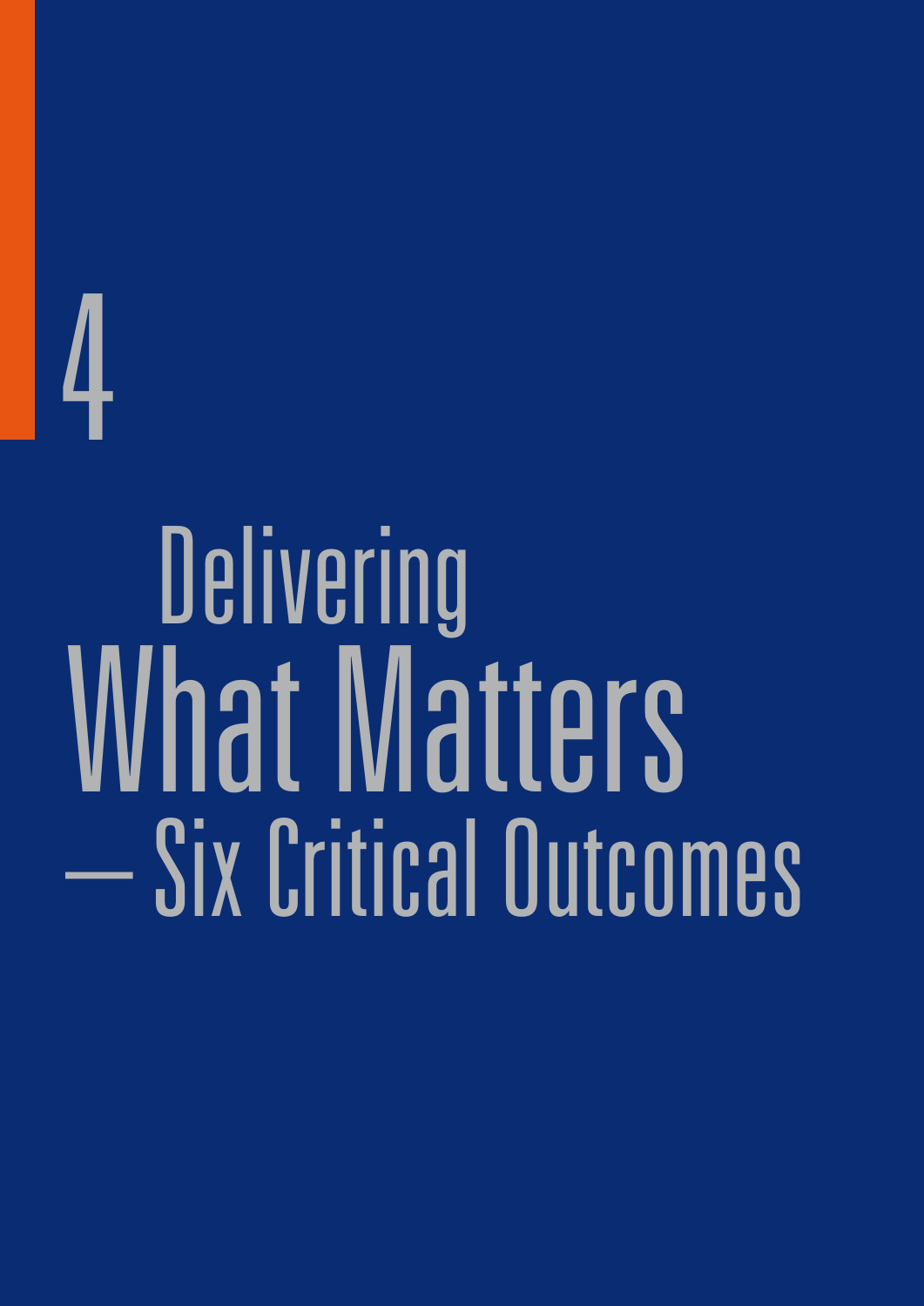# 4

# Delivering What Matters — Six Critical Outcomes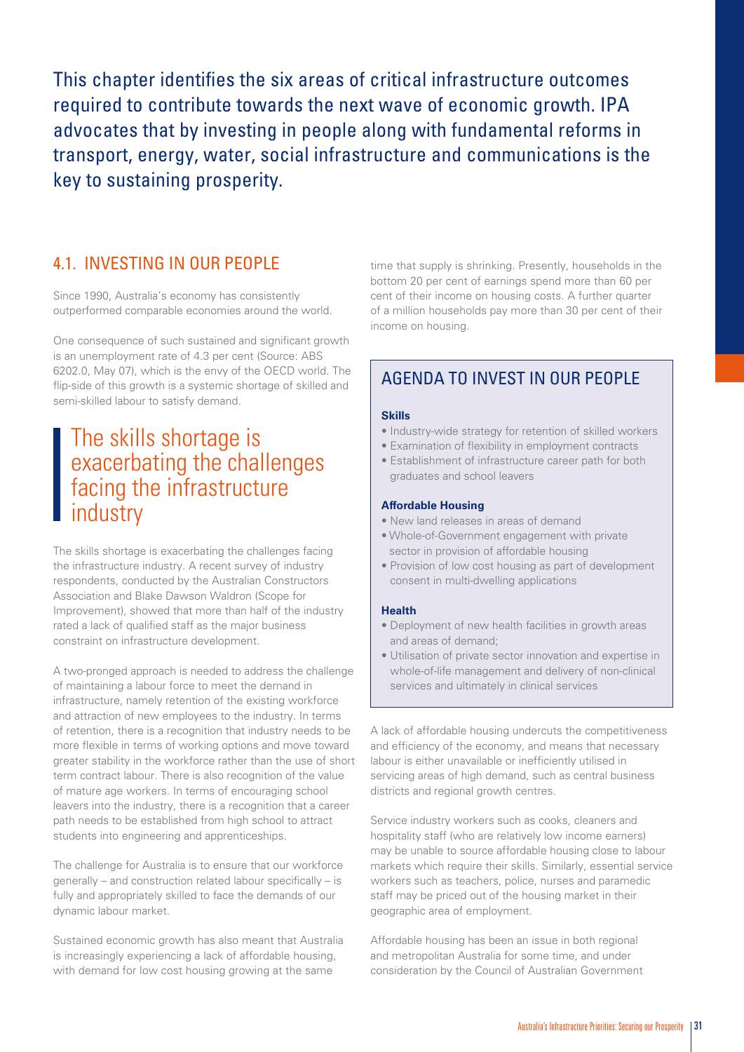This chapter identifies the six areas of critical infrastructure outcomes required to contribute towards the next wave of economic growth. IPA advocates that by investing in people along with fundamental reforms in transport, energy, water, social infrastructure and communications is the key to sustaining prosperity.

## 4.1. INVESTING IN OUR PEOPLE

Since 1990, Australia's economy has consistently outperformed comparable economies around the world.

One consequence of such sustained and significant growth is an unemployment rate of 4.3 per cent (Source: ABS 6202.0, May 07), which is the envy of the OECD world. The flip-side of this growth is a systemic shortage of skilled and semi-skilled labour to satisfy demand.

> The skills shortage is exacerbating the challenges facing the infrastructure industry

The skills shortage is exacerbating the challenges facing the infrastructure industry. A recent survey of industry respondents, conducted by the Australian Constructors Association and Blake Dawson Waldron (Scope for Improvement), showed that more than half of the industry rated a lack of qualified staff as the major business constraint on infrastructure development.

A two-pronged approach is needed to address the challenge of maintaining a labour force to meet the demand in infrastructure, namely retention of the existing workforce and attraction of new employees to the industry. In terms of retention, there is a recognition that industry needs to be more flexible in terms of working options and move toward greater stability in the workforce rather than the use of short term contract labour. There is also recognition of the value of mature age workers. In terms of encouraging school leavers into the industry, there is a recognition that a career path needs to be established from high school to attract students into engineering and apprenticeships.

The challenge for Australia is to ensure that our workforce generally – and construction related labour specifically – is fully and appropriately skilled to face the demands of our dynamic labour market.

Sustained economic growth has also meant that Australia is increasingly experiencing a lack of affordable housing, with demand for low cost housing growing at the same time that supply is shrinking. Presently, households in the bottom 20 per cent of earnings spend more than 60 per cent of their income on housing costs. A further quarter of a million households pay more than 30 per cent of their income on housing.

### AGENDA TO INVEST IN OUR PEOPLE

**Skills**

- Industry-wide strategy for retention of skilled workers
- Examination of flexibility in employment contracts
- Establishment of infrastructure career path for both graduates and school leavers

**Affordable Housing**

- New land releases in areas of demand
- Whole-of-Government engagement with private sector in provision of affordable housing
- Provision of low cost housing as part of development consent in multi-dwelling applications

**Health**

- Deployment of new health facilities in growth areas and areas of demand;
- Utilisation of private sector innovation and expertise in whole-of-life management and delivery of non-clinical services and ultimately in clinical services

A lack of affordable housing undercuts the competitiveness and efficiency of the economy, and means that necessary labour is either unavailable or inefficiently utilised in servicing areas of high demand, such as central business districts and regional growth centres.

Service industry workers such as cooks, cleaners and hospitality staff (who are relatively low income earners) may be unable to source affordable housing close to labour markets which require their skills. Similarly, essential service workers such as teachers, police, nurses and paramedic staff may be priced out of the housing market in their geographic area of employment.

Affordable housing has been an issue in both regional and metropolitan Australia for some time, and under consideration by the Council of Australian Government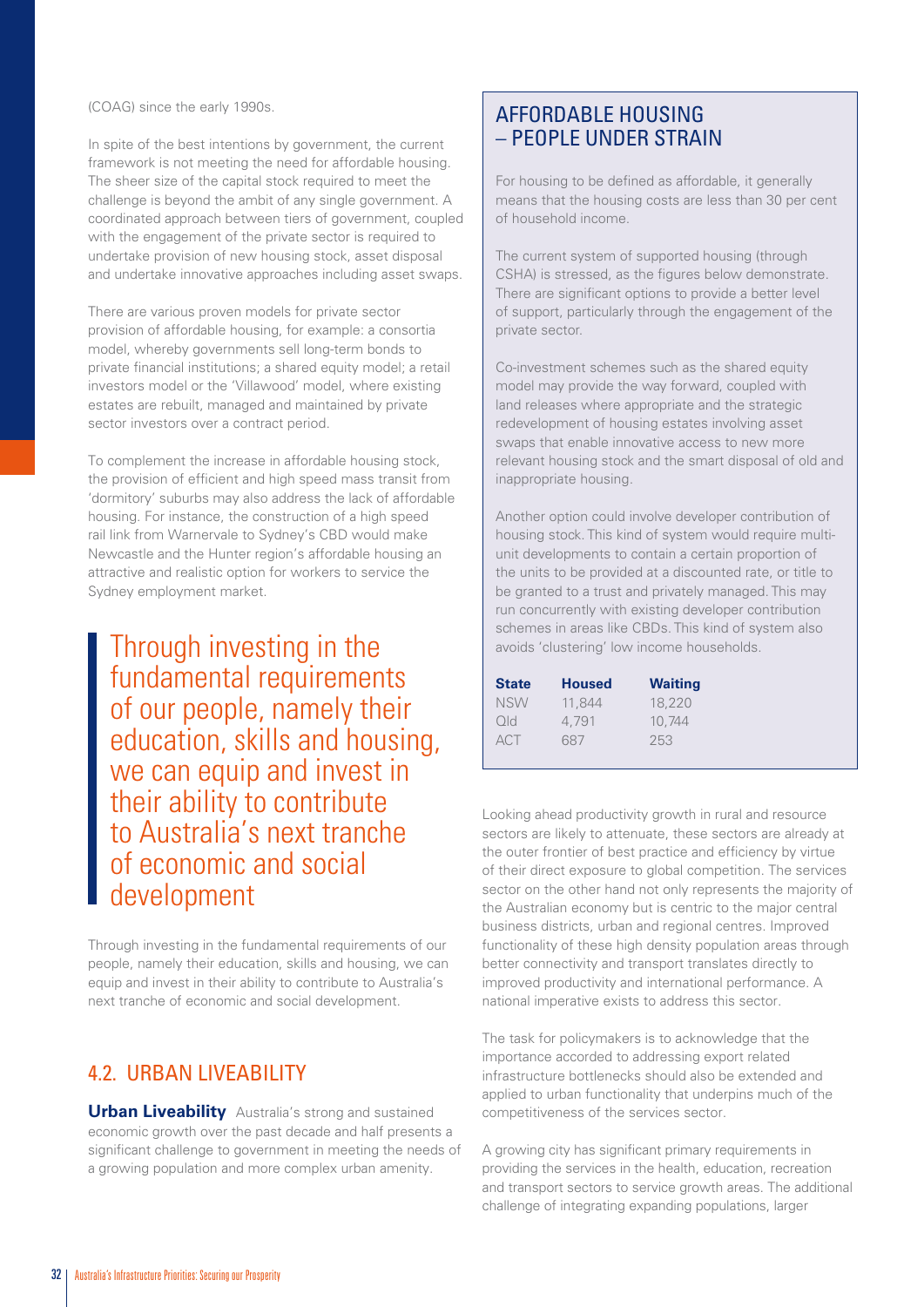(COAG) since the early 1990s.

In spite of the best intentions by government, the current framework is not meeting the need for affordable housing. The sheer size of the capital stock required to meet the challenge is beyond the ambit of any single government. A coordinated approach between tiers of government, coupled with the engagement of the private sector is required to undertake provision of new housing stock, asset disposal and undertake innovative approaches including asset swaps.

There are various proven models for private sector provision of affordable housing, for example: a consortia model, whereby governments sell long-term bonds to private financial institutions; a shared equity model; a retail investors model or the 'Villawood' model, where existing estates are rebuilt, managed and maintained by private sector investors over a contract period.

To complement the increase in affordable housing stock, the provision of efficient and high speed mass transit from 'dormitory' suburbs may also address the lack of affordable housing. For instance, the construction of a high speed rail link from Warnervale to Sydney's CBD would make Newcastle and the Hunter region's affordable housing an attractive and realistic option for workers to service the Sydney employment market.

> Through investing in the fundamental requirements of our people, namely their education, skills and housing, we can equip and invest in their ability to contribute to Australia's next tranche of economic and social development

Through investing in the fundamental requirements of our people, namely their education, skills and housing, we can equip and invest in their ability to contribute to Australia's next tranche of economic and social development.

## AFFORDABLE HOUSING – PEOPLE UNDER STRAIN

For housing to be defined as affordable, it generally means that the housing costs are less than 30 per cent of household income.

The current system of supported housing (through CSHA) is stressed, as the figures below demonstrate. There are significant options to provide a better level of support, particularly through the engagement of the private sector.

Co-investment schemes such as the shared equity model may provide the way forward, coupled with land releases where appropriate and the strategic redevelopment of housing estates involving asset swaps that enable innovative access to new more relevant housing stock and the smart disposal of old and inappropriate housing.

Another option could involve developer contribution of housing stock. This kind of system would require multi-unit developments to contain a certain proportion of the units to be provided at a discounted rate, or title to be granted to a trust and privately managed. This may run concurrently with existing developer contribution schemes in areas like CBDs. This kind of system also avoids 'clustering' low income households.

| State | Housed | Waiting |
|---|---|---|
| NSW | 11,844 | 18,220 |
| Qld | 4,791 | 10,744 |
| ACT | 687 | 253 |

## 4.2. URBAN LIVEABILITY

**Urban Liveability** Australia's strong and sustained economic growth over the past decade and half presents a significant challenge to government in meeting the needs of a growing population and more complex urban amenity.

Looking ahead productivity growth in rural and resource sectors are likely to attenuate, these sectors are already at the outer frontier of best practice and efficiency by virtue of their direct exposure to global competition. The services sector on the other hand not only represents the majority of the Australian economy but is centric to the major central business districts, urban and regional centres. Improved functionality of these high density population areas through better connectivity and transport translates directly to improved productivity and international performance. A national imperative exists to address this sector.

The task for policymakers is to acknowledge that the importance accorded to addressing export related infrastructure bottlenecks should also be extended and applied to urban functionality that underpins much of the competitiveness of the services sector.

A growing city has significant primary requirements in providing the services in the health, education, recreation and transport sectors to service growth areas. The additional challenge of integrating expanding populations, larger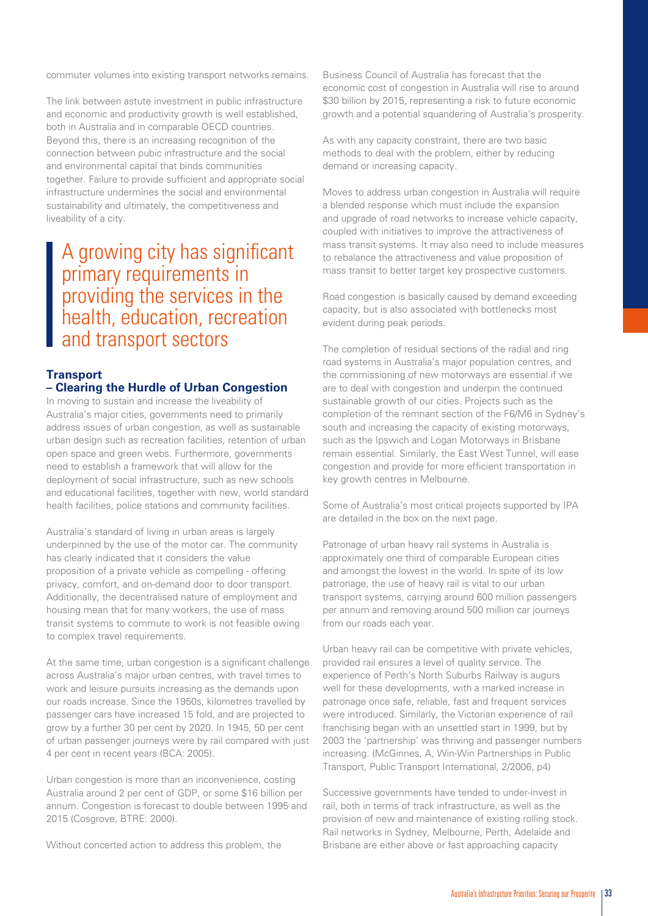commuter volumes into existing transport networks remains.

The link between astute investment in public infrastructure and economic and productivity growth is well established, both in Australia and in comparable OECD countries. Beyond this, there is an increasing recognition of the connection between pubic infrastructure and the social and environmental capital that binds communities together. Failure to provide sufficient and appropriate social infrastructure undermines the social and environmental sustainability and ultimately, the competitiveness and liveability of a city.

> A growing city has significant primary requirements in providing the services in the health, education, recreation and transport sectors

## Transport – Clearing the Hurdle of Urban Congestion

In moving to sustain and increase the liveability of Australia's major cities, governments need to primarily address issues of urban congestion, as well as sustainable urban design such as recreation facilities, retention of urban open space and green webs. Furthermore, governments need to establish a framework that will allow for the deployment of social infrastructure, such as new schools and educational facilities, together with new, world standard health facilities, police stations and community facilities.

Australia's standard of living in urban areas is largely underpinned by the use of the motor car. The community has clearly indicated that it considers the value proposition of a private vehicle as compelling - offering privacy, comfort, and on-demand door to door transport. Additionally, the decentralised nature of employment and housing mean that for many workers, the use of mass transit systems to commute to work is not feasible owing to complex travel requirements.

At the same time, urban congestion is a significant challenge across Australia's major urban centres, with travel times to work and leisure pursuits increasing as the demands upon our roads increase. Since the 1950s, kilometres travelled by passenger cars have increased 15 fold, and are projected to grow by a further 30 per cent by 2020. In 1945, 50 per cent of urban passenger journeys were by rail compared with just 4 per cent in recent years (BCA: 2005).

Urban congestion is more than an inconvenience, costing Australia around 2 per cent of GDP, or some $16 billion per annum. Congestion is forecast to double between 1995 and 2015 (Cosgrove, BTRE: 2000).

Without concerted action to address this problem, the Business Council of Australia has forecast that the economic cost of congestion in Australia will rise to around $30 billion by 2015, representing a risk to future economic growth and a potential squandering of Australia's prosperity.

As with any capacity constraint, there are two basic methods to deal with the problem, either by reducing demand or increasing capacity.

Moves to address urban congestion in Australia will require a blended response which must include the expansion and upgrade of road networks to increase vehicle capacity, coupled with initiatives to improve the attractiveness of mass transit systems. It may also need to include measures to rebalance the attractiveness and value proposition of mass transit to better target key prospective customers.

Road congestion is basically caused by demand exceeding capacity, but is also associated with bottlenecks most evident during peak periods.

The completion of residual sections of the radial and ring road systems in Australia's major population centres, and the commissioning of new motorways are essential if we are to deal with congestion and underpin the continued sustainable growth of our cities. Projects such as the completion of the remnant section of the F6/M6 in Sydney's south and increasing the capacity of existing motorways, such as the Ipswich and Logan Motorways in Brisbane remain essential. Similarly, the East West Tunnel, will ease congestion and provide for more efficient transportation in key growth centres in Melbourne.

Some of Australia's most critical projects supported by IPA are detailed in the box on the next page.

Patronage of urban heavy rail systems in Australia is approximately one third of comparable European cities and amongst the lowest in the world. In spite of its low patronage, the use of heavy rail is vital to our urban transport systems, carrying around 600 million passengers per annum and removing around 500 million car journeys from our roads each year.

Urban heavy rail can be competitive with private vehicles, provided rail ensures a level of quality service. The experience of Perth's North Suburbs Railway is augurs well for these developments, with a marked increase in patronage once safe, reliable, fast and frequent services were introduced. Similarly, the Victorian experience of rail franchising began with an unsettled start in 1999, but by 2003 the 'partnership' was thriving and passenger numbers increasing. (McGinnes, A, Win-Win Partnerships in Public Transport, Public Transport International, 2/2006, p4)

Successive governments have tended to under-invest in rail, both in terms of track infrastructure, as well as the provision of new and maintenance of existing rolling stock. Rail networks in Sydney, Melbourne, Perth, Adelaide and Brisbane are either above or fast approaching capacity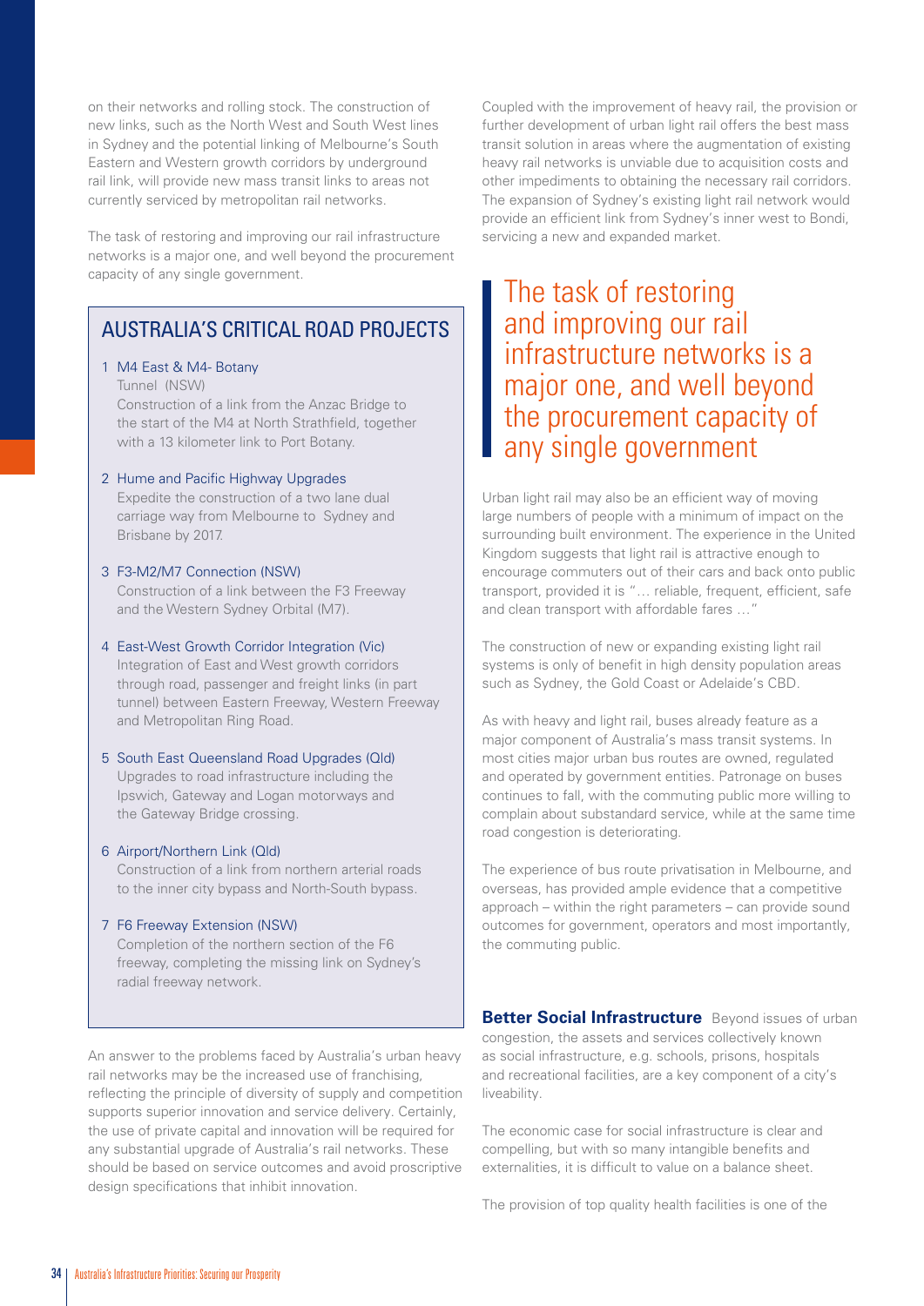on their networks and rolling stock. The construction of new links, such as the North West and South West lines in Sydney and the potential linking of Melbourne's South Eastern and Western growth corridors by underground rail link, will provide new mass transit links to areas not currently serviced by metropolitan rail networks.

The task of restoring and improving our rail infrastructure networks is a major one, and well beyond the procurement capacity of any single government.

## AUSTRALIA'S CRITICAL ROAD PROJECTS

1. M4 East & M4- Botany Tunnel (NSW)
   Construction of a link from the Anzac Bridge to the start of the M4 at North Strathfield, together with a 13 kilometer link to Port Botany.

2. Hume and Pacific Highway Upgrades
   Expedite the construction of a two lane dual carriage way from Melbourne to Sydney and Brisbane by 2017.

3. F3-M2/M7 Connection (NSW)
   Construction of a link between the F3 Freeway and the Western Sydney Orbital (M7).

4. East-West Growth Corridor Integration (Vic)
   Integration of East and West growth corridors through road, passenger and freight links (in part tunnel) between Eastern Freeway, Western Freeway and Metropolitan Ring Road.

5. South East Queensland Road Upgrades (Qld)
   Upgrades to road infrastructure including the Ipswich, Gateway and Logan motorways and the Gateway Bridge crossing.

6. Airport/Northern Link (Qld)
   Construction of a link from northern arterial roads to the inner city bypass and North-South bypass.

7. F6 Freeway Extension (NSW)
   Completion of the northern section of the F6 freeway, completing the missing link on Sydney's radial freeway network.

An answer to the problems faced by Australia's urban heavy rail networks may be the increased use of franchising, reflecting the principle of diversity of supply and competition supports superior innovation and service delivery. Certainly, the use of private capital and innovation will be required for any substantial upgrade of Australia's rail networks. These should be based on service outcomes and avoid proscriptive design specifications that inhibit innovation.

Coupled with the improvement of heavy rail, the provision or further development of urban light rail offers the best mass transit solution in areas where the augmentation of existing heavy rail networks is unviable due to acquisition costs and other impediments to obtaining the necessary rail corridors. The expansion of Sydney's existing light rail network would provide an efficient link from Sydney's inner west to Bondi, servicing a new and expanded market.

> The task of restoring and improving our rail infrastructure networks is a major one, and well beyond the procurement capacity of any single government

Urban light rail may also be an efficient way of moving large numbers of people with a minimum of impact on the surrounding built environment. The experience in the United Kingdom suggests that light rail is attractive enough to encourage commuters out of their cars and back onto public transport, provided it is "… reliable, frequent, efficient, safe and clean transport with affordable fares …"

The construction of new or expanding existing light rail systems is only of benefit in high density population areas such as Sydney, the Gold Coast or Adelaide's CBD.

As with heavy and light rail, buses already feature as a major component of Australia's mass transit systems. In most cities major urban bus routes are owned, regulated and operated by government entities. Patronage on buses continues to fall, with the commuting public more willing to complain about substandard service, while at the same time road congestion is deteriorating.

The experience of bus route privatisation in Melbourne, and overseas, has provided ample evidence that a competitive approach – within the right parameters – can provide sound outcomes for government, operators and most importantly, the commuting public.

**Better Social Infrastructure** Beyond issues of urban congestion, the assets and services collectively known as social infrastructure, e.g. schools, prisons, hospitals and recreational facilities, are a key component of a city's liveability.

The economic case for social infrastructure is clear and compelling, but with so many intangible benefits and externalities, it is difficult to value on a balance sheet.

The provision of top quality health facilities is one of the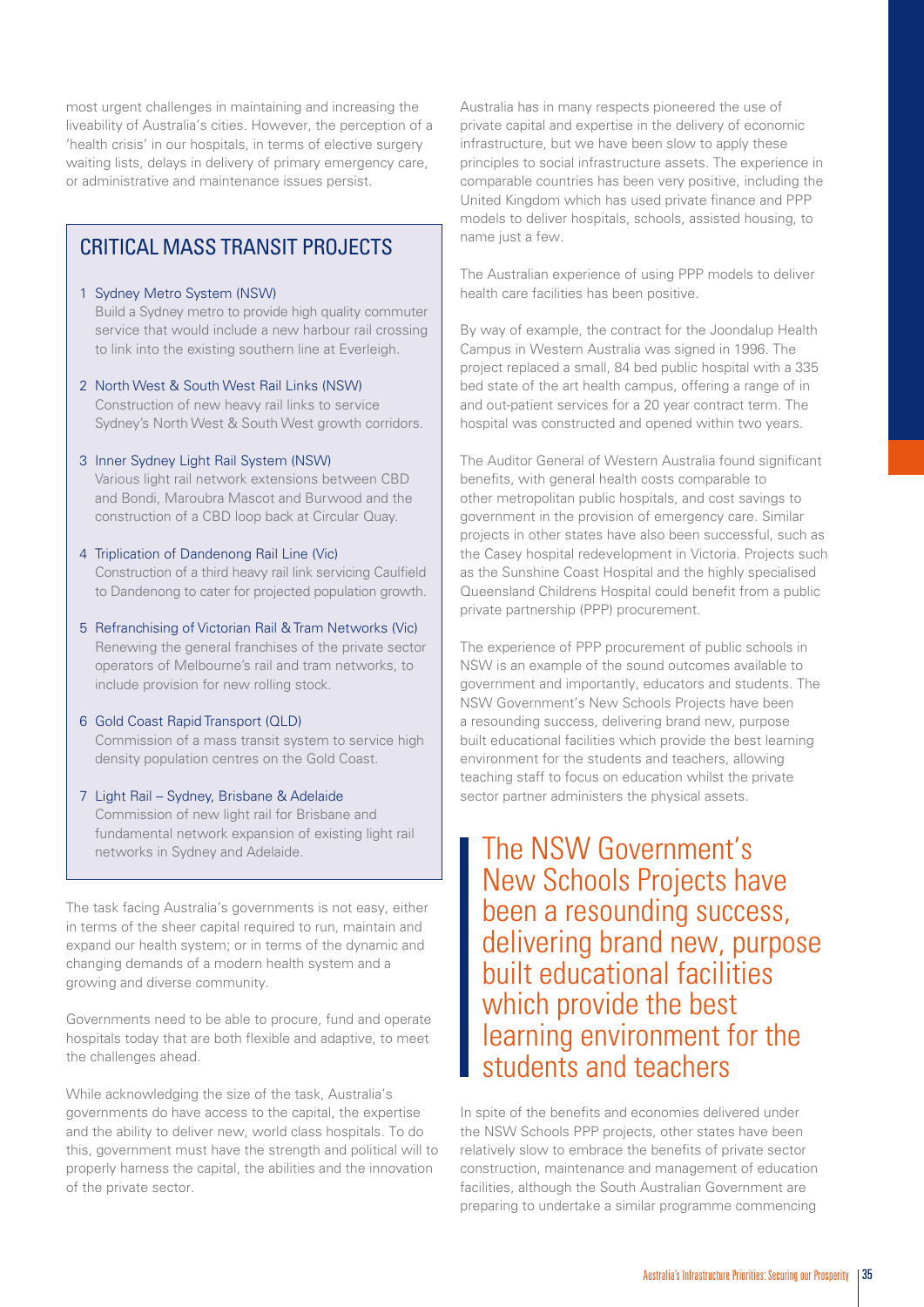most urgent challenges in maintaining and increasing the liveability of Australia's cities. However, the perception of a 'health crisis' in our hospitals, in terms of elective surgery waiting lists, delays in delivery of primary emergency care, or administrative and maintenance issues persist.

## CRITICAL MASS TRANSIT PROJECTS

1. Sydney Metro System (NSW)
   Build a Sydney metro to provide high quality commuter service that would include a new harbour rail crossing to link into the existing southern line at Everleigh.

2. North West & South West Rail Links (NSW)
   Construction of new heavy rail links to service Sydney's North West & South West growth corridors.

3. Inner Sydney Light Rail System (NSW)
   Various light rail network extensions between CBD and Bondi, Maroubra Mascot and Burwood and the construction of a CBD loop back at Circular Quay.

4. Triplication of Dandenong Rail Line (Vic)
   Construction of a third heavy rail link servicing Caulfield to Dandenong to cater for projected population growth.

5. Refranchising of Victorian Rail & Tram Networks (Vic)
   Renewing the general franchises of the private sector operators of Melbourne's rail and tram networks, to include provision for new rolling stock.

6. Gold Coast Rapid Transport (QLD)
   Commission of a mass transit system to service high density population centres on the Gold Coast.

7. Light Rail – Sydney, Brisbane & Adelaide
   Commission of new light rail for Brisbane and fundamental network expansion of existing light rail networks in Sydney and Adelaide.

The task facing Australia's governments is not easy, either in terms of the sheer capital required to run, maintain and expand our health system; or in terms of the dynamic and changing demands of a modern health system and a growing and diverse community.

Governments need to be able to procure, fund and operate hospitals today that are both flexible and adaptive, to meet the challenges ahead.

While acknowledging the size of the task, Australia's governments do have access to the capital, the expertise and the ability to deliver new, world class hospitals. To do this, government must have the strength and political will to properly harness the capital, the abilities and the innovation of the private sector.

Australia has in many respects pioneered the use of private capital and expertise in the delivery of economic infrastructure, but we have been slow to apply these principles to social infrastructure assets. The experience in comparable countries has been very positive, including the United Kingdom which has used private finance and PPP models to deliver hospitals, schools, assisted housing, to name just a few.

The Australian experience of using PPP models to deliver health care facilities has been positive.

By way of example, the contract for the Joondalup Health Campus in Western Australia was signed in 1996. The project replaced a small, 84 bed public hospital with a 335 bed state of the art health campus, offering a range of in and out-patient services for a 20 year contract term. The hospital was constructed and opened within two years.

The Auditor General of Western Australia found significant benefits, with general health costs comparable to other metropolitan public hospitals, and cost savings to government in the provision of emergency care. Similar projects in other states have also been successful, such as the Casey hospital redevelopment in Victoria. Projects such as the Sunshine Coast Hospital and the highly specialised Queensland Childrens Hospital could benefit from a public private partnership (PPP) procurement.

The experience of PPP procurement of public schools in NSW is an example of the sound outcomes available to government and importantly, educators and students. The NSW Government's New Schools Projects have been a resounding success, delivering brand new, purpose built educational facilities which provide the best learning environment for the students and teachers, allowing teaching staff to focus on education whilst the private sector partner administers the physical assets.

> The NSW Government's New Schools Projects have been a resounding success, delivering brand new, purpose built educational facilities which provide the best learning environment for the students and teachers

In spite of the benefits and economies delivered under the NSW Schools PPP projects, other states have been relatively slow to embrace the benefits of private sector construction, maintenance and management of education facilities, although the South Australian Government are preparing to undertake a similar programme commencing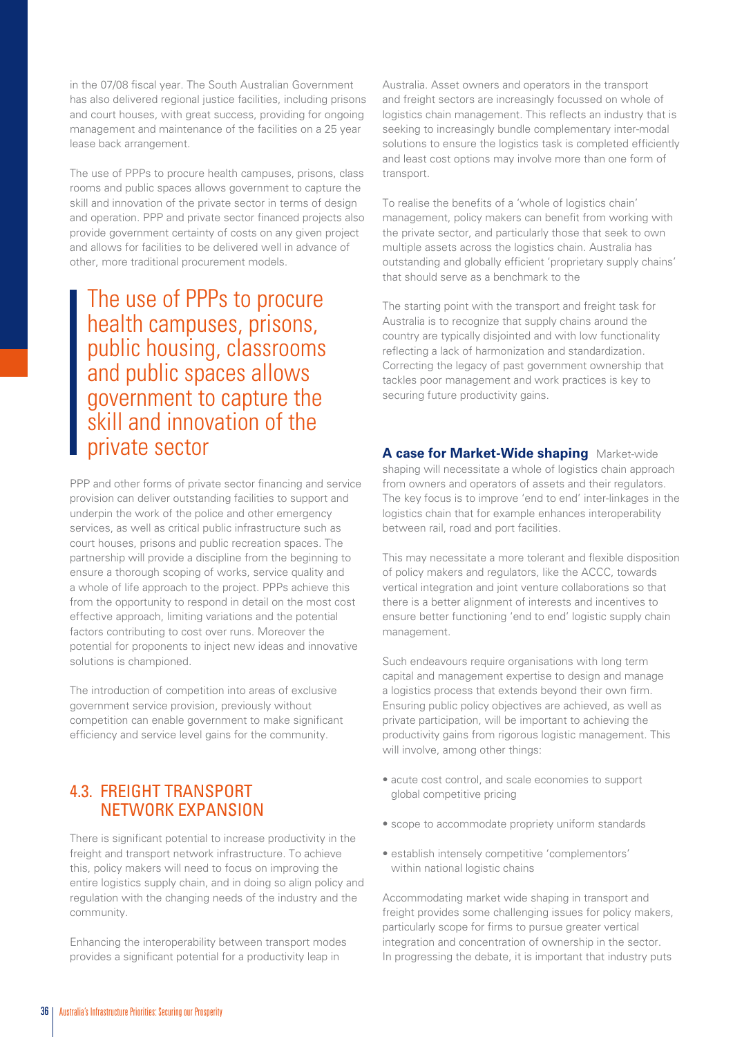in the 07/08 fiscal year. The South Australian Government has also delivered regional justice facilities, including prisons and court houses, with great success, providing for ongoing management and maintenance of the facilities on a 25 year lease back arrangement.

The use of PPPs to procure health campuses, prisons, class rooms and public spaces allows government to capture the skill and innovation of the private sector in terms of design and operation. PPP and private sector financed projects also provide government certainty of costs on any given project and allows for facilities to be delivered well in advance of other, more traditional procurement models.

> The use of PPPs to procure health campuses, prisons, public housing, classrooms and public spaces allows government to capture the skill and innovation of the private sector

PPP and other forms of private sector financing and service provision can deliver outstanding facilities to support and underpin the work of the police and other emergency services, as well as critical public infrastructure such as court houses, prisons and public recreation spaces. The partnership will provide a discipline from the beginning to ensure a thorough scoping of works, service quality and a whole of life approach to the project. PPPs achieve this from the opportunity to respond in detail on the most cost effective approach, limiting variations and the potential factors contributing to cost over runs. Moreover the potential for proponents to inject new ideas and innovative solutions is championed.

The introduction of competition into areas of exclusive government service provision, previously without competition can enable government to make significant efficiency and service level gains for the community.

## 4.3. FREIGHT TRANSPORT NETWORK EXPANSION

There is significant potential to increase productivity in the freight and transport network infrastructure. To achieve this, policy makers will need to focus on improving the entire logistics supply chain, and in doing so align policy and regulation with the changing needs of the industry and the community.

Enhancing the interoperability between transport modes provides a significant potential for a productivity leap in Australia. Asset owners and operators in the transport and freight sectors are increasingly focussed on whole of logistics chain management. This reflects an industry that is seeking to increasingly bundle complementary inter-modal solutions to ensure the logistics task is completed efficiently and least cost options may involve more than one form of transport.

To realise the benefits of a 'whole of logistics chain' management, policy makers can benefit from working with the private sector, and particularly those that seek to own multiple assets across the logistics chain. Australia has outstanding and globally efficient 'proprietary supply chains' that should serve as a benchmark to the

The starting point with the transport and freight task for Australia is to recognize that supply chains around the country are typically disjointed and with low functionality reflecting a lack of harmonization and standardization. Correcting the legacy of past government ownership that tackles poor management and work practices is key to securing future productivity gains.

**A case for Market-Wide shaping** Market-wide shaping will necessitate a whole of logistics chain approach from owners and operators of assets and their regulators. The key focus is to improve 'end to end' inter-linkages in the logistics chain that for example enhances interoperability between rail, road and port facilities.

This may necessitate a more tolerant and flexible disposition of policy makers and regulators, like the ACCC, towards vertical integration and joint venture collaborations so that there is a better alignment of interests and incentives to ensure better functioning 'end to end' logistic supply chain management.

Such endeavours require organisations with long term capital and management expertise to design and manage a logistics process that extends beyond their own firm. Ensuring public policy objectives are achieved, as well as private participation, will be important to achieving the productivity gains from rigorous logistic management. This will involve, among other things:

- acute cost control, and scale economies to support global competitive pricing
- scope to accommodate propriety uniform standards
- establish intensely competitive 'complementors' within national logistic chains

Accommodating market wide shaping in transport and freight provides some challenging issues for policy makers, particularly scope for firms to pursue greater vertical integration and concentration of ownership in the sector. In progressing the debate, it is important that industry puts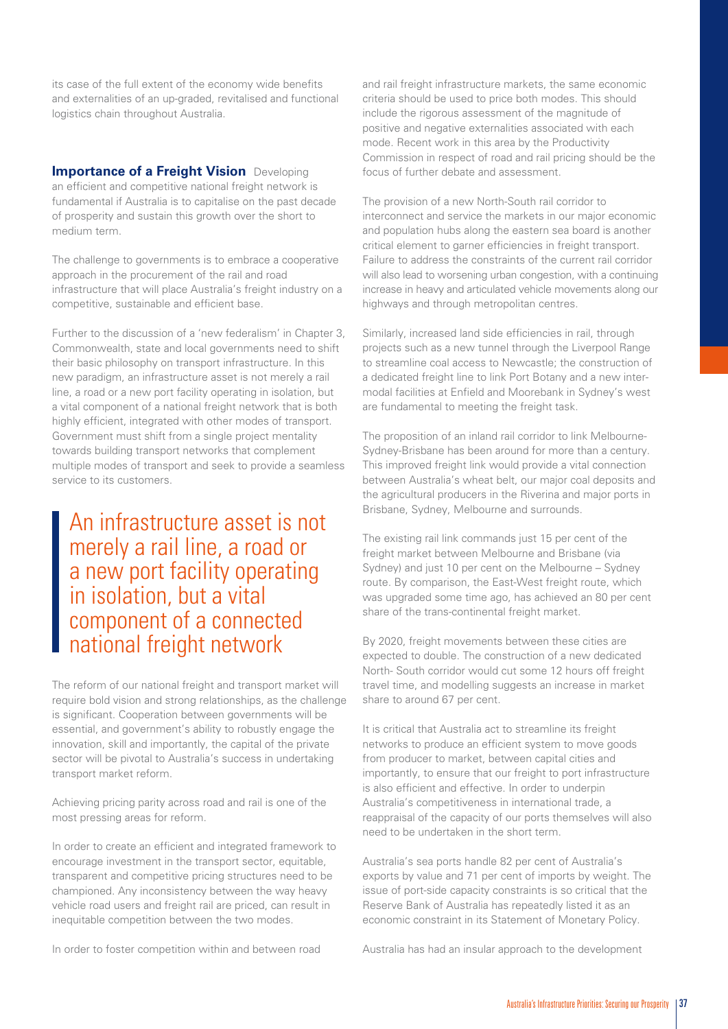its case of the full extent of the economy wide benefits and externalities of an up-graded, revitalised and functional logistics chain throughout Australia.

**Importance of a Freight Vision** Developing an efficient and competitive national freight network is fundamental if Australia is to capitalise on the past decade of prosperity and sustain this growth over the short to medium term.

The challenge to governments is to embrace a cooperative approach in the procurement of the rail and road infrastructure that will place Australia's freight industry on a competitive, sustainable and efficient base.

Further to the discussion of a 'new federalism' in Chapter 3, Commonwealth, state and local governments need to shift their basic philosophy on transport infrastructure. In this new paradigm, an infrastructure asset is not merely a rail line, a road or a new port facility operating in isolation, but a vital component of a national freight network that is both highly efficient, integrated with other modes of transport. Government must shift from a single project mentality towards building transport networks that complement multiple modes of transport and seek to provide a seamless service to its customers.

> An infrastructure asset is not merely a rail line, a road or a new port facility operating in isolation, but a vital component of a connected national freight network

The reform of our national freight and transport market will require bold vision and strong relationships, as the challenge is significant. Cooperation between governments will be essential, and government's ability to robustly engage the innovation, skill and importantly, the capital of the private sector will be pivotal to Australia's success in undertaking transport market reform.

Achieving pricing parity across road and rail is one of the most pressing areas for reform.

In order to create an efficient and integrated framework to encourage investment in the transport sector, equitable, transparent and competitive pricing structures need to be championed. Any inconsistency between the way heavy vehicle road users and freight rail are priced, can result in inequitable competition between the two modes.

In order to foster competition within and between road and rail freight infrastructure markets, the same economic criteria should be used to price both modes. This should include the rigorous assessment of the magnitude of positive and negative externalities associated with each mode. Recent work in this area by the Productivity Commission in respect of road and rail pricing should be the focus of further debate and assessment.

The provision of a new North-South rail corridor to interconnect and service the markets in our major economic and population hubs along the eastern sea board is another critical element to garner efficiencies in freight transport. Failure to address the constraints of the current rail corridor will also lead to worsening urban congestion, with a continuing increase in heavy and articulated vehicle movements along our highways and through metropolitan centres.

Similarly, increased land side efficiencies in rail, through projects such as a new tunnel through the Liverpool Range to streamline coal access to Newcastle; the construction of a dedicated freight line to link Port Botany and a new inter-modal facilities at Enfield and Moorebank in Sydney's west are fundamental to meeting the freight task.

The proposition of an inland rail corridor to link Melbourne-Sydney-Brisbane has been around for more than a century. This improved freight link would provide a vital connection between Australia's wheat belt, our major coal deposits and the agricultural producers in the Riverina and major ports in Brisbane, Sydney, Melbourne and surrounds.

The existing rail link commands just 15 per cent of the freight market between Melbourne and Brisbane (via Sydney) and just 10 per cent on the Melbourne – Sydney route. By comparison, the East-West freight route, which was upgraded some time ago, has achieved an 80 per cent share of the trans-continental freight market.

By 2020, freight movements between these cities are expected to double. The construction of a new dedicated North- South corridor would cut some 12 hours off freight travel time, and modelling suggests an increase in market share to around 67 per cent.

It is critical that Australia act to streamline its freight networks to produce an efficient system to move goods from producer to market, between capital cities and importantly, to ensure that our freight to port infrastructure is also efficient and effective. In order to underpin Australia's competitiveness in international trade, a reappraisal of the capacity of our ports themselves will also need to be undertaken in the short term.

Australia's sea ports handle 82 per cent of Australia's exports by value and 71 per cent of imports by weight. The issue of port-side capacity constraints is so critical that the Reserve Bank of Australia has repeatedly listed it as an economic constraint in its Statement of Monetary Policy.

Australia has had an insular approach to the development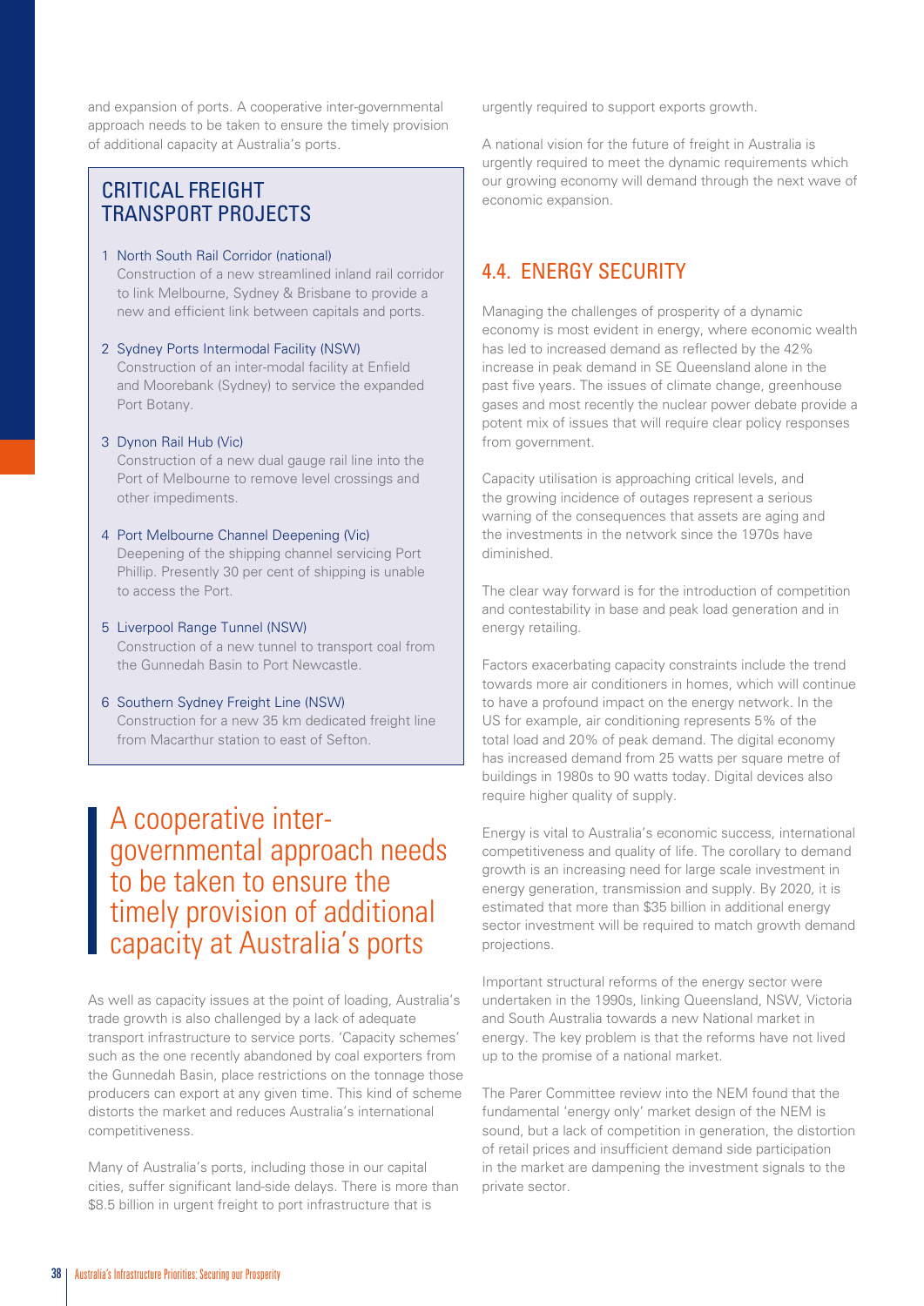and expansion of ports. A cooperative inter-governmental approach needs to be taken to ensure the timely provision of additional capacity at Australia's ports.

## CRITICAL FREIGHT TRANSPORT PROJECTS

1. North South Rail Corridor (national)
   Construction of a new streamlined inland rail corridor to link Melbourne, Sydney & Brisbane to provide a new and efficient link between capitals and ports.

2. Sydney Ports Intermodal Facility (NSW)
   Construction of an inter-modal facility at Enfield and Moorebank (Sydney) to service the expanded Port Botany.

3. Dynon Rail Hub (Vic)
   Construction of a new dual gauge rail line into the Port of Melbourne to remove level crossings and other impediments.

4. Port Melbourne Channel Deepening (Vic)
   Deepening of the shipping channel servicing Port Phillip. Presently 30 per cent of shipping is unable to access the Port.

5. Liverpool Range Tunnel (NSW)
   Construction of a new tunnel to transport coal from the Gunnedah Basin to Port Newcastle.

6. Southern Sydney Freight Line (NSW)
   Construction for a new 35 km dedicated freight line from Macarthur station to east of Sefton.

> A cooperative inter-governmental approach needs to be taken to ensure the timely provision of additional capacity at Australia's ports

As well as capacity issues at the point of loading, Australia's trade growth is also challenged by a lack of adequate transport infrastructure to service ports. 'Capacity schemes' such as the one recently abandoned by coal exporters from the Gunnedah Basin, place restrictions on the tonnage those producers can export at any given time. This kind of scheme distorts the market and reduces Australia's international competitiveness.

Many of Australia's ports, including those in our capital cities, suffer significant land-side delays. There is more than $8.5 billion in urgent freight to port infrastructure that is urgently required to support exports growth.

A national vision for the future of freight in Australia is urgently required to meet the dynamic requirements which our growing economy will demand through the next wave of economic expansion.

## 4.4. ENERGY SECURITY

Managing the challenges of prosperity of a dynamic economy is most evident in energy, where economic wealth has led to increased demand as reflected by the 42% increase in peak demand in SE Queensland alone in the past five years. The issues of climate change, greenhouse gases and most recently the nuclear power debate provide a potent mix of issues that will require clear policy responses from government.

Capacity utilisation is approaching critical levels, and the growing incidence of outages represent a serious warning of the consequences that assets are aging and the investments in the network since the 1970s have diminished.

The clear way forward is for the introduction of competition and contestability in base and peak load generation and in energy retailing.

Factors exacerbating capacity constraints include the trend towards more air conditioners in homes, which will continue to have a profound impact on the energy network. In the US for example, air conditioning represents 5% of the total load and 20% of peak demand. The digital economy has increased demand from 25 watts per square metre of buildings in 1980s to 90 watts today. Digital devices also require higher quality of supply.

Energy is vital to Australia's economic success, international competitiveness and quality of life. The corollary to demand growth is an increasing need for large scale investment in energy generation, transmission and supply. By 2020, it is estimated that more than $35 billion in additional energy sector investment will be required to match growth demand projections.

Important structural reforms of the energy sector were undertaken in the 1990s, linking Queensland, NSW, Victoria and South Australia towards a new National market in energy. The key problem is that the reforms have not lived up to the promise of a national market.

The Parer Committee review into the NEM found that the fundamental 'energy only' market design of the NEM is sound, but a lack of competition in generation, the distortion of retail prices and insufficient demand side participation in the market are dampening the investment signals to the private sector.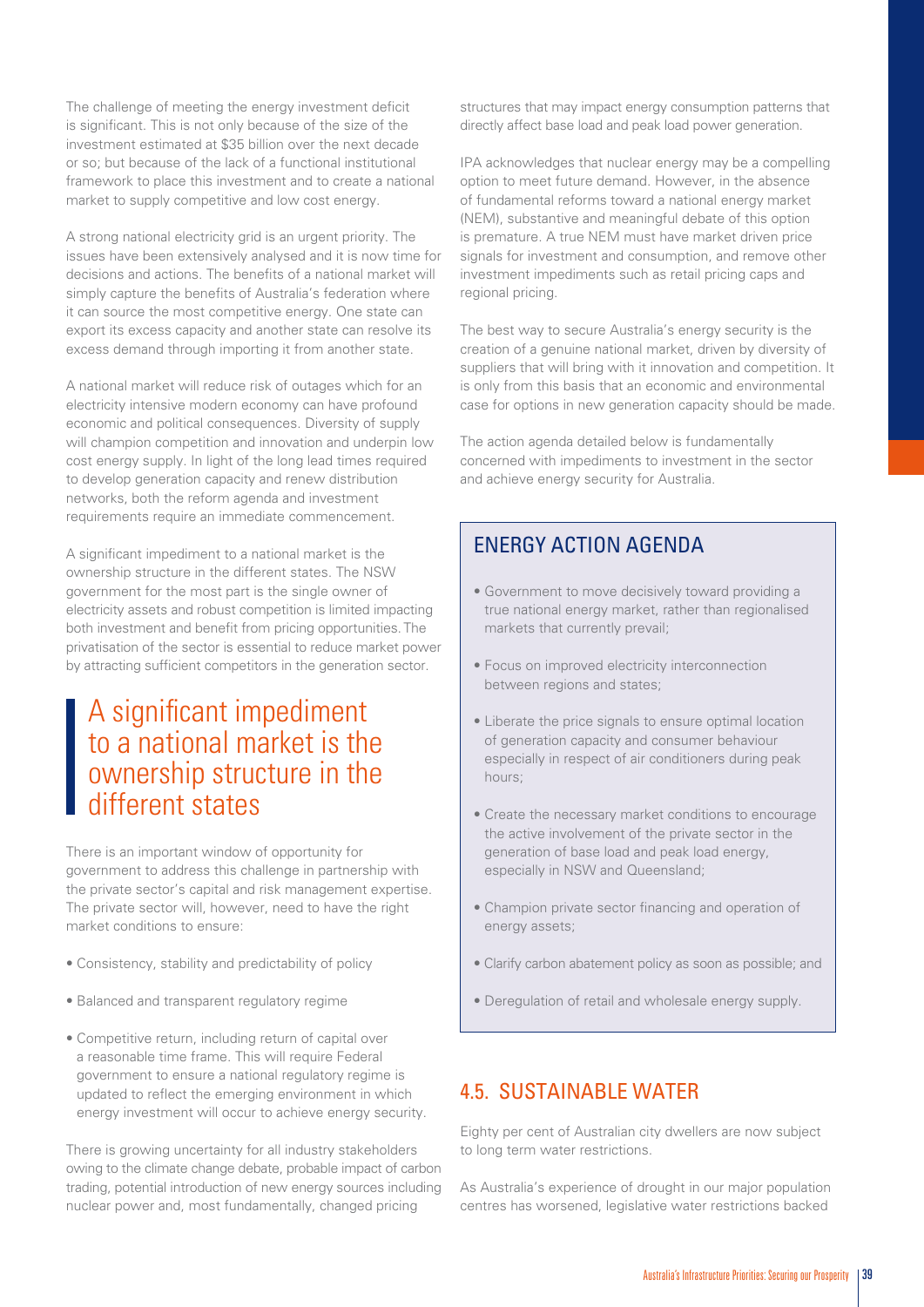The challenge of meeting the energy investment deficit is significant. This is not only because of the size of the investment estimated at $35 billion over the next decade or so; but because of the lack of a functional institutional framework to place this investment and to create a national market to supply competitive and low cost energy.

A strong national electricity grid is an urgent priority. The issues have been extensively analysed and it is now time for decisions and actions. The benefits of a national market will simply capture the benefits of Australia's federation where it can source the most competitive energy. One state can export its excess capacity and another state can resolve its excess demand through importing it from another state.

A national market will reduce risk of outages which for an electricity intensive modern economy can have profound economic and political consequences. Diversity of supply will champion competition and innovation and underpin low cost energy supply. In light of the long lead times required to develop generation capacity and renew distribution networks, both the reform agenda and investment requirements require an immediate commencement.

A significant impediment to a national market is the ownership structure in the different states. The NSW government for the most part is the single owner of electricity assets and robust competition is limited impacting both investment and benefit from pricing opportunities. The privatisation of the sector is essential to reduce market power by attracting sufficient competitors in the generation sector.

> A significant impediment to a national market is the ownership structure in the different states

There is an important window of opportunity for government to address this challenge in partnership with the private sector's capital and risk management expertise. The private sector will, however, need to have the right market conditions to ensure:

- Consistency, stability and predictability of policy
- Balanced and transparent regulatory regime
- Competitive return, including return of capital over a reasonable time frame. This will require Federal government to ensure a national regulatory regime is updated to reflect the emerging environment in which energy investment will occur to achieve energy security.

There is growing uncertainty for all industry stakeholders owing to the climate change debate, probable impact of carbon trading, potential introduction of new energy sources including nuclear power and, most fundamentally, changed pricing structures that may impact energy consumption patterns that directly affect base load and peak load power generation.

IPA acknowledges that nuclear energy may be a compelling option to meet future demand. However, in the absence of fundamental reforms toward a national energy market (NEM), substantive and meaningful debate of this option is premature. A true NEM must have market driven price signals for investment and consumption, and remove other investment impediments such as retail pricing caps and regional pricing.

The best way to secure Australia's energy security is the creation of a genuine national market, driven by diversity of suppliers that will bring with it innovation and competition. It is only from this basis that an economic and environmental case for options in new generation capacity should be made.

The action agenda detailed below is fundamentally concerned with impediments to investment in the sector and achieve energy security for Australia.

## ENERGY ACTION AGENDA

- Government to move decisively toward providing a true national energy market, rather than regionalised markets that currently prevail;
- Focus on improved electricity interconnection between regions and states;
- Liberate the price signals to ensure optimal location of generation capacity and consumer behaviour especially in respect of air conditioners during peak hours;
- Create the necessary market conditions to encourage the active involvement of the private sector in the generation of base load and peak load energy, especially in NSW and Queensland;
- Champion private sector financing and operation of energy assets;
- Clarify carbon abatement policy as soon as possible; and
- Deregulation of retail and wholesale energy supply.

## 4.5. SUSTAINABLE WATER

Eighty per cent of Australian city dwellers are now subject to long term water restrictions.

As Australia's experience of drought in our major population centres has worsened, legislative water restrictions backed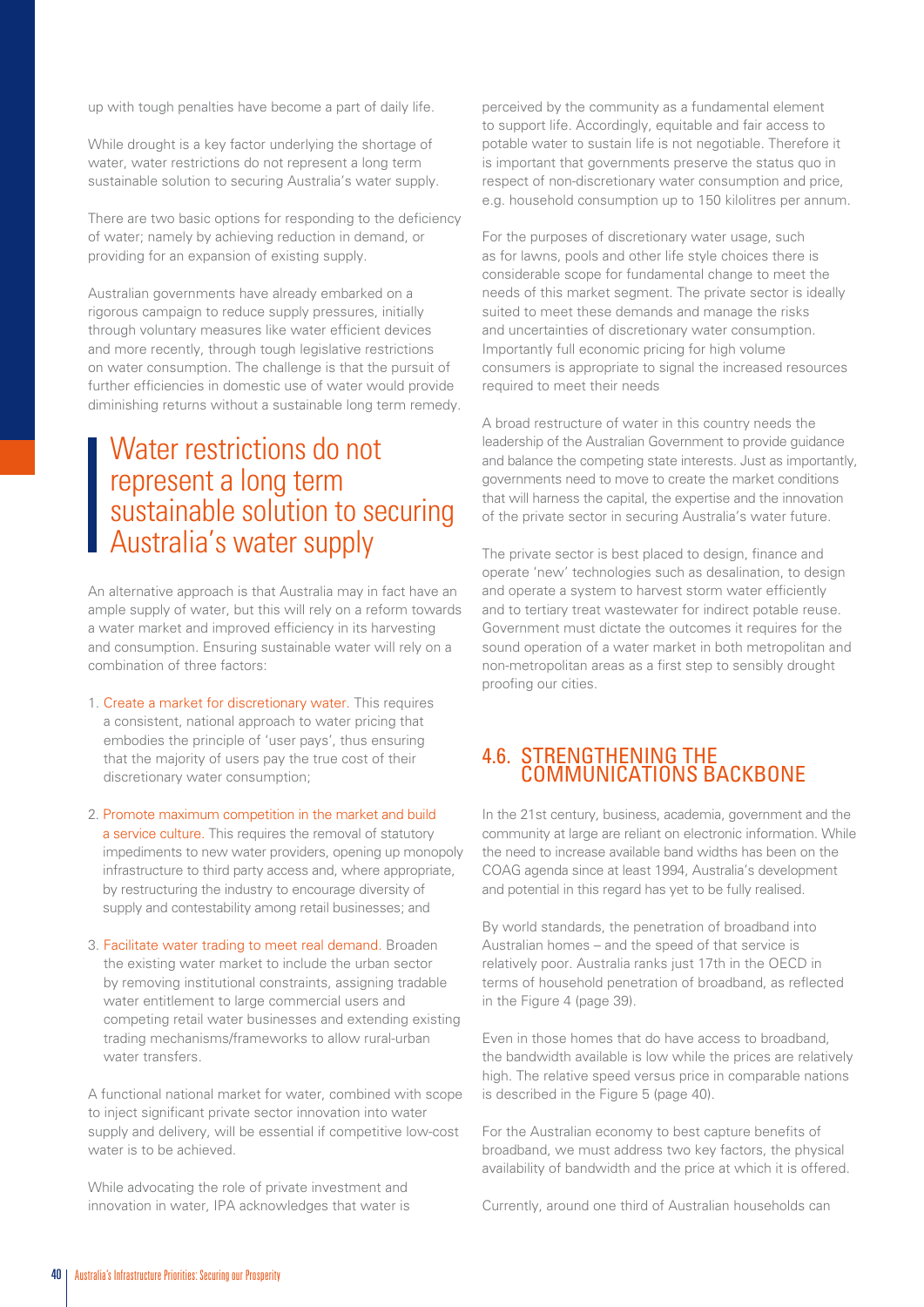up with tough penalties have become a part of daily life.

While drought is a key factor underlying the shortage of water, water restrictions do not represent a long term sustainable solution to securing Australia's water supply.

There are two basic options for responding to the deficiency of water; namely by achieving reduction in demand, or providing for an expansion of existing supply.

Australian governments have already embarked on a rigorous campaign to reduce supply pressures, initially through voluntary measures like water efficient devices and more recently, through tough legislative restrictions on water consumption. The challenge is that the pursuit of further efficiencies in domestic use of water would provide diminishing returns without a sustainable long term remedy.

> Water restrictions do not represent a long term sustainable solution to securing Australia's water supply

An alternative approach is that Australia may in fact have an ample supply of water, but this will rely on a reform towards a water market and improved efficiency in its harvesting and consumption. Ensuring sustainable water will rely on a combination of three factors:

1. Create a market for discretionary water. This requires a consistent, national approach to water pricing that embodies the principle of 'user pays', thus ensuring that the majority of users pay the true cost of their discretionary water consumption;
2. Promote maximum competition in the market and build a service culture. This requires the removal of statutory impediments to new water providers, opening up monopoly infrastructure to third party access and, where appropriate, by restructuring the industry to encourage diversity of supply and contestability among retail businesses; and
3. Facilitate water trading to meet real demand. Broaden the existing water market to include the urban sector by removing institutional constraints, assigning tradable water entitlement to large commercial users and competing retail water businesses and extending existing trading mechanisms/frameworks to allow rural-urban water transfers.

A functional national market for water, combined with scope to inject significant private sector innovation into water supply and delivery, will be essential if competitive low-cost water is to be achieved.

While advocating the role of private investment and innovation in water, IPA acknowledges that water is perceived by the community as a fundamental element to support life. Accordingly, equitable and fair access to potable water to sustain life is not negotiable. Therefore it is important that governments preserve the status quo in respect of non-discretionary water consumption and price, e.g. household consumption up to 150 kilolitres per annum.

For the purposes of discretionary water usage, such as for lawns, pools and other life style choices there is considerable scope for fundamental change to meet the needs of this market segment. The private sector is ideally suited to meet these demands and manage the risks and uncertainties of discretionary water consumption. Importantly full economic pricing for high volume consumers is appropriate to signal the increased resources required to meet their needs

A broad restructure of water in this country needs the leadership of the Australian Government to provide guidance and balance the competing state interests. Just as importantly, governments need to move to create the market conditions that will harness the capital, the expertise and the innovation of the private sector in securing Australia's water future.

The private sector is best placed to design, finance and operate 'new' technologies such as desalination, to design and operate a system to harvest storm water efficiently and to tertiary treat wastewater for indirect potable reuse. Government must dictate the outcomes it requires for the sound operation of a water market in both metropolitan and non-metropolitan areas as a first step to sensibly drought proofing our cities.

## 4.6. STRENGTHENING THE COMMUNICATIONS BACKBONE

In the 21st century, business, academia, government and the community at large are reliant on electronic information. While the need to increase available band widths has been on the COAG agenda since at least 1994, Australia's development and potential in this regard has yet to be fully realised.

By world standards, the penetration of broadband into Australian homes – and the speed of that service is relatively poor. Australia ranks just 17th in the OECD in terms of household penetration of broadband, as reflected in the Figure 4 (page 39).

Even in those homes that do have access to broadband, the bandwidth available is low while the prices are relatively high. The relative speed versus price in comparable nations is described in the Figure 5 (page 40).

For the Australian economy to best capture benefits of broadband, we must address two key factors, the physical availability of bandwidth and the price at which it is offered.

Currently, around one third of Australian households can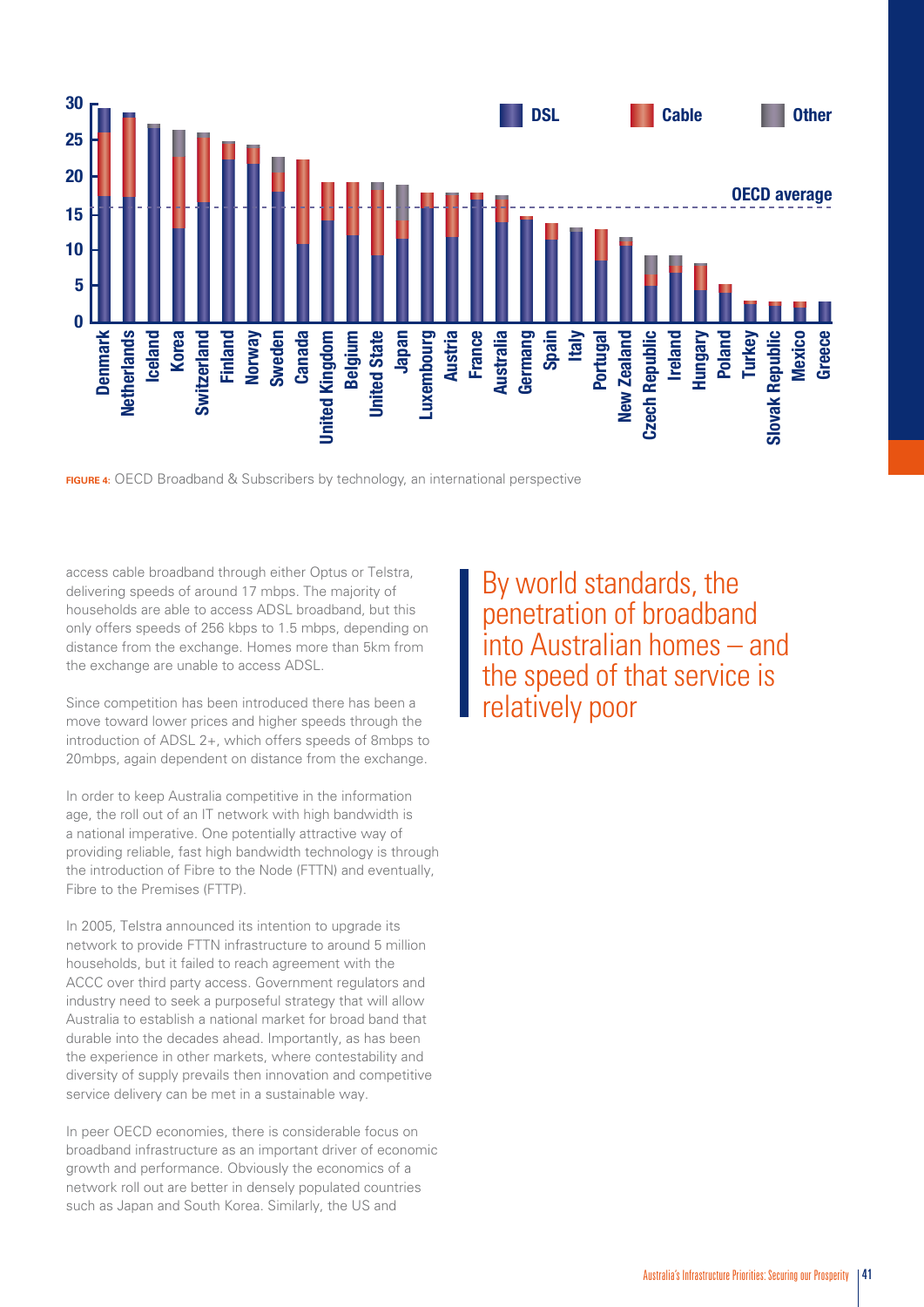**FIGURE 4:** OECD Broadband & Subscribers by technology, an international perspective

access cable broadband through either Optus or Telstra, delivering speeds of around 17 mbps. The majority of households are able to access ADSL broadband, but this only offers speeds of 256 kbps to 1.5 mbps, depending on distance from the exchange. Homes more than 5km from the exchange are unable to access ADSL.

Since competition has been introduced there has been a move toward lower prices and higher speeds through the introduction of ADSL 2+, which offers speeds of 8mbps to 20mbps, again dependent on distance from the exchange.

In order to keep Australia competitive in the information age, the roll out of an IT network with high bandwidth is a national imperative. One potentially attractive way of providing reliable, fast high bandwidth technology is through the introduction of Fibre to the Node (FTTN) and eventually, Fibre to the Premises (FTTP).

In 2005, Telstra announced its intention to upgrade its network to provide FTTN infrastructure to around 5 million households, but it failed to reach agreement with the ACCC over third party access. Government regulators and industry need to seek a purposeful strategy that will allow Australia to establish a national market for broad band that durable into the decades ahead. Importantly, as has been the experience in other markets, where contestability and diversity of supply prevails then innovation and competitive service delivery can be met in a sustainable way.

In peer OECD economies, there is considerable focus on broadband infrastructure as an important driver of economic growth and performance. Obviously the economics of a network roll out are better in densely populated countries such as Japan and South Korea. Similarly, the US and

> By world standards, the penetration of broadband into Australian homes – and the speed of that service is relatively poor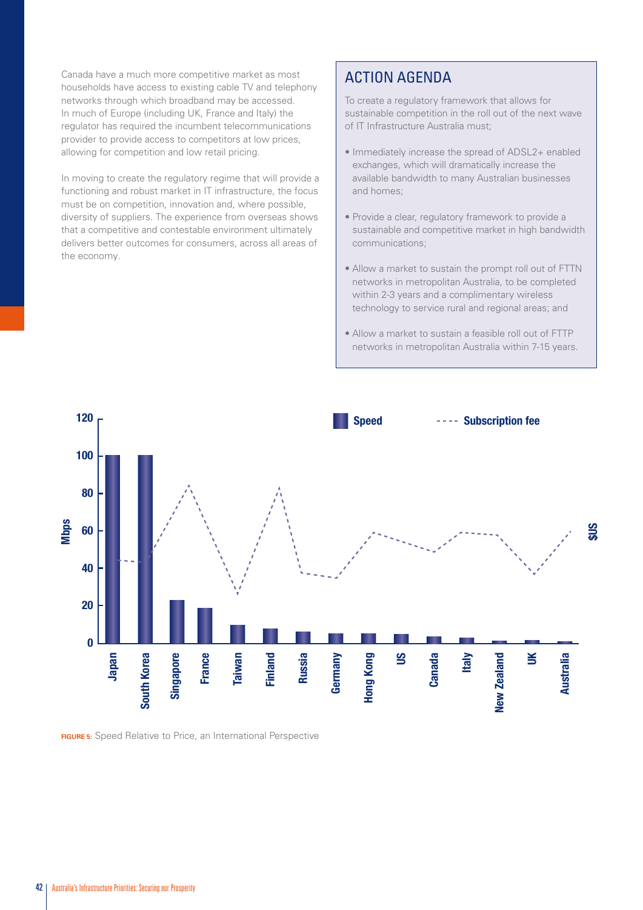Canada have a much more competitive market as most households have access to existing cable TV and telephony networks through which broadband may be accessed. In much of Europe (including UK, France and Italy) the regulator has required the incumbent telecommunications provider to provide access to competitors at low prices, allowing for competition and low retail pricing.

In moving to create the regulatory regime that will provide a functioning and robust market in IT infrastructure, the focus must be on competition, innovation and, where possible, diversity of suppliers. The experience from overseas shows that a competitive and contestable environment ultimately delivers better outcomes for consumers, across all areas of the economy.

## ACTION AGENDA

To create a regulatory framework that allows for sustainable competition in the roll out of the next wave of IT Infrastructure Australia must;

- Immediately increase the spread of ADSL2+ enabled exchanges, which will dramatically increase the available bandwidth to many Australian businesses and homes;
- Provide a clear, regulatory framework to provide a sustainable and competitive market in high bandwidth communications;
- Allow a market to sustain the prompt roll out of FTTN networks in metropolitan Australia, to be completed within 2-3 years and a complimentary wireless technology to service rural and regional areas; and
- Allow a market to sustain a feasible roll out of FTTP networks in metropolitan Australia within 7-15 years.

**FIGURE 5:** Speed Relative to Price, an International Perspective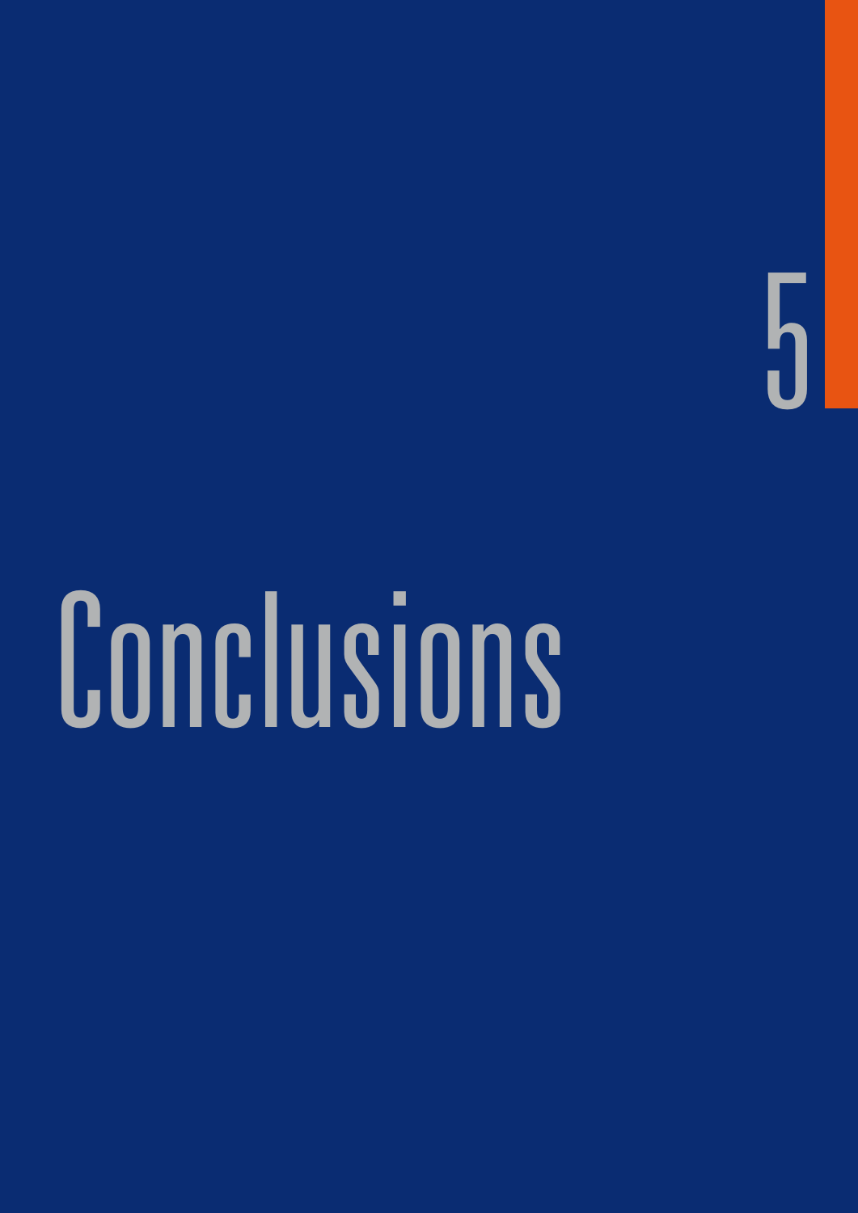# 5

# Conclusions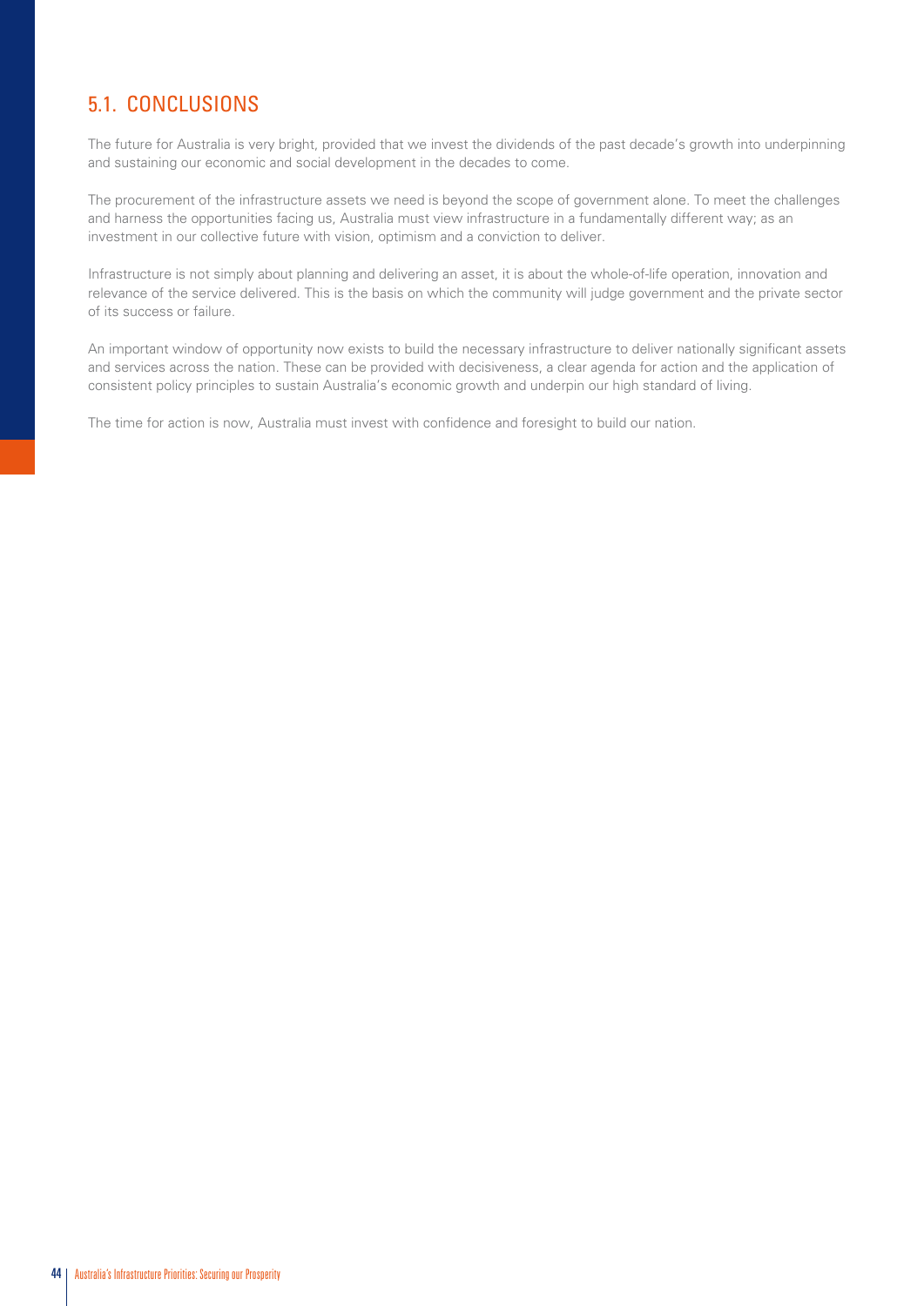## 5.1. CONCLUSIONS

The future for Australia is very bright, provided that we invest the dividends of the past decade's growth into underpinning and sustaining our economic and social development in the decades to come.

The procurement of the infrastructure assets we need is beyond the scope of government alone. To meet the challenges and harness the opportunities facing us, Australia must view infrastructure in a fundamentally different way; as an investment in our collective future with vision, optimism and a conviction to deliver.

Infrastructure is not simply about planning and delivering an asset, it is about the whole-of-life operation, innovation and relevance of the service delivered. This is the basis on which the community will judge government and the private sector of its success or failure.

An important window of opportunity now exists to build the necessary infrastructure to deliver nationally significant assets and services across the nation. These can be provided with decisiveness, a clear agenda for action and the application of consistent policy principles to sustain Australia's economic growth and underpin our high standard of living.

The time for action is now, Australia must invest with confidence and foresight to build our nation.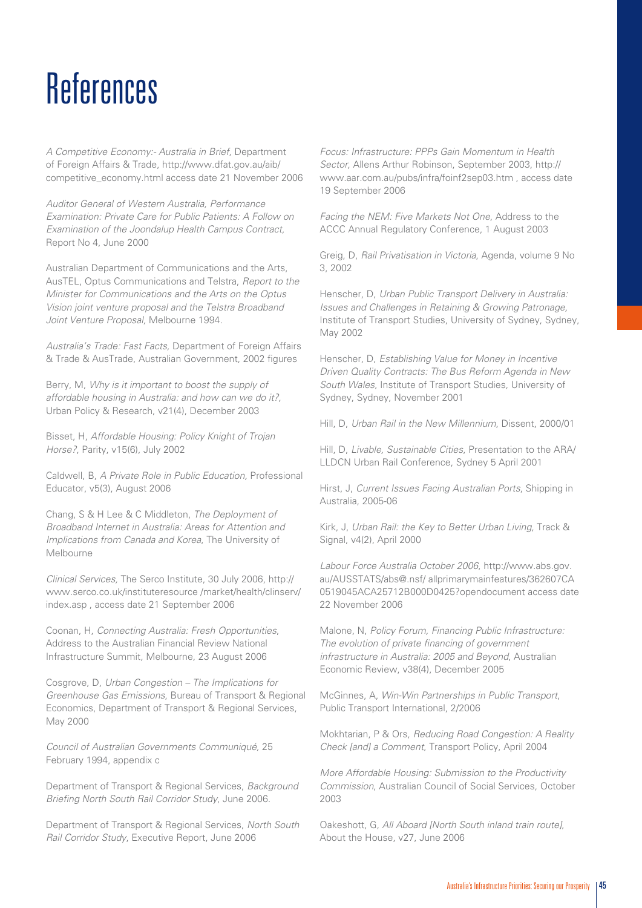# References

*A Competitive Economy:- Australia in Brief*, Department of Foreign Affairs & Trade, http://www.dfat.gov.au/aib/competitive_economy.html access date 21 November 2006

*Auditor General of Western Australia, Performance Examination: Private Care for Public Patients: A Follow on Examination of the Joondalup Health Campus Contract*, Report No 4, June 2000

Australian Department of Communications and the Arts, AusTEL, Optus Communications and Telstra, *Report to the Minister for Communications and the Arts on the Optus Vision joint venture proposal and the Telstra Broadband Joint Venture Proposal*, Melbourne 1994.

*Australia's Trade: Fast Facts,* Department of Foreign Affairs & Trade & AusTrade, Australian Government, 2002 figures

Berry, M, *Why is it important to boost the supply of affordable housing in Australia: and how can we do it?*, Urban Policy & Research, v21(4), December 2003

Bisset, H, *Affordable Housing: Policy Knight of Trojan Horse?*, Parity, v15(6), July 2002

Caldwell, B, *A Private Role in Public Education,* Professional Educator, v5(3), August 2006

Chang, S & H Lee & C Middleton, *The Deployment of Broadband Internet in Australia: Areas for Attention and Implications from Canada and Korea*, The University of Melbourne

*Clinical Services,* The Serco Institute, 30 July 2006, http://www.serco.co.uk/instituteresource /market/health/clinserv/index.asp , access date 21 September 2006

Coonan, H, *Connecting Australia: Fresh Opportunities*, Address to the Australian Financial Review National Infrastructure Summit, Melbourne, 23 August 2006

Cosgrove, D, *Urban Congestion – The Implications for Greenhouse Gas Emissions*, Bureau of Transport & Regional Economics, Department of Transport & Regional Services, May 2000

*Council of Australian Governments Communiqué,* 25 February 1994, appendix c

Department of Transport & Regional Services, *Background Briefing North South Rail Corridor Study*, June 2006.

Department of Transport & Regional Services, *North South Rail Corridor Study*, Executive Report, June 2006

*Focus: Infrastructure: PPPs Gain Momentum in Health Sector*, Allens Arthur Robinson, September 2003, http://www.aar.com.au/pubs/infra/foinf2sep03.htm , access date 19 September 2006

*Facing the NEM: Five Markets Not One*, Address to the ACCC Annual Regulatory Conference, 1 August 2003

Greig, D, *Rail Privatisation in Victoria*, Agenda, volume 9 No 3, 2002

Henscher, D, *Urban Public Transport Delivery in Australia: Issues and Challenges in Retaining & Growing Patronage,* Institute of Transport Studies, University of Sydney, Sydney, May 2002

Henscher, D, *Establishing Value for Money in Incentive Driven Quality Contracts: The Bus Reform Agenda in New South Wales*, Institute of Transport Studies, University of Sydney, Sydney, November 2001

Hill, D, *Urban Rail in the New Millennium*, Dissent, 2000/01

Hill, D, *Livable, Sustainable Cities*, Presentation to the ARA/LLDCN Urban Rail Conference, Sydney 5 April 2001

Hirst, J, *Current Issues Facing Australian Ports*, Shipping in Australia, 2005-06

Kirk, J, *Urban Rail: the Key to Better Urban Living*, Track & Signal, v4(2), April 2000

*Labour Force Australia October 2006*, http://www.abs.gov.au/AUSSTATS/abs@.nsf/ allprimarymainfeatures/362607CA0519045ACA25712B000D0425?opendocument access date 22 November 2006

Malone, N, *Policy Forum, Financing Public Infrastructure: The evolution of private financing of government infrastructure in Australia: 2005 and Beyond*, Australian Economic Review, v38(4), December 2005

McGinnes, A, *Win-Win Partnerships in Public Transport*, Public Transport International, 2/2006

Mokhtarian, P & Ors, *Reducing Road Congestion: A Reality Check [and] a Comment*, Transport Policy, April 2004

*More Affordable Housing: Submission to the Productivity Commission*, Australian Council of Social Services, October 2003

Oakeshott, G, *All Aboard [North South inland train route]*, About the House, v27, June 2006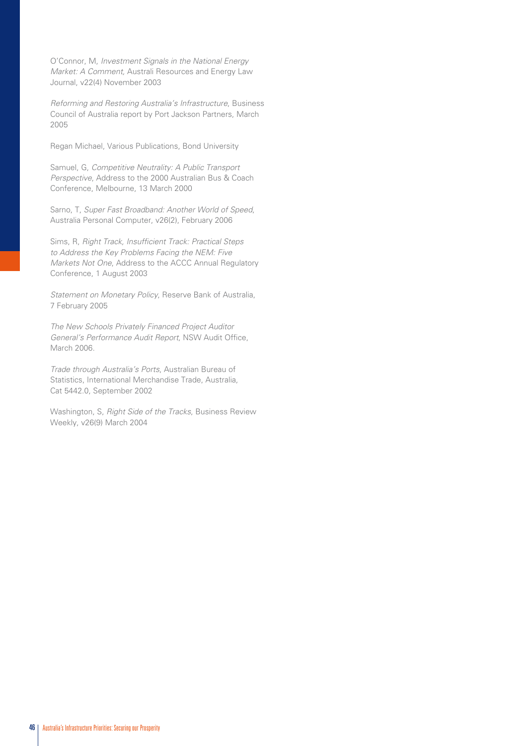O'Connor, M, *Investment Signals in the National Energy Market: A Comment,* Australi Resources and Energy Law Journal, v22(4) November 2003

*Reforming and Restoring Australia's Infrastructure*, Business Council of Australia report by Port Jackson Partners, March 2005

Regan Michael, Various Publications, Bond University

Samuel, G, *Competitive Neutrality: A Public Transport Perspective*, Address to the 2000 Australian Bus & Coach Conference, Melbourne, 13 March 2000

Sarno, T, *Super Fast Broadband: Another World of Speed,* Australia Personal Computer, v26(2), February 2006

Sims, R, *Right Track, Insufficient Track: Practical Steps to Address the Key Problems Facing the NEM: Five Markets Not One*, Address to the ACCC Annual Regulatory Conference, 1 August 2003

*Statement on Monetary Policy*, Reserve Bank of Australia, 7 February 2005

*The New Schools Privately Financed Project Auditor General's Performance Audit Report*, NSW Audit Office, March 2006.

*Trade through Australia's Ports*, Australian Bureau of Statistics, International Merchandise Trade, Australia, Cat 5442.0, September 2002

Washington, S, *Right Side of the Tracks,* Business Review Weekly, v26(9) March 2004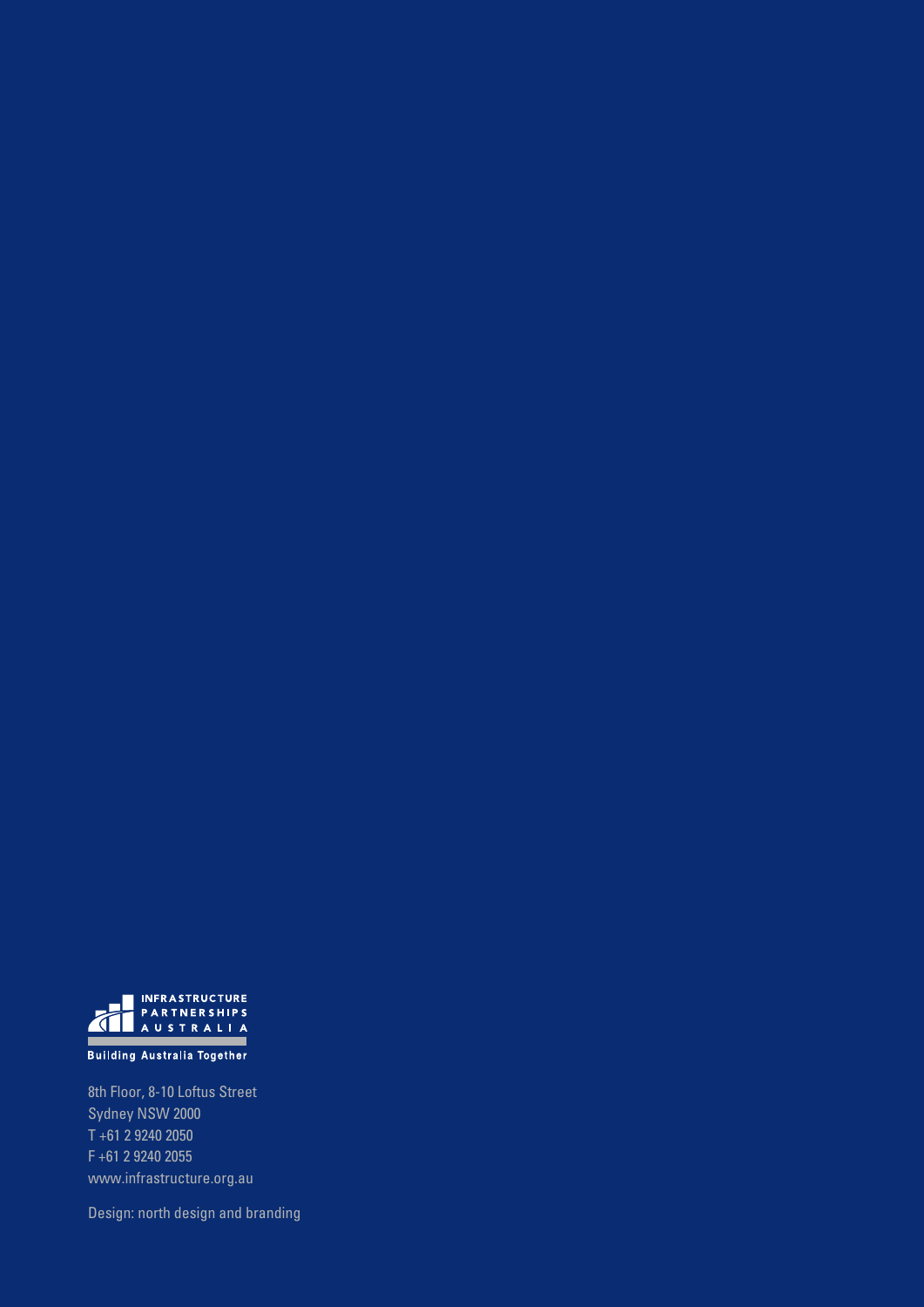INFRASTRUCTURE
PARTNERSHIPS
AUSTRALIA

Building Australia Together

8th Floor, 8-10 Loftus Street
Sydney NSW 2000
T +61 2 9240 2050
F +61 2 9240 2055
www.infrastructure.org.au

Design: north design and branding